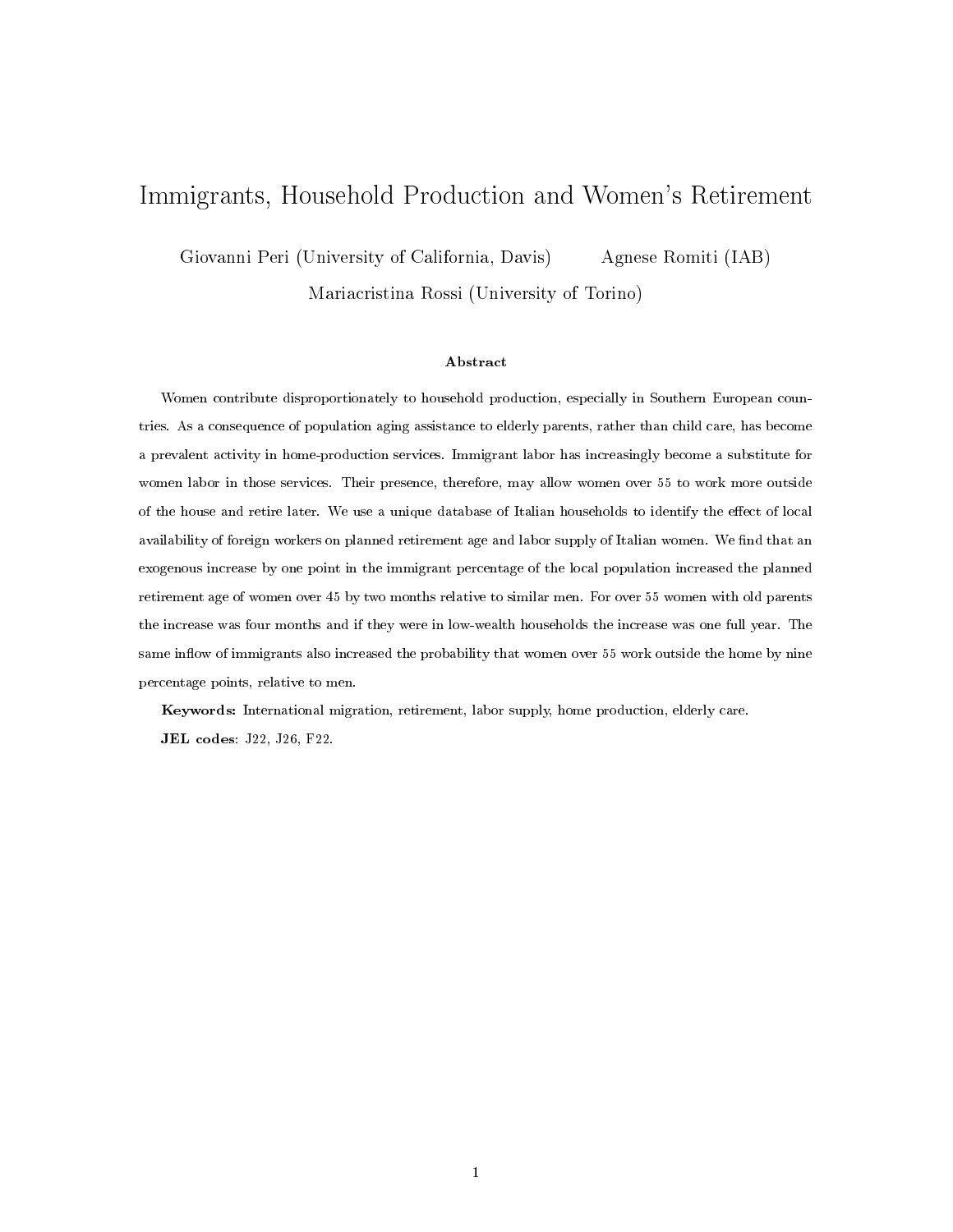# Immigrants, Household Production and Women's Retirement

Giovanni Peri (University of California, Davis) Agnese Romiti (IAB)

Mariacristina Rossi (University of Torino)

### Abstract

Women contribute disproportionately to household production, especially in Southern European countries. As a consequence of population aging assistance to elderly parents, rather than child care, has become a prevalent activity in home-production services. Immigrant labor has increasingly become a substitute for women labor in those services. Their presence, therefore, may allow women over 55 to work more outside of the house and retire later. We use a unique database of Italian households to identify the effect of local availability of foreign workers on planned retirement age and labor supply of Italian women. We find that an exogenous increase by one point in the immigrant percentage of the local population increased the planned retirement age of women over 45 by two months relative to similar men. For over 55 women with old parents the increase was four months and if they were in low-wealth households the increase was one full year. The same inflow of immigrants also increased the probability that women over 55 work outside the home by nine percentage points, relative to men.

**Keywords:** International migration, retirement, labor supply, home production, elderly care.

**JEL codes**: J22, J26, F22.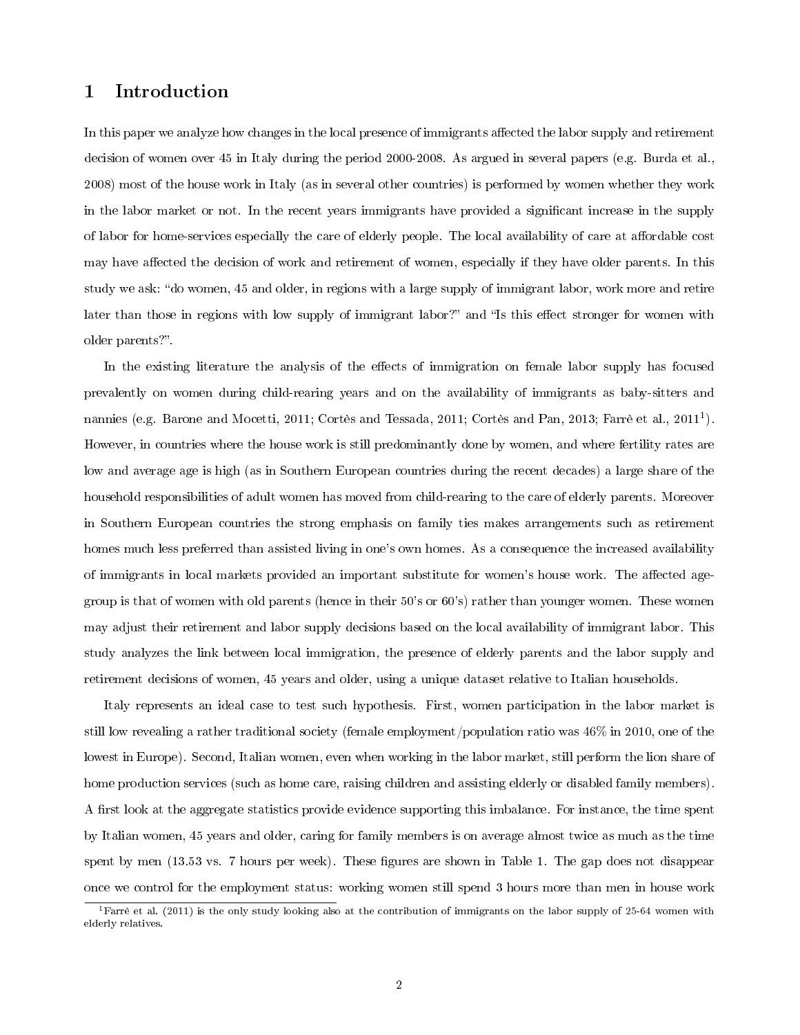# 1 Introduction

In this paper we analyze how changes in the local presence of immigrants affected the labor supply and retirement decision of women over 45 in Italy during the period 2000-2008. As argued in several papers (e.g. Burda et al., 2008) most of the house work in Italy (as in several other countries) is performed by women whether they work in the labor market or not. In the recent years immigrants have provided a significant increase in the supply of labor for home-services especially the care of elderly people. The local availability of care at affordable cost may have affected the decision of work and retirement of women, especially if they have older parents. In this study we ask: "do women, 45 and older, in regions with a large supply of immigrant labor, work more and retire later than those in regions with low supply of immigrant labor?" and "Is this effect stronger for women with older parents?".

In the existing literature the analysis of the effects of immigration on female labor supply has focused prevalently on women during child-rearing years and on the availability of immigrants as baby-sitters and nannies (e.g. Barone and Mocetti, 2011; Cortès and Tessada, 2011; Cortès and Pan, 2013; Farrè et al., 2011[1]). However, in countries where the house work is still predominantly done by women, and where fertility rates are low and average age is high (as in Southern European countries during the recent decades) a large share of the household responsibilities of adult women has moved from child-rearing to the care of elderly parents. Moreover in Southern European countries the strong emphasis on family ties makes arrangements such as retirement homes much less preferred than assisted living in one's own homes. As a consequence the increased availability of immigrants in local markets provided an important substitute for women's house work. The affected age-group is that of women with old parents (hence in their 50's or 60's) rather than younger women. These women may adjust their retirement and labor supply decisions based on the local availability of immigrant labor. This study analyzes the link between local immigration, the presence of elderly parents and the labor supply and retirement decisions of women, 45 years and older, using a unique dataset relative to Italian households.

Italy represents an ideal case to test such hypothesis. First, women participation in the labor market is still low revealing a rather traditional society (female employment/population ratio was 46% in 2010, one of the lowest in Europe). Second, Italian women, even when working in the labor market, still perform the lion share of home production services (such as home care, raising children and assisting elderly or disabled family members). A first look at the aggregate statistics provide evidence supporting this imbalance. For instance, the time spent by Italian women, 45 years and older, caring for family members is on average almost twice as much as the time spent by men (13.53 vs. 7 hours per week). These figures are shown in Table 1. The gap does not disappear once we control for the employment status: working women still spend 3 hours more than men in house work

[1] Farrè et al. (2011) is the only study looking also at the contribution of immigrants on the labor supply of 25-64 women with elderly relatives.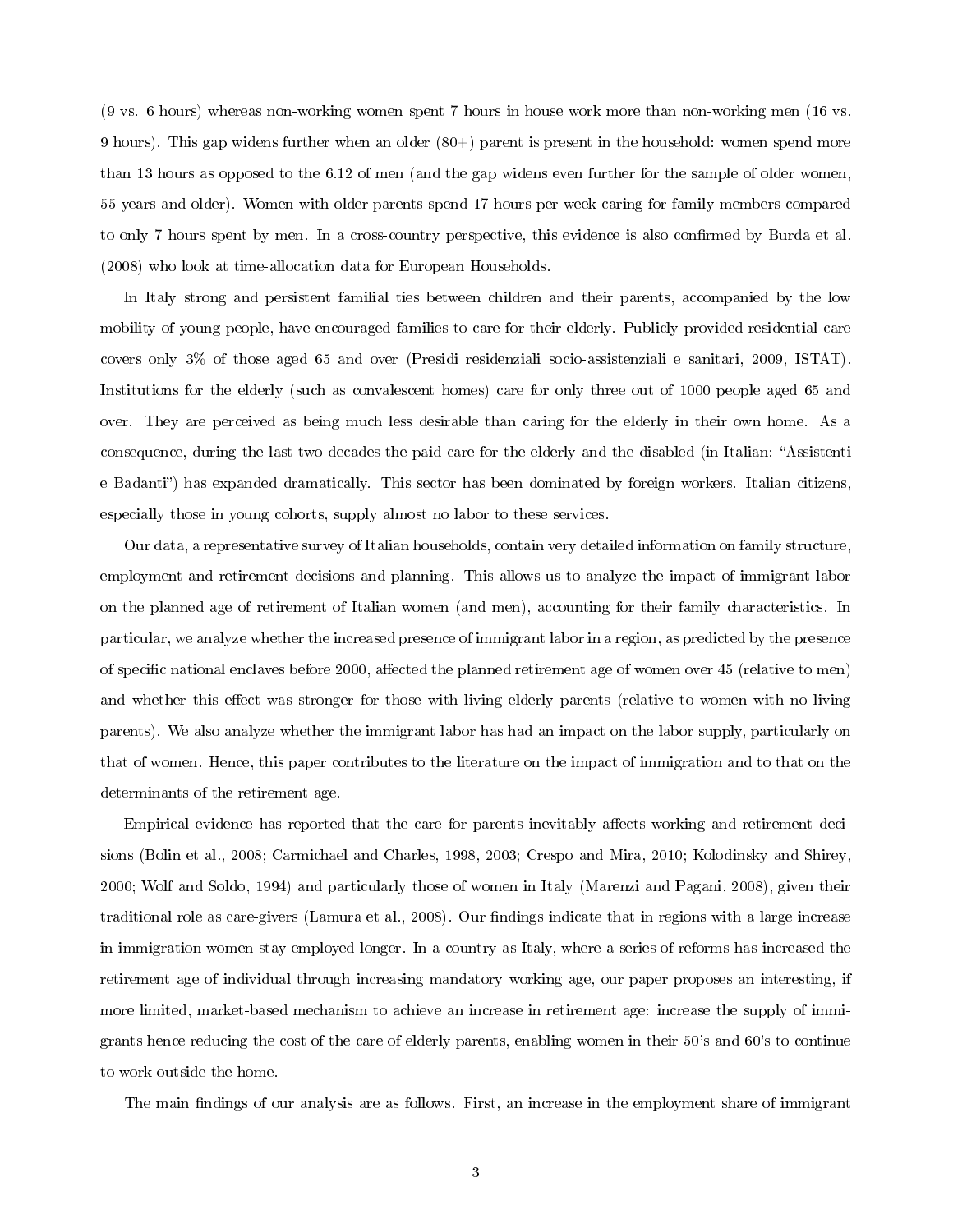(9 vs. 6 hours) whereas non-working women spent 7 hours in house work more than non-working men (16 vs. 9 hours). This gap widens further when an older (80+) parent is present in the household: women spend more than 13 hours as opposed to the 6.12 of men (and the gap widens even further for the sample of older women, 55 years and older). Women with older parents spend 17 hours per week caring for family members compared to only 7 hours spent by men. In a cross-country perspective, this evidence is also confirmed by Burda et al. (2008) who look at time-allocation data for European Households.

In Italy strong and persistent familial ties between children and their parents, accompanied by the low mobility of young people, have encouraged families to care for their elderly. Publicly provided residential care covers only 3% of those aged 65 and over (Presidi residenziali socio-assistenziali e sanitari, 2009, ISTAT). Institutions for the elderly (such as convalescent homes) care for only three out of 1000 people aged 65 and over. They are perceived as being much less desirable than caring for the elderly in their own home. As a consequence, during the last two decades the paid care for the elderly and the disabled (in Italian: "Assistenti e Badanti") has expanded dramatically. This sector has been dominated by foreign workers. Italian citizens, especially those in young cohorts, supply almost no labor to these services.

Our data, a representative survey of Italian households, contain very detailed information on family structure, employment and retirement decisions and planning. This allows us to analyze the impact of immigrant labor on the planned age of retirement of Italian women (and men), accounting for their family characteristics. In particular, we analyze whether the increased presence of immigrant labor in a region, as predicted by the presence of specific national enclaves before 2000, affected the planned retirement age of women over 45 (relative to men) and whether this effect was stronger for those with living elderly parents (relative to women with no living parents). We also analyze whether the immigrant labor has had an impact on the labor supply, particularly on that of women. Hence, this paper contributes to the literature on the impact of immigration and to that on the determinants of the retirement age.

Empirical evidence has reported that the care for parents inevitably affects working and retirement decisions (Bolin et al., 2008; Carmichael and Charles, 1998, 2003; Crespo and Mira, 2010; Kolodinsky and Shirey, 2000; Wolf and Soldo, 1994) and particularly those of women in Italy (Marenzi and Pagani, 2008), given their traditional role as care-givers (Lamura et al., 2008). Our findings indicate that in regions with a large increase in immigration women stay employed longer. In a country as Italy, where a series of reforms has increased the retirement age of individual through increasing mandatory working age, our paper proposes an interesting, if more limited, market-based mechanism to achieve an increase in retirement age: increase the supply of immigrants hence reducing the cost of the care of elderly parents, enabling women in their 50's and 60's to continue to work outside the home.

The main findings of our analysis are as follows. First, an increase in the employment share of immigrant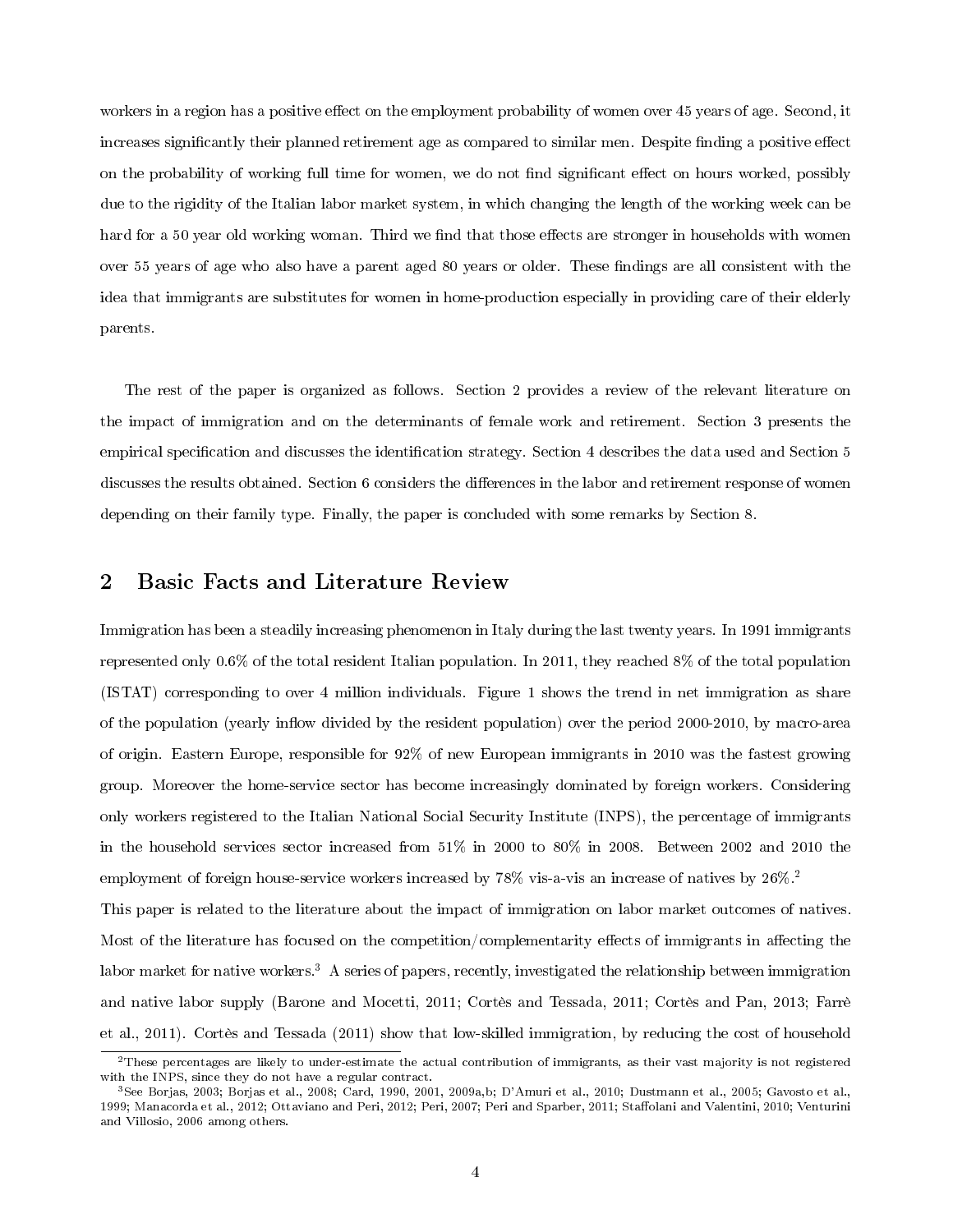workers in a region has a positive effect on the employment probability of women over 45 years of age. Second, it increases significantly their planned retirement age as compared to similar men. Despite finding a positive effect on the probability of working full time for women, we do not find significant effect on hours worked, possibly due to the rigidity of the Italian labor market system, in which changing the length of the working week can be hard for a 50 year old working woman. Third we find that those effects are stronger in households with women over 55 years of age who also have a parent aged 80 years or older. These findings are all consistent with the idea that immigrants are substitutes for women in home-production especially in providing care of their elderly parents.

The rest of the paper is organized as follows. Section 2 provides a review of the relevant literature on the impact of immigration and on the determinants of female work and retirement. Section 3 presents the empirical specification and discusses the identification strategy. Section 4 describes the data used and Section 5 discusses the results obtained. Section 6 considers the differences in the labor and retirement response of women depending on their family type. Finally, the paper is concluded with some remarks by Section 8.

## 2 Basic Facts and Literature Review

Immigration has been a steadily increasing phenomenon in Italy during the last twenty years. In 1991 immigrants represented only 0.6% of the total resident Italian population. In 2011, they reached 8% of the total population (ISTAT) corresponding to over 4 million individuals. Figure 1 shows the trend in net immigration as share of the population (yearly inflow divided by the resident population) over the period 2000-2010, by macro-area of origin. Eastern Europe, responsible for 92% of new European immigrants in 2010 was the fastest growing group. Moreover the home-service sector has become increasingly dominated by foreign workers. Considering only workers registered to the Italian National Social Security Institute (INPS), the percentage of immigrants in the household services sector increased from 51% in 2000 to 80% in 2008. Between 2002 and 2010 the employment of foreign house-service workers increased by 78% vis-a-vis an increase of natives by 26%.[2]

This paper is related to the literature about the impact of immigration on labor market outcomes of natives. Most of the literature has focused on the competition/complementarity effects of immigrants in affecting the labor market for native workers.[3] A series of papers, recently, investigated the relationship between immigration and native labor supply (Barone and Mocetti, 2011; Cortès and Tessada, 2011; Cortès and Pan, 2013; Farrè et al., 2011). Cortès and Tessada (2011) show that low-skilled immigration, by reducing the cost of household

[2]These percentages are likely to under-estimate the actual contribution of immigrants, as their vast majority is not registered with the INPS, since they do not have a regular contract.

[3]See Borjas, 2003; Borjas et al., 2008; Card, 1990, 2001, 2009a,b; D'Amuri et al., 2010; Dustmann et al., 2005; Gavosto et al., 1999; Manacorda et al., 2012; Ottaviano and Peri, 2012; Peri, 2007; Peri and Sparber, 2011; Staffolani and Valentini, 2010; Venturini and Villosio, 2006 among others.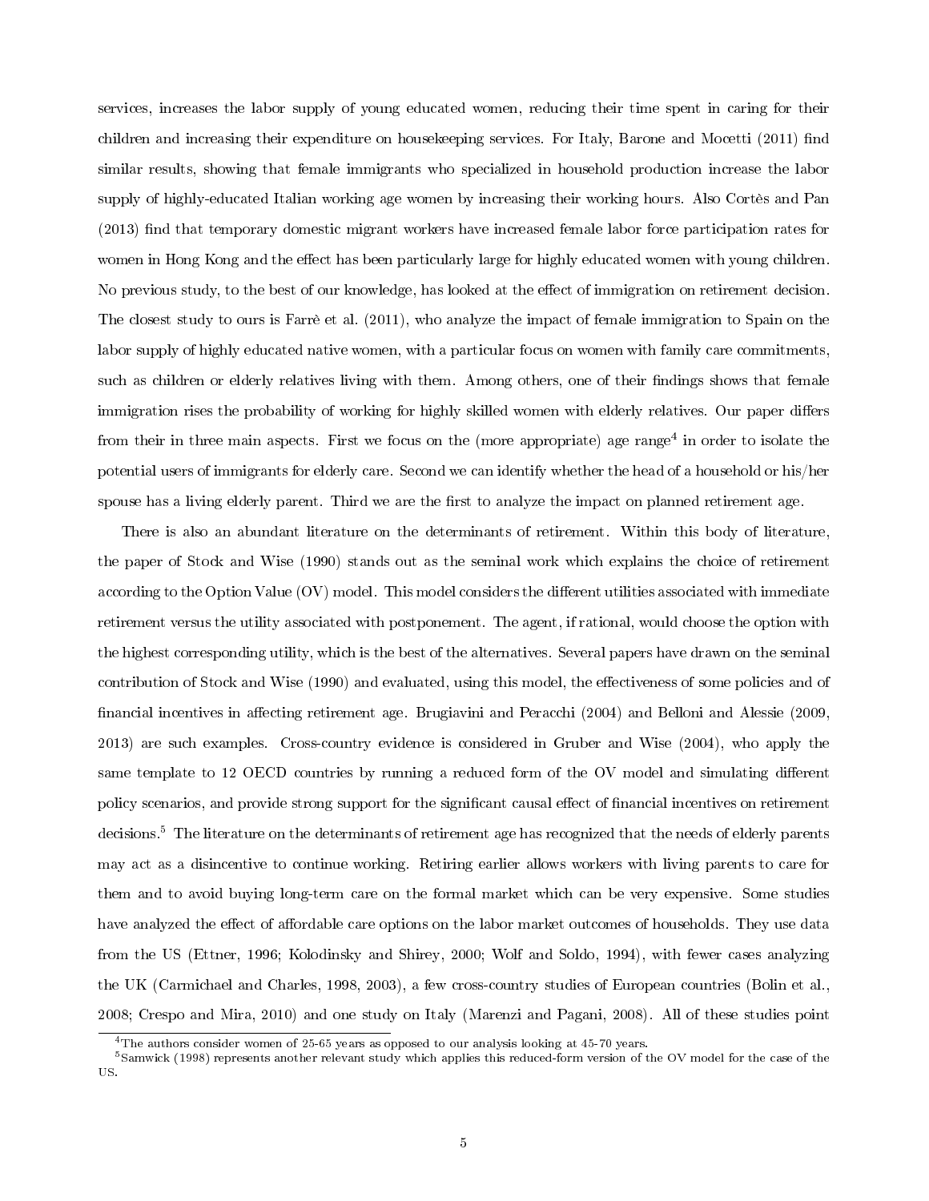services, increases the labor supply of young educated women, reducing their time spent in caring for their children and increasing their expenditure on housekeeping services. For Italy, Barone and Mocetti (2011) find similar results, showing that female immigrants who specialized in household production increase the labor supply of highly-educated Italian working age women by increasing their working hours. Also Cortès and Pan (2013) find that temporary domestic migrant workers have increased female labor force participation rates for women in Hong Kong and the effect has been particularly large for highly educated women with young children. No previous study, to the best of our knowledge, has looked at the effect of immigration on retirement decision. The closest study to ours is Farrè et al. (2011), who analyze the impact of female immigration to Spain on the labor supply of highly educated native women, with a particular focus on women with family care commitments, such as children or elderly relatives living with them. Among others, one of their findings shows that female immigration rises the probability of working for highly skilled women with elderly relatives. Our paper differs from their in three main aspects. First we focus on the (more appropriate) age range[4] in order to isolate the potential users of immigrants for elderly care. Second we can identify whether the head of a household or his/her spouse has a living elderly parent. Third we are the first to analyze the impact on planned retirement age.

There is also an abundant literature on the determinants of retirement. Within this body of literature, the paper of Stock and Wise (1990) stands out as the seminal work which explains the choice of retirement according to the Option Value (OV) model. This model considers the different utilities associated with immediate retirement versus the utility associated with postponement. The agent, if rational, would choose the option with the highest corresponding utility, which is the best of the alternatives. Several papers have drawn on the seminal contribution of Stock and Wise (1990) and evaluated, using this model, the effectiveness of some policies and of financial incentives in affecting retirement age. Brugiavini and Peracchi (2004) and Belloni and Alessie (2009, 2013) are such examples. Cross-country evidence is considered in Gruber and Wise (2004), who apply the same template to 12 OECD countries by running a reduced form of the OV model and simulating different policy scenarios, and provide strong support for the significant causal effect of financial incentives on retirement decisions.[5] The literature on the determinants of retirement age has recognized that the needs of elderly parents may act as a disincentive to continue working. Retiring earlier allows workers with living parents to care for them and to avoid buying long-term care on the formal market which can be very expensive. Some studies have analyzed the effect of affordable care options on the labor market outcomes of households. They use data from the US (Ettner, 1996; Kolodinsky and Shirey, 2000; Wolf and Soldo, 1994), with fewer cases analyzing the UK (Carmichael and Charles, 1998, 2003), a few cross-country studies of European countries (Bolin et al., 2008; Crespo and Mira, 2010) and one study on Italy (Marenzi and Pagani, 2008). All of these studies point

[4] The authors consider women of 25-65 years as opposed to our analysis looking at 45-70 years.

[5] Samwick (1998) represents another relevant study which applies this reduced-form version of the OV model for the case of the US.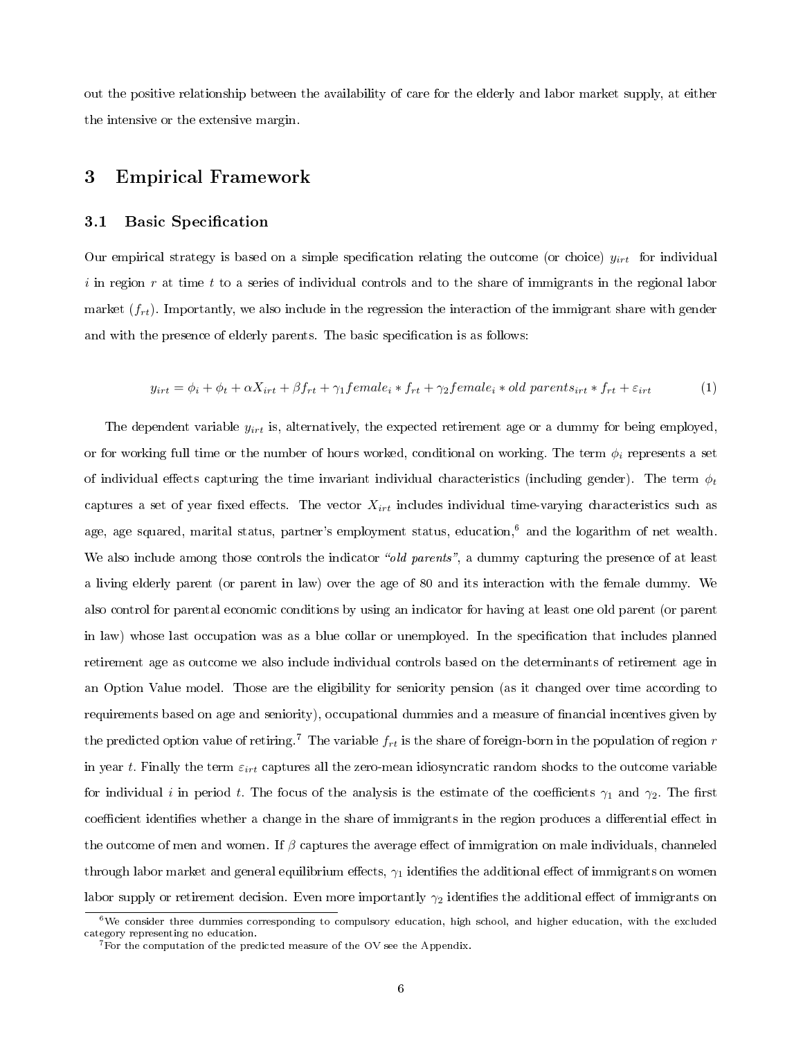out the positive relationship between the availability of care for the elderly and labor market supply, at either the intensive or the extensive margin.

# 3 Empirical Framework

## 3.1 Basic Specification

Our empirical strategy is based on a simple specification relating the outcome (or choice) $y_{irt}$ for individual $i$ in region $r$ at time $t$ to a series of individual controls and to the share of immigrants in the regional labor market ($f_{rt}$). Importantly, we also include in the regression the interaction of the immigrant share with gender and with the presence of elderly parents. The basic specification is as follows:

$$y_{irt} = \phi_i + \phi_t + \alpha X_{irt} + \beta f_{rt} + \gamma_1 female_i * f_{rt} + \gamma_2 female_i * old\ parents_{irt} * f_{rt} + \varepsilon_{irt} \tag{1}$$

The dependent variable $y_{irt}$ is, alternatively, the expected retirement age or a dummy for being employed, or for working full time or the number of hours worked, conditional on working. The term $\phi_i$ represents a set of individual effects capturing the time invariant individual characteristics (including gender). The term $\phi_t$ captures a set of year fixed effects. The vector $X_{irt}$ includes individual time-varying characteristics such as age, age squared, marital status, partner's employment status, education,[6] and the logarithm of net wealth. We also include among those controls the indicator *"old parents"*, a dummy capturing the presence of at least a living elderly parent (or parent in law) over the age of 80 and its interaction with the female dummy. We also control for parental economic conditions by using an indicator for having at least one old parent (or parent in law) whose last occupation was as a blue collar or unemployed. In the specification that includes planned retirement age as outcome we also include individual controls based on the determinants of retirement age in an Option Value model. Those are the eligibility for seniority pension (as it changed over time according to requirements based on age and seniority), occupational dummies and a measure of financial incentives given by the predicted option value of retiring.[7] The variable $f_{rt}$ is the share of foreign-born in the population of region $r$ in year $t$. Finally the term $\varepsilon_{irt}$ captures all the zero-mean idiosyncratic random shocks to the outcome variable for individual $i$ in period $t$. The focus of the analysis is the estimate of the coefficients $\gamma_1$ and $\gamma_2$. The first coefficient identifies whether a change in the share of immigrants in the region produces a differential effect in the outcome of men and women. If $\beta$ captures the average effect of immigration on male individuals, channeled through labor market and general equilibrium effects, $\gamma_1$ identifies the additional effect of immigrants on women labor supply or retirement decision. Even more importantly $\gamma_2$ identifies the additional effect of immigrants on

[6] We consider three dummies corresponding to compulsory education, high school, and higher education, with the excluded category representing no education.

[7] For the computation of the predicted measure of the OV see the Appendix.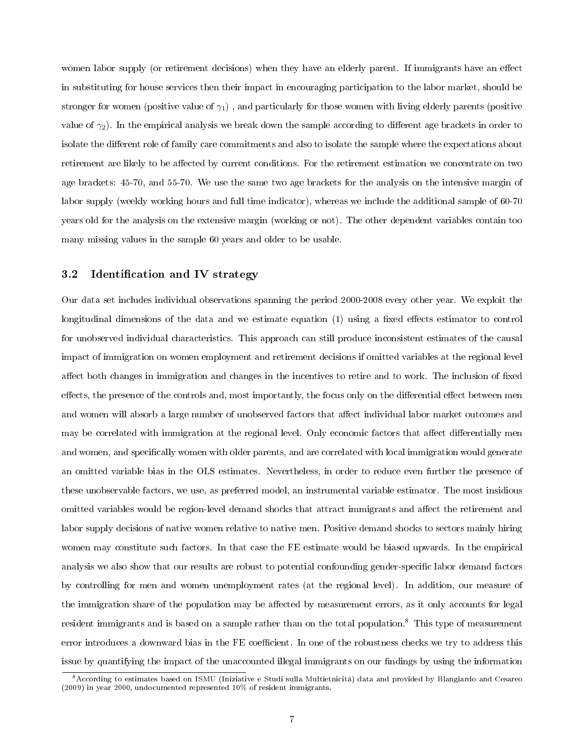women labor supply (or retirement decisions) when they have an elderly parent. If immigrants have an effect in substituting for house services then their impact in encouraging participation to the labor market, should be stronger for women (positive value of $\gamma_1$) , and particularly for those women with living elderly parents (positive value of $\gamma_2$). In the empirical analysis we break down the sample according to different age brackets in order to isolate the different role of family care commitments and also to isolate the sample where the expectations about retirement are likely to be affected by current conditions. For the retirement estimation we concentrate on two age brackets: 45-70, and 55-70. We use the same two age brackets for the analysis on the intensive margin of labor supply (weekly working hours and full time indicator), whereas we include the additional sample of 60-70 years old for the analysis on the extensive margin (working or not). The other dependent variables contain too many missing values in the sample 60 years and older to be usable.

### 3.2 Identification and IV strategy

Our data set includes individual observations spanning the period 2000-2008 every other year. We exploit the longitudinal dimensions of the data and we estimate equation (1) using a fixed effects estimator to control for unobserved individual characteristics. This approach can still produce inconsistent estimates of the causal impact of immigration on women employment and retirement decisions if omitted variables at the regional level affect both changes in immigration and changes in the incentives to retire and to work. The inclusion of fixed effects, the presence of the controls and, most importantly, the focus only on the differential effect between men and women will absorb a large number of unobserved factors that affect individual labor market outcomes and may be correlated with immigration at the regional level. Only economic factors that affect differentially men and women, and specifically women with older parents, and are correlated with local immigration would generate an omitted variable bias in the OLS estimates. Nevertheless, in order to reduce even further the presence of these unobservable factors, we use, as preferred model, an instrumental variable estimator. The most insidious omitted variables would be region-level demand shocks that attract immigrants and affect the retirement and labor supply decisions of native women relative to native men. Positive demand shocks to sectors mainly hiring women may constitute such factors. In that case the FE estimate would be biased upwards. In the empirical analysis we also show that our results are robust to potential confounding gender-specific labor demand factors by controlling for men and women unemployment rates (at the regional level). In addition, our measure of the immigration share of the population may be affected by measurement errors, as it only accounts for legal resident immigrants and is based on a sample rather than on the total population.[8] This type of measurement error introduces a downward bias in the FE coefficient. In one of the robustness checks we try to address this issue by quantifying the impact of the unaccounted illegal immigrants on our findings by using the information

[8] According to estimates based on ISMU (Iniziative e Studi sulla Multietnicità) data and provided by Blangiardo and Cesareo (2009) in year 2000, undocumented represented 10% of resident immigrants.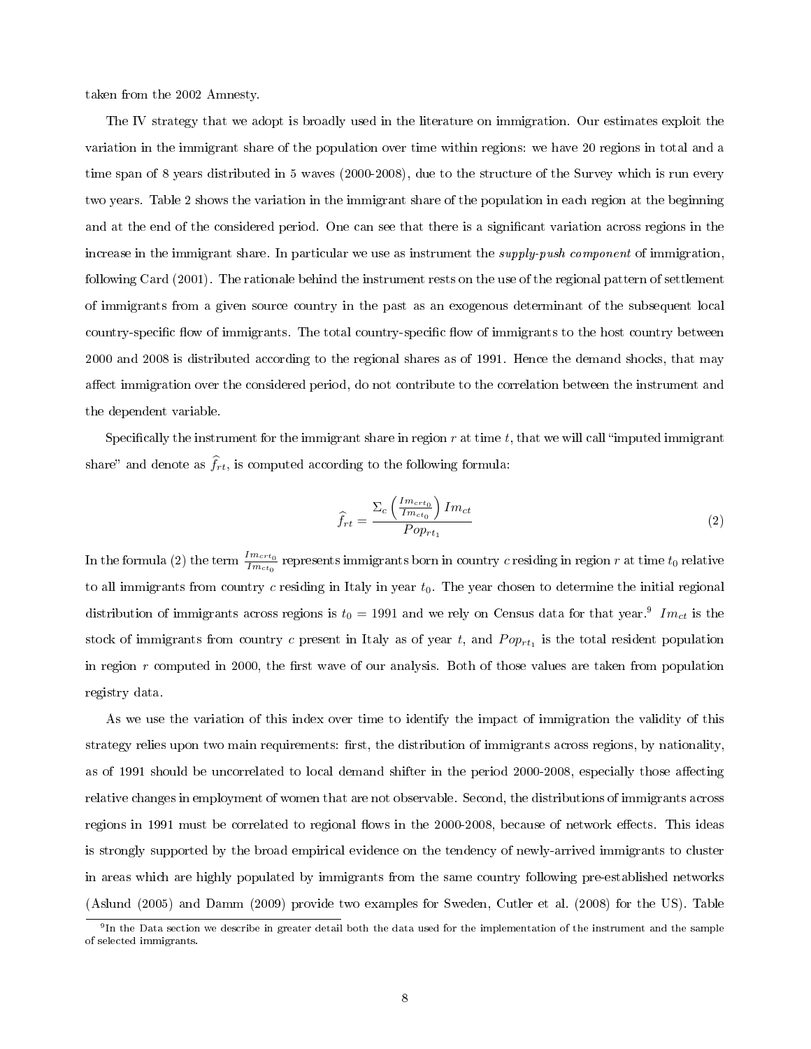taken from the 2002 Amnesty.

The IV strategy that we adopt is broadly used in the literature on immigration. Our estimates exploit the variation in the immigrant share of the population over time within regions: we have 20 regions in total and a time span of 8 years distributed in 5 waves (2000-2008), due to the structure of the Survey which is run every two years. Table 2 shows the variation in the immigrant share of the population in each region at the beginning and at the end of the considered period. One can see that there is a significant variation across regions in the increase in the immigrant share. In particular we use as instrument the *supply-push component* of immigration, following Card (2001). The rationale behind the instrument rests on the use of the regional pattern of settlement of immigrants from a given source country in the past as an exogenous determinant of the subsequent local country-specific flow of immigrants. The total country-specific flow of immigrants to the host country between 2000 and 2008 is distributed according to the regional shares as of 1991. Hence the demand shocks, that may affect immigration over the considered period, do not contribute to the correlation between the instrument and the dependent variable.

Specifically the instrument for the immigrant share in region $r$ at time $t$, that we will call "imputed immigrant share" and denote as $\widehat{f}_{rt}$, is computed according to the following formula:

$$\widehat{f}_{rt} = \frac{\Sigma_c \left( \frac{Im_{crt_0}}{Im_{ct_0}} \right) Im_{ct}}{Pop_{rt_1}} \tag{2}$$

In the formula (2) the term $\frac{Im_{crt_0}}{Im_{ct_0}}$ represents immigrants born in country $c$ residing in region $r$ at time $t_0$ relative to all immigrants from country $c$ residing in Italy in year $t_0$. The year chosen to determine the initial regional distribution of immigrants across regions is $t_0 = 1991$ and we rely on Census data for that year.[9] $Im_{ct}$ is the stock of immigrants from country $c$ present in Italy as of year $t$, and $Pop_{rt_1}$ is the total resident population in region $r$ computed in 2000, the first wave of our analysis. Both of those values are taken from population registry data.

As we use the variation of this index over time to identify the impact of immigration the validity of this strategy relies upon two main requirements: first, the distribution of immigrants across regions, by nationality, as of 1991 should be uncorrelated to local demand shifter in the period 2000-2008, especially those affecting relative changes in employment of women that are not observable. Second, the distributions of immigrants across regions in 1991 must be correlated to regional flows in the 2000-2008, because of network effects. This ideas is strongly supported by the broad empirical evidence on the tendency of newly-arrived immigrants to cluster in areas which are highly populated by immigrants from the same country following pre-established networks (Aslund (2005) and Damm (2009) provide two examples for Sweden, Cutler et al. (2008) for the US). Table

[9] In the Data section we describe in greater detail both the data used for the implementation of the instrument and the sample of selected immigrants.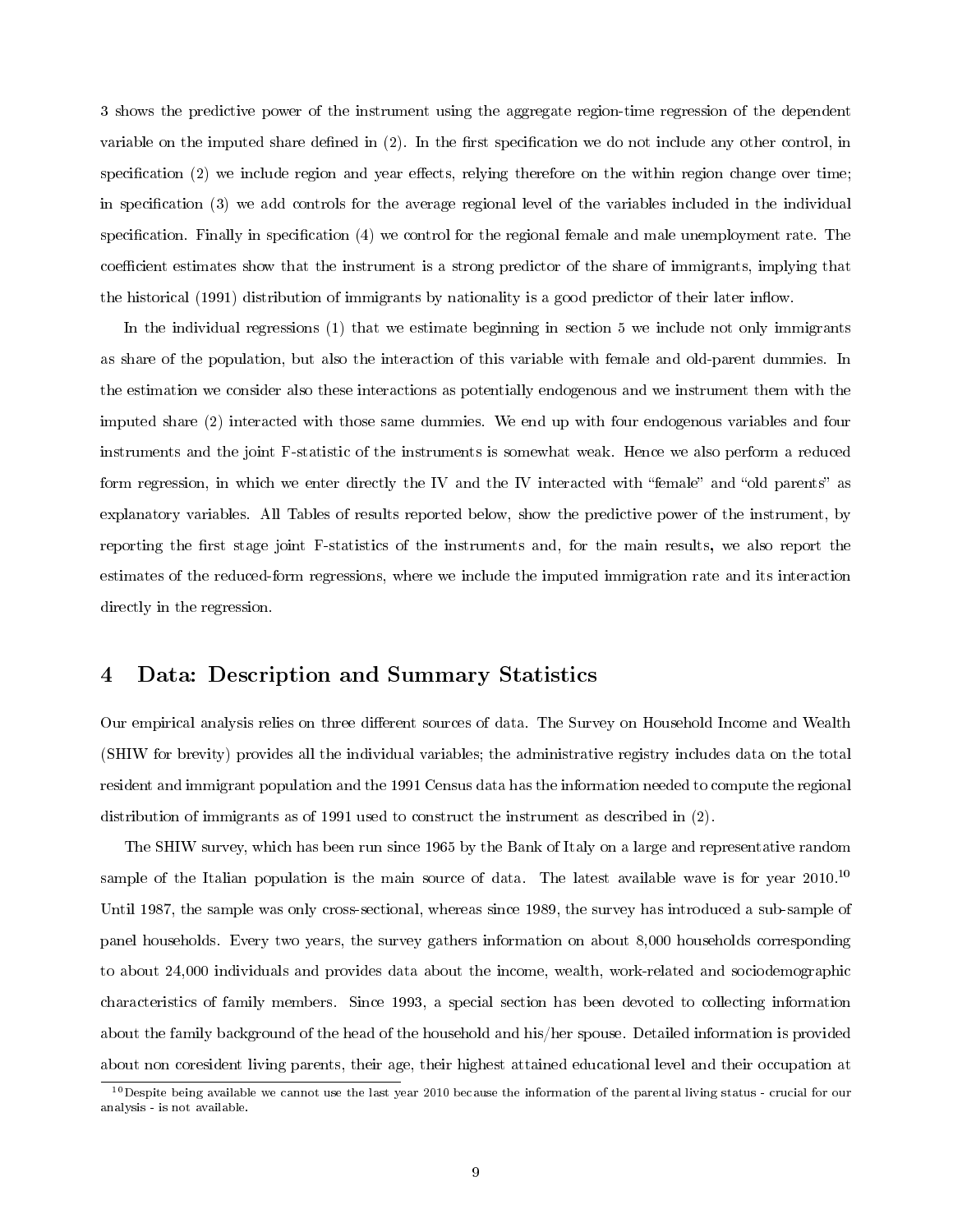3 shows the predictive power of the instrument using the aggregate region-time regression of the dependent variable on the imputed share defined in (2). In the first specification we do not include any other control, in specification (2) we include region and year effects, relying therefore on the within region change over time; in specification (3) we add controls for the average regional level of the variables included in the individual specification. Finally in specification (4) we control for the regional female and male unemployment rate. The coefficient estimates show that the instrument is a strong predictor of the share of immigrants, implying that the historical (1991) distribution of immigrants by nationality is a good predictor of their later inflow.

In the individual regressions (1) that we estimate beginning in section 5 we include not only immigrants as share of the population, but also the interaction of this variable with female and old-parent dummies. In the estimation we consider also these interactions as potentially endogenous and we instrument them with the imputed share (2) interacted with those same dummies. We end up with four endogenous variables and four instruments and the joint F-statistic of the instruments is somewhat weak. Hence we also perform a reduced form regression, in which we enter directly the IV and the IV interacted with "female" and "old parents" as explanatory variables. All Tables of results reported below, show the predictive power of the instrument, by reporting the first stage joint F-statistics of the instruments and, for the main results, we also report the estimates of the reduced-form regressions, where we include the imputed immigration rate and its interaction directly in the regression.

# 4 Data: Description and Summary Statistics

Our empirical analysis relies on three different sources of data. The Survey on Household Income and Wealth (SHIW for brevity) provides all the individual variables; the administrative registry includes data on the total resident and immigrant population and the 1991 Census data has the information needed to compute the regional distribution of immigrants as of 1991 used to construct the instrument as described in (2).

The SHIW survey, which has been run since 1965 by the Bank of Italy on a large and representative random sample of the Italian population is the main source of data. The latest available wave is for year 2010.[10] Until 1987, the sample was only cross-sectional, whereas since 1989, the survey has introduced a sub-sample of panel households. Every two years, the survey gathers information on about 8,000 households corresponding to about 24,000 individuals and provides data about the income, wealth, work-related and sociodemographic characteristics of family members. Since 1993, a special section has been devoted to collecting information about the family background of the head of the household and his/her spouse. Detailed information is provided about non coresident living parents, their age, their highest attained educational level and their occupation at

[10] Despite being available we cannot use the last year 2010 because the information of the parental living status - crucial for our analysis - is not available.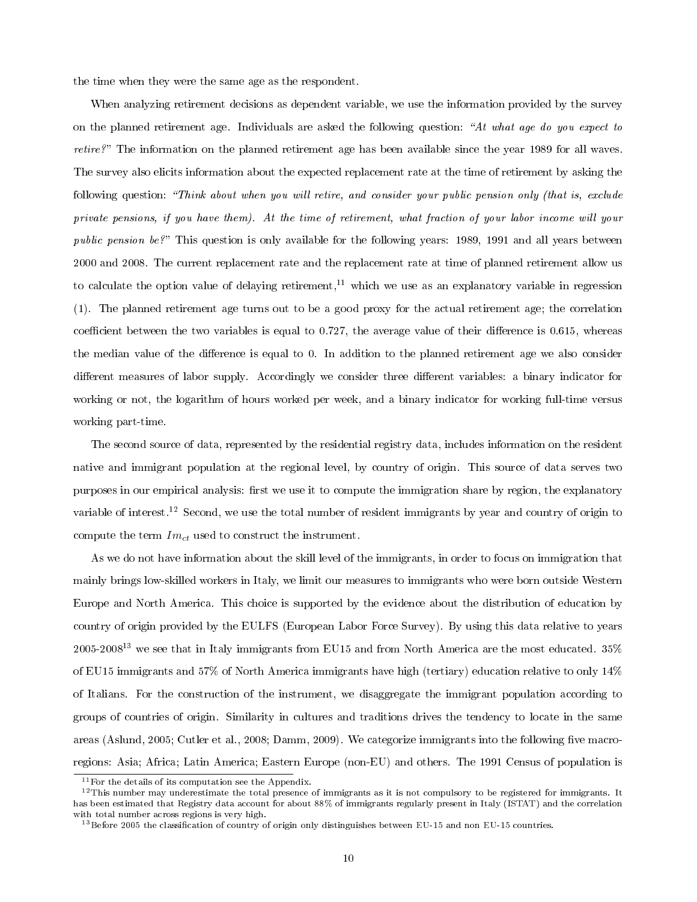the time when they were the same age as the respondent.

When analyzing retirement decisions as dependent variable, we use the information provided by the survey on the planned retirement age. Individuals are asked the following question: *"At what age do you expect to retire?"* The information on the planned retirement age has been available since the year 1989 for all waves. The survey also elicits information about the expected replacement rate at the time of retirement by asking the following question: *"Think about when you will retire, and consider your public pension only (that is, exclude private pensions, if you have them). At the time of retirement, what fraction of your labor income will your public pension be?"* This question is only available for the following years: 1989, 1991 and all years between 2000 and 2008. The current replacement rate and the replacement rate at time of planned retirement allow us to calculate the option value of delaying retirement,[11] which we use as an explanatory variable in regression (1). The planned retirement age turns out to be a good proxy for the actual retirement age; the correlation coefficient between the two variables is equal to 0.727, the average value of their difference is 0.615, whereas the median value of the difference is equal to 0. In addition to the planned retirement age we also consider different measures of labor supply. Accordingly we consider three different variables: a binary indicator for working or not, the logarithm of hours worked per week, and a binary indicator for working full-time versus working part-time.

The second source of data, represented by the residential registry data, includes information on the resident native and immigrant population at the regional level, by country of origin. This source of data serves two purposes in our empirical analysis: first we use it to compute the immigration share by region, the explanatory variable of interest.[12] Second, we use the total number of resident immigrants by year and country of origin to compute the term $Im_{ct}$ used to construct the instrument.

As we do not have information about the skill level of the immigrants, in order to focus on immigration that mainly brings low-skilled workers in Italy, we limit our measures to immigrants who were born outside Western Europe and North America. This choice is supported by the evidence about the distribution of education by country of origin provided by the EULFS (European Labor Force Survey). By using this data relative to years 2005-2008[13] we see that in Italy immigrants from EU15 and from North America are the most educated. 35% of EU15 immigrants and 57% of North America immigrants have high (tertiary) education relative to only 14% of Italians. For the construction of the instrument, we disaggregate the immigrant population according to groups of countries of origin. Similarity in cultures and traditions drives the tendency to locate in the same areas (Aslund, 2005; Cutler et al., 2008; Damm, 2009). We categorize immigrants into the following five macro-regions: Asia; Africa; Latin America; Eastern Europe (non-EU) and others. The 1991 Census of population is

[11] For the details of its computation see the Appendix.

[12] This number may underestimate the total presence of immigrants as it is not compulsory to be registered for immigrants. It has been estimated that Registry data account for about 88% of immigrants regularly present in Italy (ISTAT) and the correlation with total number across regions is very high.

[13] Before 2005 the classification of country of origin only distinguishes between EU-15 and non EU-15 countries.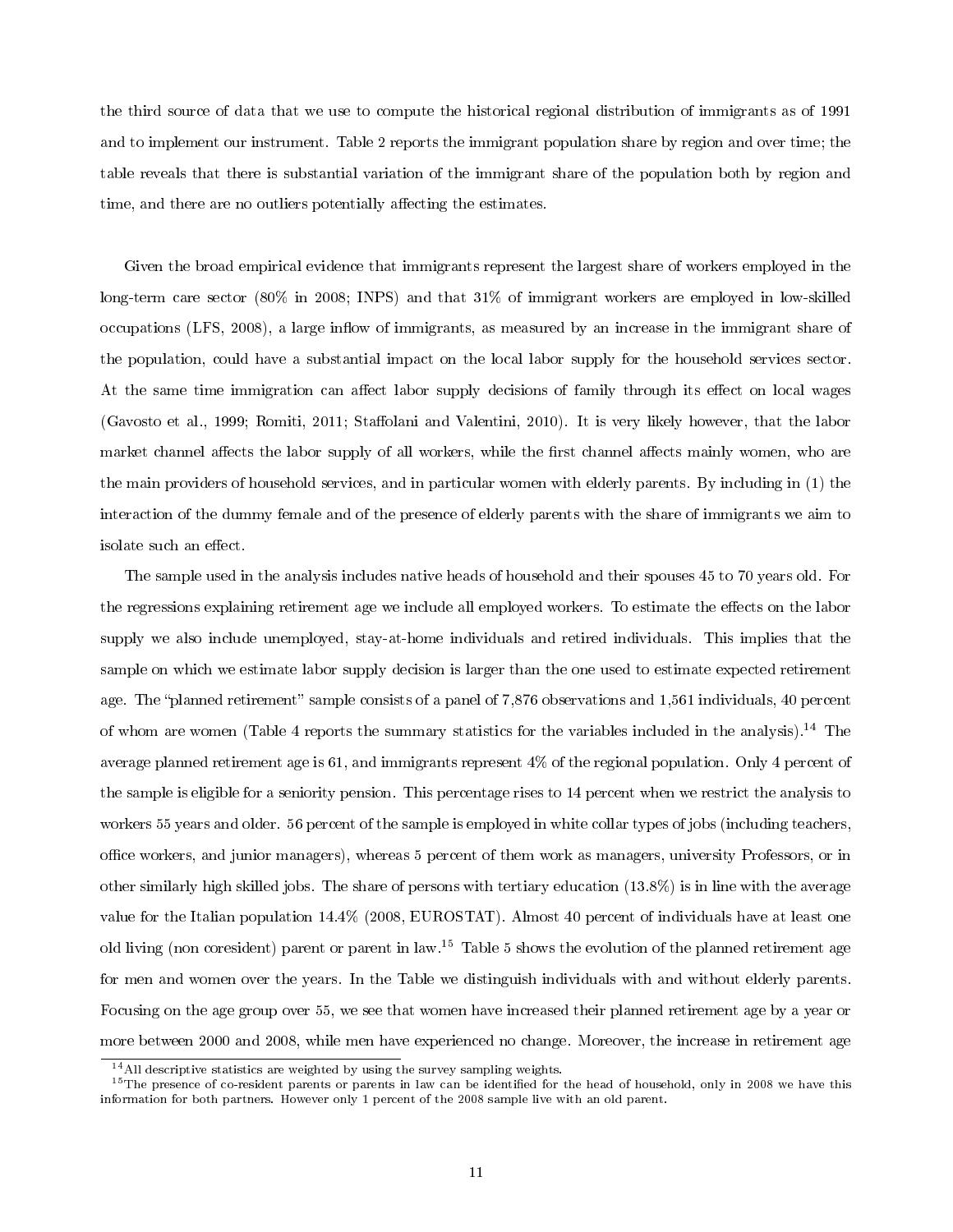the third source of data that we use to compute the historical regional distribution of immigrants as of 1991 and to implement our instrument. Table 2 reports the immigrant population share by region and over time; the table reveals that there is substantial variation of the immigrant share of the population both by region and time, and there are no outliers potentially affecting the estimates.

Given the broad empirical evidence that immigrants represent the largest share of workers employed in the long-term care sector (80% in 2008; INPS) and that 31% of immigrant workers are employed in low-skilled occupations (LFS, 2008), a large inflow of immigrants, as measured by an increase in the immigrant share of the population, could have a substantial impact on the local labor supply for the household services sector. At the same time immigration can affect labor supply decisions of family through its effect on local wages (Gavosto et al., 1999; Romiti, 2011; Staffolani and Valentini, 2010). It is very likely however, that the labor market channel affects the labor supply of all workers, while the first channel affects mainly women, who are the main providers of household services, and in particular women with elderly parents. By including in (1) the interaction of the dummy female and of the presence of elderly parents with the share of immigrants we aim to isolate such an effect.

The sample used in the analysis includes native heads of household and their spouses 45 to 70 years old. For the regressions explaining retirement age we include all employed workers. To estimate the effects on the labor supply we also include unemployed, stay-at-home individuals and retired individuals. This implies that the sample on which we estimate labor supply decision is larger than the one used to estimate expected retirement age. The "planned retirement" sample consists of a panel of 7,876 observations and 1,561 individuals, 40 percent of whom are women (Table 4 reports the summary statistics for the variables included in the analysis).[14] The average planned retirement age is 61, and immigrants represent 4% of the regional population. Only 4 percent of the sample is eligible for a seniority pension. This percentage rises to 14 percent when we restrict the analysis to workers 55 years and older. 56 percent of the sample is employed in white collar types of jobs (including teachers, office workers, and junior managers), whereas 5 percent of them work as managers, university Professors, or in other similarly high skilled jobs. The share of persons with tertiary education (13.8%) is in line with the average value for the Italian population 14.4% (2008, EUROSTAT). Almost 40 percent of individuals have at least one old living (non coresident) parent or parent in law.[15] Table 5 shows the evolution of the planned retirement age for men and women over the years. In the Table we distinguish individuals with and without elderly parents. Focusing on the age group over 55, we see that women have increased their planned retirement age by a year or more between 2000 and 2008, while men have experienced no change. Moreover, the increase in retirement age

[14] All descriptive statistics are weighted by using the survey sampling weights.

[15] The presence of co-resident parents or parents in law can be identified for the head of household, only in 2008 we have this information for both partners. However only 1 percent of the 2008 sample live with an old parent.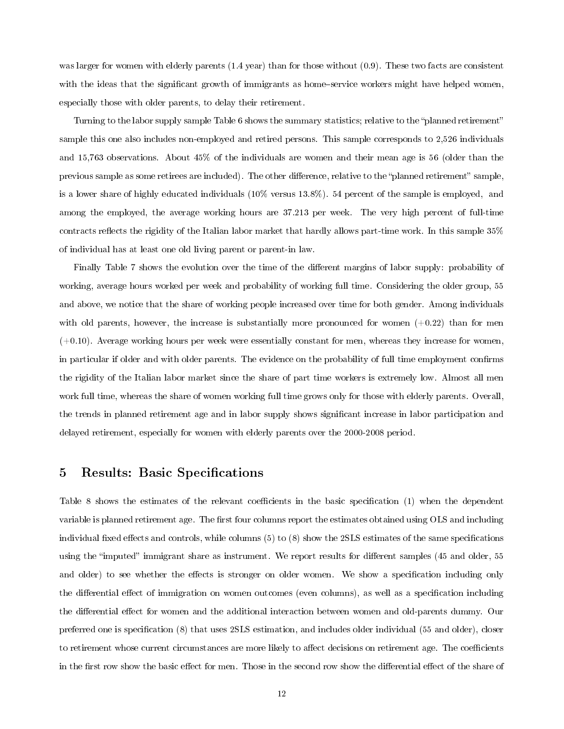was larger for women with elderly parents (1.4 year) than for those without (0.9). These two facts are consistent with the ideas that the significant growth of immigrants as home–service workers might have helped women, especially those with older parents, to delay their retirement.

Turning to the labor supply sample Table 6 shows the summary statistics; relative to the "planned retirement" sample this one also includes non-employed and retired persons. This sample corresponds to 2,526 individuals and 15,763 observations. About 45% of the individuals are women and their mean age is 56 (older than the previous sample as some retirees are included). The other difference, relative to the "planned retirement" sample, is a lower share of highly educated individuals (10% versus 13.8%). 54 percent of the sample is employed, and among the employed, the average working hours are 37.213 per week. The very high percent of full-time contracts reflects the rigidity of the Italian labor market that hardly allows part-time work. In this sample 35% of individual has at least one old living parent or parent-in law.

Finally Table 7 shows the evolution over the time of the different margins of labor supply: probability of working, average hours worked per week and probability of working full time. Considering the older group, 55 and above, we notice that the share of working people increased over time for both gender. Among individuals with old parents, however, the increase is substantially more pronounced for women (+0.22) than for men (+0.10). Average working hours per week were essentially constant for men, whereas they increase for women, in particular if older and with older parents. The evidence on the probability of full time employment confirms the rigidity of the Italian labor market since the share of part time workers is extremely low. Almost all men work full time, whereas the share of women working full time grows only for those with elderly parents. Overall, the trends in planned retirement age and in labor supply shows significant increase in labor participation and delayed retirement, especially for women with elderly parents over the 2000-2008 period.

# 5 Results: Basic Specifications

Table 8 shows the estimates of the relevant coefficients in the basic specification (1) when the dependent variable is planned retirement age. The first four columns report the estimates obtained using OLS and including individual fixed effects and controls, while columns (5) to (8) show the 2SLS estimates of the same specifications using the "imputed" immigrant share as instrument. We report results for different samples (45 and older, 55 and older) to see whether the effects is stronger on older women. We show a specification including only the differential effect of immigration on women outcomes (even columns), as well as a specification including the differential effect for women and the additional interaction between women and old-parents dummy. Our preferred one is specification (8) that uses 2SLS estimation, and includes older individual (55 and older), closer to retirement whose current circumstances are more likely to affect decisions on retirement age. The coefficients in the first row show the basic effect for men. Those in the second row show the differential effect of the share of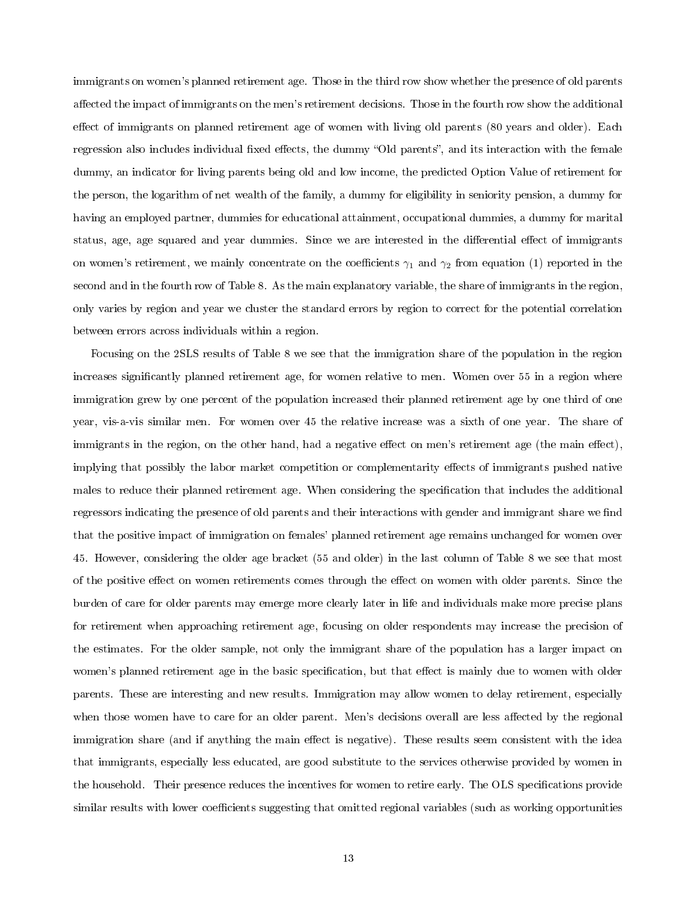immigrants on women's planned retirement age. Those in the third row show whether the presence of old parents affected the impact of immigrants on the men's retirement decisions. Those in the fourth row show the additional effect of immigrants on planned retirement age of women with living old parents (80 years and older). Each regression also includes individual fixed effects, the dummy "Old parents", and its interaction with the female dummy, an indicator for living parents being old and low income, the predicted Option Value of retirement for the person, the logarithm of net wealth of the family, a dummy for eligibility in seniority pension, a dummy for having an employed partner, dummies for educational attainment, occupational dummies, a dummy for marital status, age, age squared and year dummies. Since we are interested in the differential effect of immigrants on women's retirement, we mainly concentrate on the coefficients $\gamma_1$ and $\gamma_2$ from equation (1) reported in the second and in the fourth row of Table 8. As the main explanatory variable, the share of immigrants in the region, only varies by region and year we cluster the standard errors by region to correct for the potential correlation between errors across individuals within a region.

Focusing on the 2SLS results of Table 8 we see that the immigration share of the population in the region increases significantly planned retirement age, for women relative to men. Women over 55 in a region where immigration grew by one percent of the population increased their planned retirement age by one third of one year, vis-a-vis similar men. For women over 45 the relative increase was a sixth of one year. The share of immigrants in the region, on the other hand, had a negative effect on men's retirement age (the main effect), implying that possibly the labor market competition or complementarity effects of immigrants pushed native males to reduce their planned retirement age. When considering the specification that includes the additional regressors indicating the presence of old parents and their interactions with gender and immigrant share we find that the positive impact of immigration on females' planned retirement age remains unchanged for women over 45. However, considering the older age bracket (55 and older) in the last column of Table 8 we see that most of the positive effect on women retirements comes through the effect on women with older parents. Since the burden of care for older parents may emerge more clearly later in life and individuals make more precise plans for retirement when approaching retirement age, focusing on older respondents may increase the precision of the estimates. For the older sample, not only the immigrant share of the population has a larger impact on women's planned retirement age in the basic specification, but that effect is mainly due to women with older parents. These are interesting and new results. Immigration may allow women to delay retirement, especially when those women have to care for an older parent. Men's decisions overall are less affected by the regional immigration share (and if anything the main effect is negative). These results seem consistent with the idea that immigrants, especially less educated, are good substitute to the services otherwise provided by women in the household. Their presence reduces the incentives for women to retire early. The OLS specifications provide similar results with lower coefficients suggesting that omitted regional variables (such as working opportunities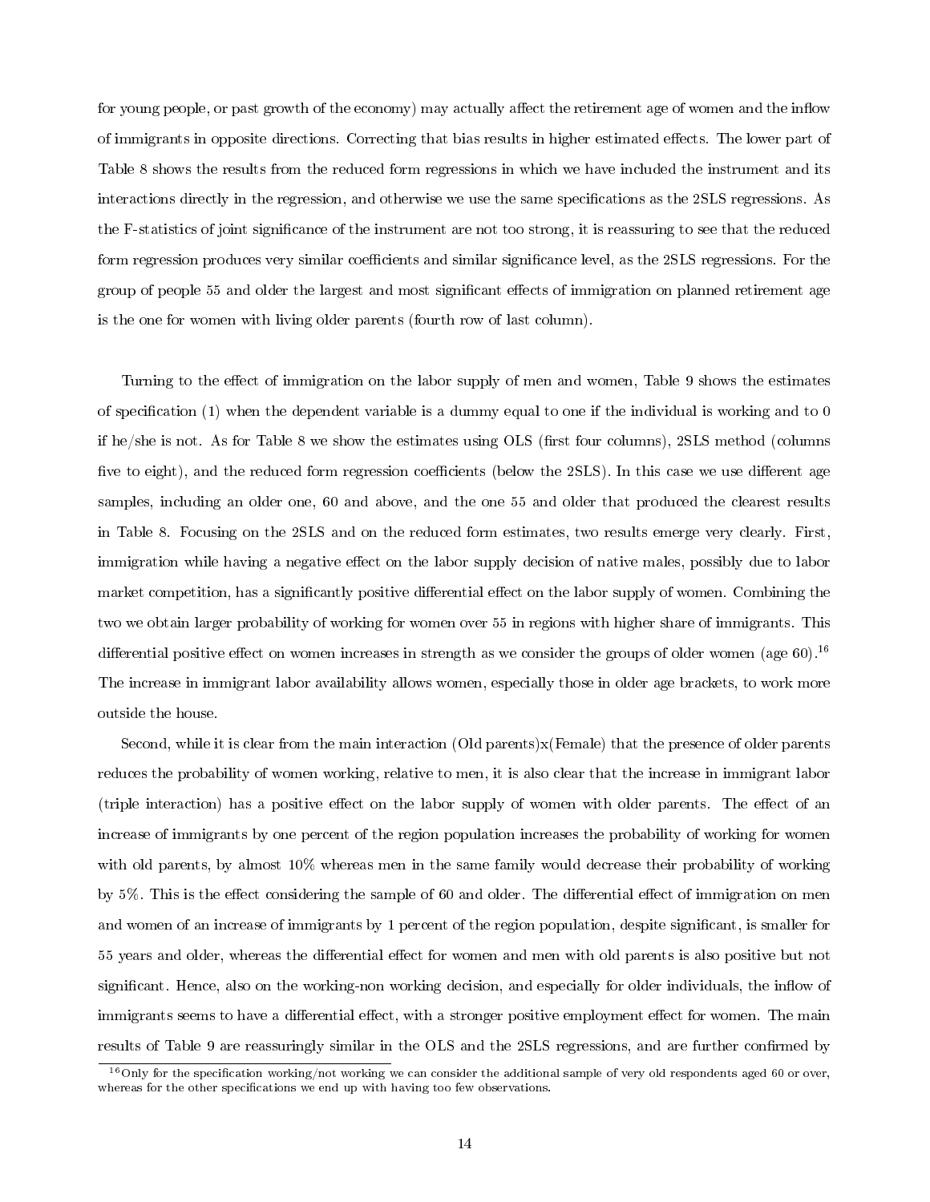for young people, or past growth of the economy) may actually affect the retirement age of women and the inflow of immigrants in opposite directions. Correcting that bias results in higher estimated effects. The lower part of Table 8 shows the results from the reduced form regressions in which we have included the instrument and its interactions directly in the regression, and otherwise we use the same specifications as the 2SLS regressions. As the F-statistics of joint significance of the instrument are not too strong, it is reassuring to see that the reduced form regression produces very similar coefficients and similar significance level, as the 2SLS regressions. For the group of people 55 and older the largest and most significant effects of immigration on planned retirement age is the one for women with living older parents (fourth row of last column).

Turning to the effect of immigration on the labor supply of men and women, Table 9 shows the estimates of specification (1) when the dependent variable is a dummy equal to one if the individual is working and to 0 if he/she is not. As for Table 8 we show the estimates using OLS (first four columns), 2SLS method (columns five to eight), and the reduced form regression coefficients (below the 2SLS). In this case we use different age samples, including an older one, 60 and above, and the one 55 and older that produced the clearest results in Table 8. Focusing on the 2SLS and on the reduced form estimates, two results emerge very clearly. First, immigration while having a negative effect on the labor supply decision of native males, possibly due to labor market competition, has a significantly positive differential effect on the labor supply of women. Combining the two we obtain larger probability of working for women over 55 in regions with higher share of immigrants. This differential positive effect on women increases in strength as we consider the groups of older women (age 60).[16] The increase in immigrant labor availability allows women, especially those in older age brackets, to work more outside the house.

Second, while it is clear from the main interaction (Old parents)x(Female) that the presence of older parents reduces the probability of women working, relative to men, it is also clear that the increase in immigrant labor (triple interaction) has a positive effect on the labor supply of women with older parents. The effect of an increase of immigrants by one percent of the region population increases the probability of working for women with old parents, by almost 10% whereas men in the same family would decrease their probability of working by 5%. This is the effect considering the sample of 60 and older. The differential effect of immigration on men and women of an increase of immigrants by 1 percent of the region population, despite significant, is smaller for 55 years and older, whereas the differential effect for women and men with old parents is also positive but not significant. Hence, also on the working-non working decision, and especially for older individuals, the inflow of immigrants seems to have a differential effect, with a stronger positive employment effect for women. The main results of Table 9 are reassuringly similar in the OLS and the 2SLS regressions, and are further confirmed by

[16] Only for the specification working/not working we can consider the additional sample of very old respondents aged 60 or over, whereas for the other specifications we end up with having too few observations.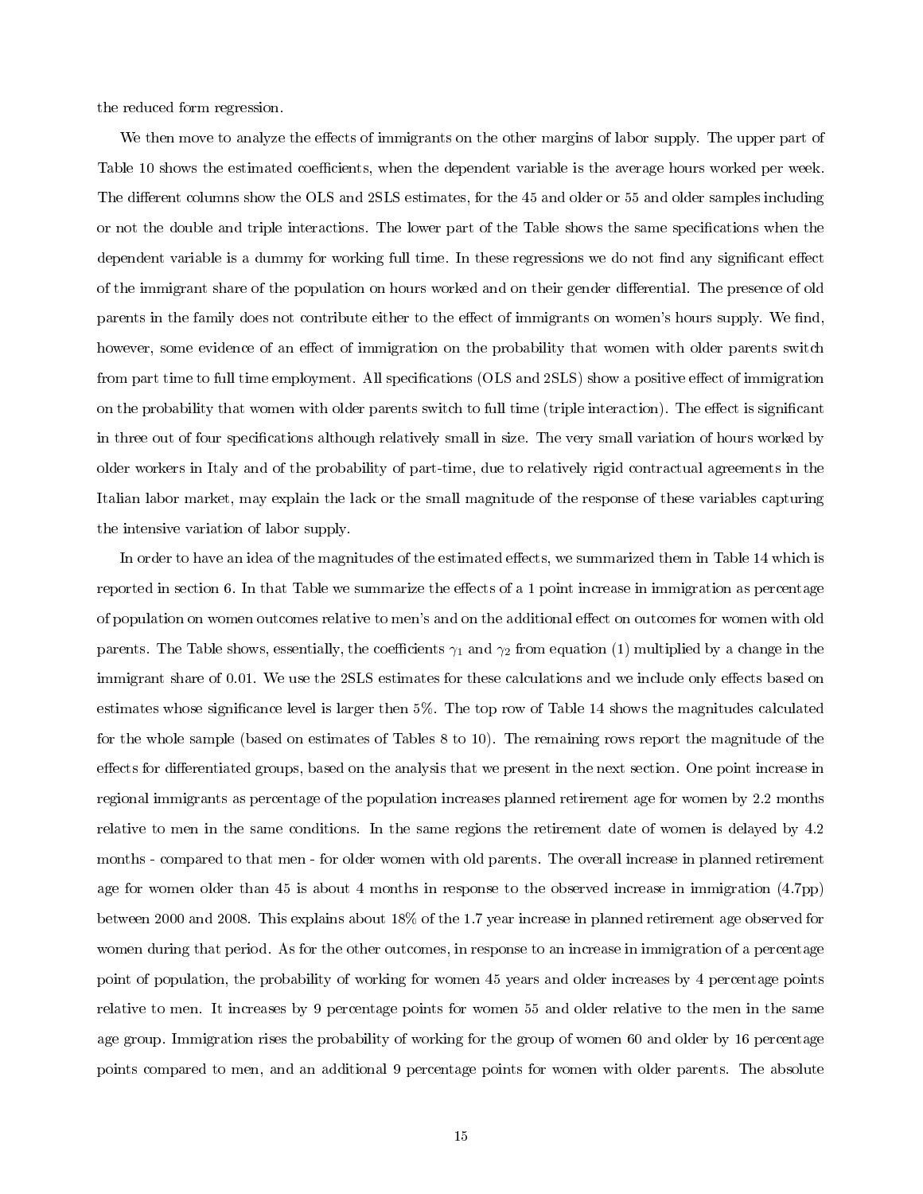the reduced form regression.

We then move to analyze the effects of immigrants on the other margins of labor supply. The upper part of Table 10 shows the estimated coefficients, when the dependent variable is the average hours worked per week. The different columns show the OLS and 2SLS estimates, for the 45 and older or 55 and older samples including or not the double and triple interactions. The lower part of the Table shows the same specifications when the dependent variable is a dummy for working full time. In these regressions we do not find any significant effect of the immigrant share of the population on hours worked and on their gender differential. The presence of old parents in the family does not contribute either to the effect of immigrants on women's hours supply. We find, however, some evidence of an effect of immigration on the probability that women with older parents switch from part time to full time employment. All specifications (OLS and 2SLS) show a positive effect of immigration on the probability that women with older parents switch to full time (triple interaction). The effect is significant in three out of four specifications although relatively small in size. The very small variation of hours worked by older workers in Italy and of the probability of part-time, due to relatively rigid contractual agreements in the Italian labor market, may explain the lack or the small magnitude of the response of these variables capturing the intensive variation of labor supply.

In order to have an idea of the magnitudes of the estimated effects, we summarized them in Table 14 which is reported in section 6. In that Table we summarize the effects of a 1 point increase in immigration as percentage of population on women outcomes relative to men's and on the additional effect on outcomes for women with old parents. The Table shows, essentially, the coefficients $\gamma_1$ and $\gamma_2$ from equation (1) multiplied by a change in the immigrant share of 0.01. We use the 2SLS estimates for these calculations and we include only effects based on estimates whose significance level is larger then 5%. The top row of Table 14 shows the magnitudes calculated for the whole sample (based on estimates of Tables 8 to 10). The remaining rows report the magnitude of the effects for differentiated groups, based on the analysis that we present in the next section. One point increase in regional immigrants as percentage of the population increases planned retirement age for women by 2.2 months relative to men in the same conditions. In the same regions the retirement date of women is delayed by 4.2 months - compared to that men - for older women with old parents. The overall increase in planned retirement age for women older than 45 is about 4 months in response to the observed increase in immigration (4.7pp) between 2000 and 2008. This explains about 18% of the 1.7 year increase in planned retirement age observed for women during that period. As for the other outcomes, in response to an increase in immigration of a percentage point of population, the probability of working for women 45 years and older increases by 4 percentage points relative to men. It increases by 9 percentage points for women 55 and older relative to the men in the same age group. Immigration rises the probability of working for the group of women 60 and older by 16 percentage points compared to men, and an additional 9 percentage points for women with older parents. The absolute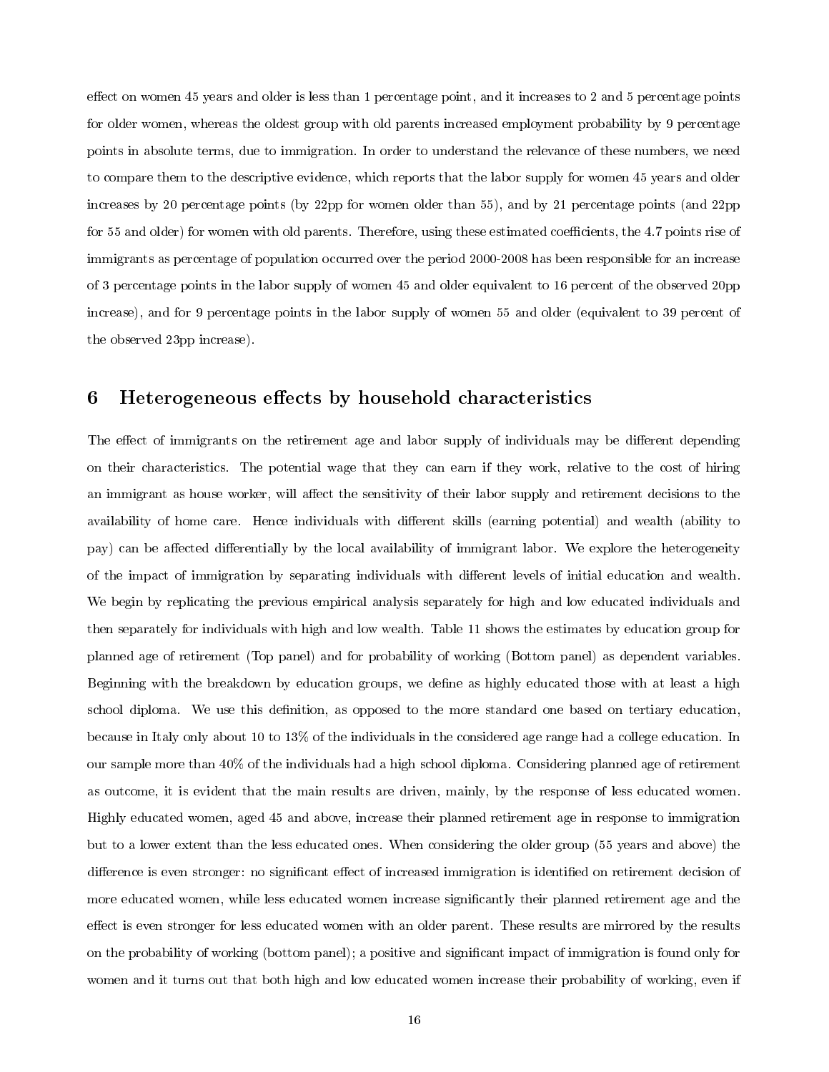effect on women 45 years and older is less than 1 percentage point, and it increases to 2 and 5 percentage points for older women, whereas the oldest group with old parents increased employment probability by 9 percentage points in absolute terms, due to immigration. In order to understand the relevance of these numbers, we need to compare them to the descriptive evidence, which reports that the labor supply for women 45 years and older increases by 20 percentage points (by 22pp for women older than 55), and by 21 percentage points (and 22pp for 55 and older) for women with old parents. Therefore, using these estimated coefficients, the 4.7 points rise of immigrants as percentage of population occurred over the period 2000-2008 has been responsible for an increase of 3 percentage points in the labor supply of women 45 and older equivalent to 16 percent of the observed 20pp increase), and for 9 percentage points in the labor supply of women 55 and older (equivalent to 39 percent of the observed 23pp increase).

# 6 Heterogeneous effects by household characteristics

The effect of immigrants on the retirement age and labor supply of individuals may be different depending on their characteristics. The potential wage that they can earn if they work, relative to the cost of hiring an immigrant as house worker, will affect the sensitivity of their labor supply and retirement decisions to the availability of home care. Hence individuals with different skills (earning potential) and wealth (ability to pay) can be affected differentially by the local availability of immigrant labor. We explore the heterogeneity of the impact of immigration by separating individuals with different levels of initial education and wealth. We begin by replicating the previous empirical analysis separately for high and low educated individuals and then separately for individuals with high and low wealth. Table 11 shows the estimates by education group for planned age of retirement (Top panel) and for probability of working (Bottom panel) as dependent variables. Beginning with the breakdown by education groups, we define as highly educated those with at least a high school diploma. We use this definition, as opposed to the more standard one based on tertiary education, because in Italy only about 10 to 13% of the individuals in the considered age range had a college education. In our sample more than 40% of the individuals had a high school diploma. Considering planned age of retirement as outcome, it is evident that the main results are driven, mainly, by the response of less educated women. Highly educated women, aged 45 and above, increase their planned retirement age in response to immigration but to a lower extent than the less educated ones. When considering the older group (55 years and above) the difference is even stronger: no significant effect of increased immigration is identified on retirement decision of more educated women, while less educated women increase significantly their planned retirement age and the effect is even stronger for less educated women with an older parent. These results are mirrored by the results on the probability of working (bottom panel); a positive and significant impact of immigration is found only for women and it turns out that both high and low educated women increase their probability of working, even if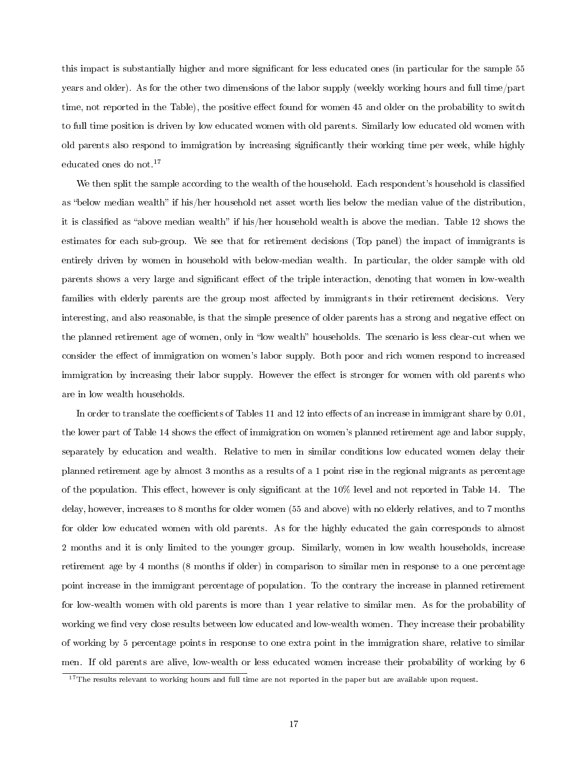this impact is substantially higher and more significant for less educated ones (in particular for the sample 55 years and older). As for the other two dimensions of the labor supply (weekly working hours and full time/part time, not reported in the Table), the positive effect found for women 45 and older on the probability to switch to full time position is driven by low educated women with old parents. Similarly low educated old women with old parents also respond to immigration by increasing significantly their working time per week, while highly educated ones do not.[17]

We then split the sample according to the wealth of the household. Each respondent's household is classified as "below median wealth" if his/her household net asset worth lies below the median value of the distribution, it is classified as "above median wealth" if his/her household wealth is above the median. Table 12 shows the estimates for each sub-group. We see that for retirement decisions (Top panel) the impact of immigrants is entirely driven by women in household with below-median wealth. In particular, the older sample with old parents shows a very large and significant effect of the triple interaction, denoting that women in low-wealth families with elderly parents are the group most affected by immigrants in their retirement decisions. Very interesting, and also reasonable, is that the simple presence of older parents has a strong and negative effect on the planned retirement age of women, only in "low wealth" households. The scenario is less clear-cut when we consider the effect of immigration on women's labor supply. Both poor and rich women respond to increased immigration by increasing their labor supply. However the effect is stronger for women with old parents who are in low wealth households.

In order to translate the coefficients of Tables 11 and 12 into effects of an increase in immigrant share by 0.01, the lower part of Table 14 shows the effect of immigration on women's planned retirement age and labor supply, separately by education and wealth. Relative to men in similar conditions low educated women delay their planned retirement age by almost 3 months as a results of a 1 point rise in the regional migrants as percentage of the population. This effect, however is only significant at the 10% level and not reported in Table 14. The delay, however, increases to 8 months for older women (55 and above) with no elderly relatives, and to 7 months for older low educated women with old parents. As for the highly educated the gain corresponds to almost 2 months and it is only limited to the younger group. Similarly, women in low wealth households, increase retirement age by 4 months (8 months if older) in comparison to similar men in response to a one percentage point increase in the immigrant percentage of population. To the contrary the increase in planned retirement for low-wealth women with old parents is more than 1 year relative to similar men. As for the probability of working we find very close results between low educated and low-wealth women. They increase their probability of working by 5 percentage points in response to one extra point in the immigration share, relative to similar men. If old parents are alive, low-wealth or less educated women increase their probability of working by 6

[17]The results relevant to working hours and full time are not reported in the paper but are available upon request.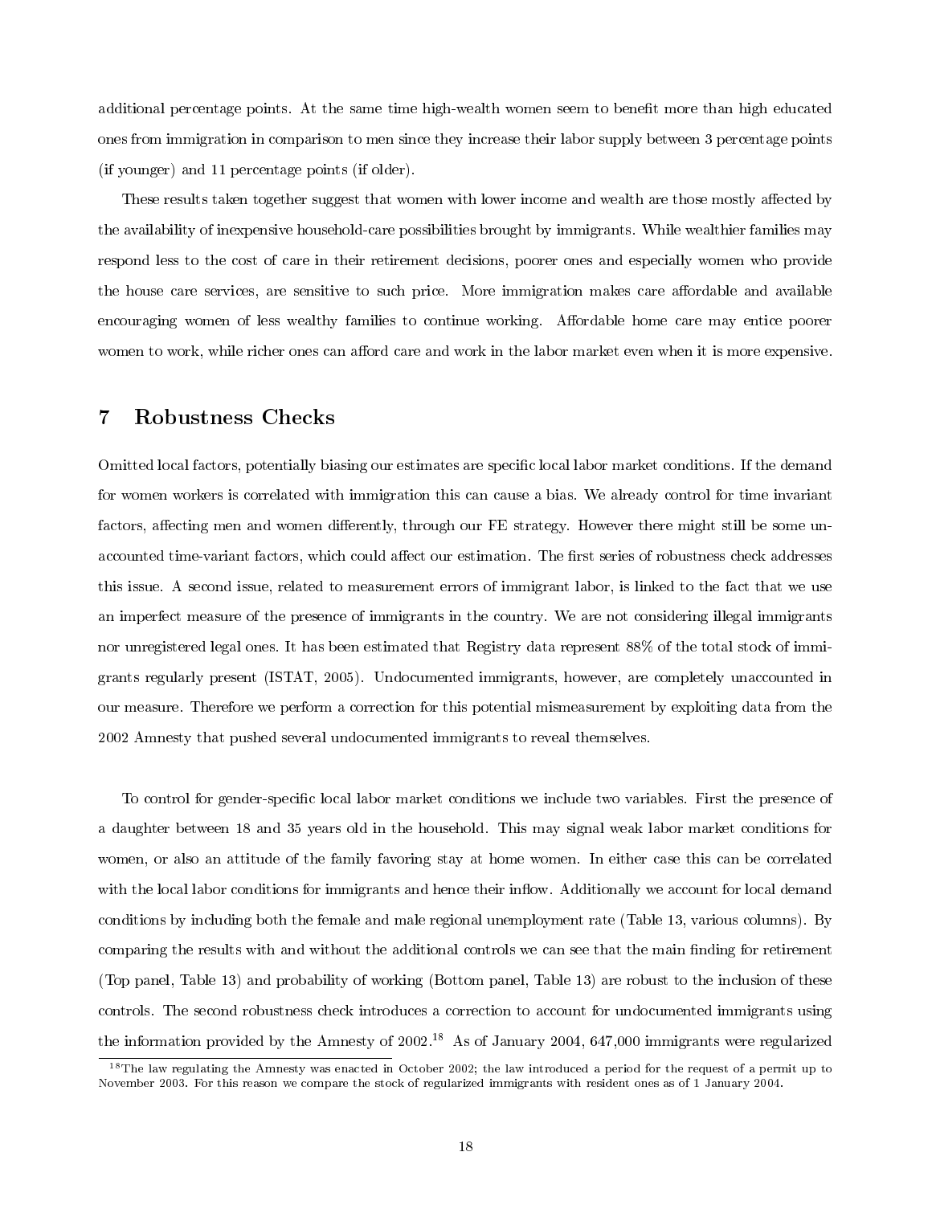additional percentage points. At the same time high-wealth women seem to benefit more than high educated ones from immigration in comparison to men since they increase their labor supply between 3 percentage points (if younger) and 11 percentage points (if older).

These results taken together suggest that women with lower income and wealth are those mostly affected by the availability of inexpensive household-care possibilities brought by immigrants. While wealthier families may respond less to the cost of care in their retirement decisions, poorer ones and especially women who provide the house care services, are sensitive to such price. More immigration makes care affordable and available encouraging women of less wealthy families to continue working. Affordable home care may entice poorer women to work, while richer ones can afford care and work in the labor market even when it is more expensive.

# 7 Robustness Checks

Omitted local factors, potentially biasing our estimates are specific local labor market conditions. If the demand for women workers is correlated with immigration this can cause a bias. We already control for time invariant factors, affecting men and women differently, through our FE strategy. However there might still be some unaccounted time-variant factors, which could affect our estimation. The first series of robustness check addresses this issue. A second issue, related to measurement errors of immigrant labor, is linked to the fact that we use an imperfect measure of the presence of immigrants in the country. We are not considering illegal immigrants nor unregistered legal ones. It has been estimated that Registry data represent 88% of the total stock of immigrants regularly present (ISTAT, 2005). Undocumented immigrants, however, are completely unaccounted in our measure. Therefore we perform a correction for this potential mismeasurement by exploiting data from the 2002 Amnesty that pushed several undocumented immigrants to reveal themselves.

To control for gender-specific local labor market conditions we include two variables. First the presence of a daughter between 18 and 35 years old in the household. This may signal weak labor market conditions for women, or also an attitude of the family favoring stay at home women. In either case this can be correlated with the local labor conditions for immigrants and hence their inflow. Additionally we account for local demand conditions by including both the female and male regional unemployment rate (Table 13, various columns). By comparing the results with and without the additional controls we can see that the main finding for retirement (Top panel, Table 13) and probability of working (Bottom panel, Table 13) are robust to the inclusion of these controls. The second robustness check introduces a correction to account for undocumented immigrants using the information provided by the Amnesty of 2002.[18] As of January 2004, 647,000 immigrants were regularized

[18] The law regulating the Amnesty was enacted in October 2002; the law introduced a period for the request of a permit up to November 2003. For this reason we compare the stock of regularized immigrants with resident ones as of 1 January 2004.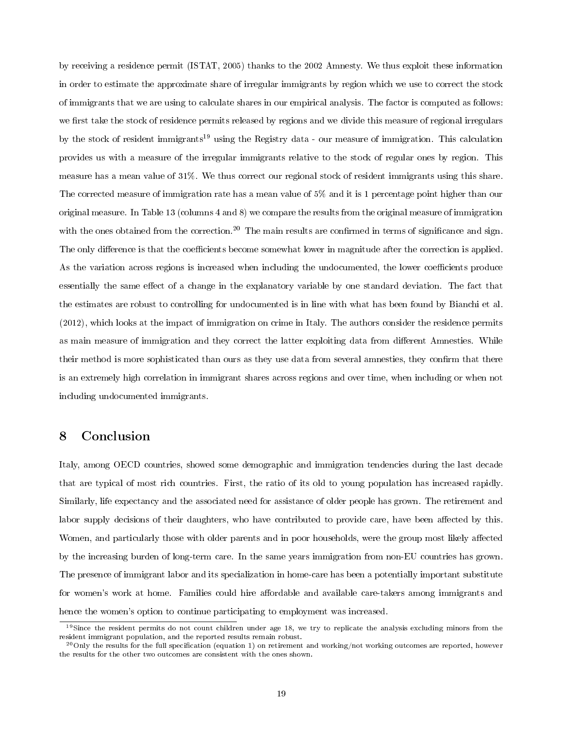by receiving a residence permit (ISTAT, 2005) thanks to the 2002 Amnesty. We thus exploit these information in order to estimate the approximate share of irregular immigrants by region which we use to correct the stock of immigrants that we are using to calculate shares in our empirical analysis. The factor is computed as follows: we first take the stock of residence permits released by regions and we divide this measure of regional irregulars by the stock of resident immigrants[19] using the Registry data - our measure of immigration. This calculation provides us with a measure of the irregular immigrants relative to the stock of regular ones by region. This measure has a mean value of 31%. We thus correct our regional stock of resident immigrants using this share. The corrected measure of immigration rate has a mean value of 5% and it is 1 percentage point higher than our original measure. In Table 13 (columns 4 and 8) we compare the results from the original measure of immigration with the ones obtained from the correction.[20] The main results are confirmed in terms of significance and sign. The only difference is that the coefficients become somewhat lower in magnitude after the correction is applied. As the variation across regions is increased when including the undocumented, the lower coefficients produce essentially the same effect of a change in the explanatory variable by one standard deviation. The fact that the estimates are robust to controlling for undocumented is in line with what has been found by Bianchi et al. (2012), which looks at the impact of immigration on crime in Italy. The authors consider the residence permits as main measure of immigration and they correct the latter exploiting data from different Amnesties. While their method is more sophisticated than ours as they use data from several amnesties, they confirm that there is an extremely high correlation in immigrant shares across regions and over time, when including or when not including undocumented immigrants.

# 8 Conclusion

Italy, among OECD countries, showed some demographic and immigration tendencies during the last decade that are typical of most rich countries. First, the ratio of its old to young population has increased rapidly. Similarly, life expectancy and the associated need for assistance of older people has grown. The retirement and labor supply decisions of their daughters, who have contributed to provide care, have been affected by this. Women, and particularly those with older parents and in poor households, were the group most likely affected by the increasing burden of long-term care. In the same years immigration from non-EU countries has grown. The presence of immigrant labor and its specialization in home-care has been a potentially important substitute for women's work at home. Families could hire affordable and available care-takers among immigrants and hence the women's option to continue participating to employment was increased.

---

[19] Since the resident permits do not count children under age 18, we try to replicate the analysis excluding minors from the resident immigrant population, and the reported results remain robust.

[20] Only the results for the full specification (equation 1) on retirement and working/not working outcomes are reported, however the results for the other two outcomes are consistent with the ones shown.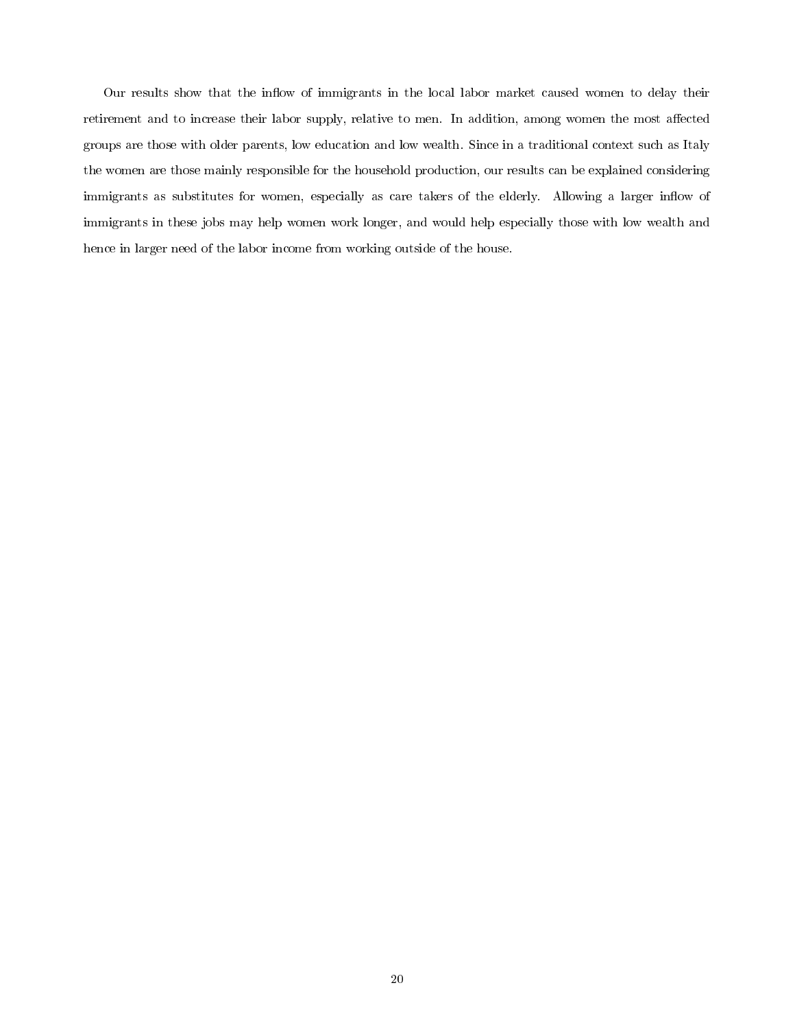Our results show that the inflow of immigrants in the local labor market caused women to delay their retirement and to increase their labor supply, relative to men. In addition, among women the most affected groups are those with older parents, low education and low wealth. Since in a traditional context such as Italy the women are those mainly responsible for the household production, our results can be explained considering immigrants as substitutes for women, especially as care takers of the elderly. Allowing a larger inflow of immigrants in these jobs may help women work longer, and would help especially those with low wealth and hence in larger need of the labor income from working outside of the house.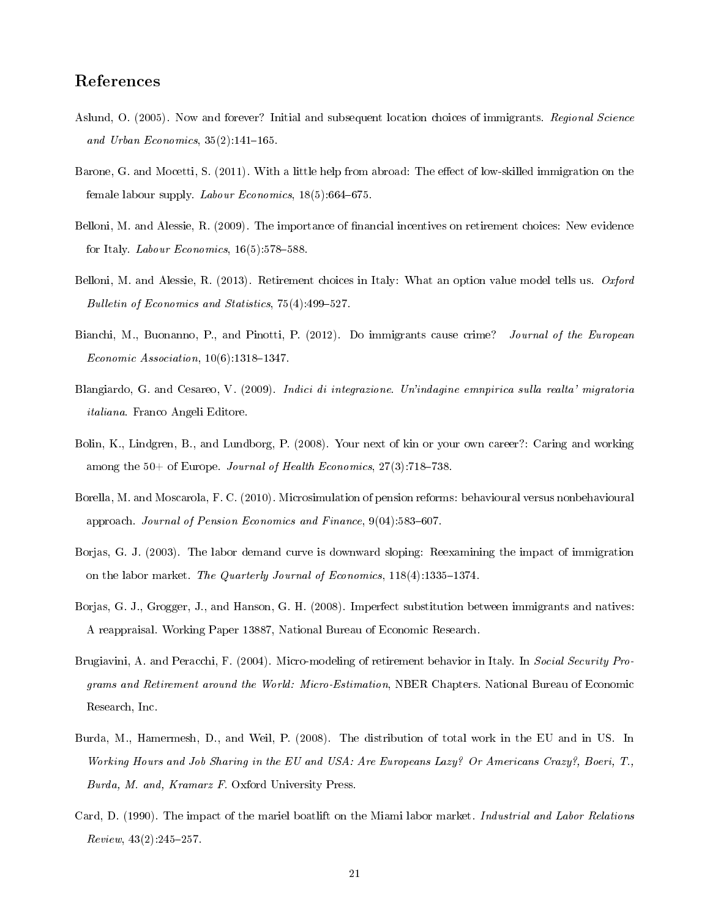## References

Aslund, O. (2005). Now and forever? Initial and subsequent location choices of immigrants. *Regional Science and Urban Economics*, 35(2):141–165.

Barone, G. and Mocetti, S. (2011). With a little help from abroad: The effect of low-skilled immigration on the female labour supply. *Labour Economics*, 18(5):664–675.

Belloni, M. and Alessie, R. (2009). The importance of financial incentives on retirement choices: New evidence for Italy. *Labour Economics*, 16(5):578–588.

Belloni, M. and Alessie, R. (2013). Retirement choices in Italy: What an option value model tells us. *Oxford Bulletin of Economics and Statistics*, 75(4):499–527.

Bianchi, M., Buonanno, P., and Pinotti, P. (2012). Do immigrants cause crime? *Journal of the European Economic Association*, 10(6):1318–1347.

Blangiardo, G. and Cesareo, V. (2009). *Indici di integrazione. Un'indagine emnpirica sulla realta' migratoria italiana*. Franco Angeli Editore.

Bolin, K., Lindgren, B., and Lundborg, P. (2008). Your next of kin or your own career?: Caring and working among the 50+ of Europe. *Journal of Health Economics*, 27(3):718–738.

Borella, M. and Moscarola, F. C. (2010). Microsimulation of pension reforms: behavioural versus nonbehavioural approach. *Journal of Pension Economics and Finance*, 9(04):583–607.

Borjas, G. J. (2003). The labor demand curve is downward sloping: Reexamining the impact of immigration on the labor market. *The Quarterly Journal of Economics*, 118(4):1335–1374.

Borjas, G. J., Grogger, J., and Hanson, G. H. (2008). Imperfect substitution between immigrants and natives: A reappraisal. Working Paper 13887, National Bureau of Economic Research.

Brugiavini, A. and Peracchi, F. (2004). Micro-modeling of retirement behavior in Italy. In *Social Security Programs and Retirement around the World: Micro-Estimation*, NBER Chapters. National Bureau of Economic Research, Inc.

Burda, M., Hamermesh, D., and Weil, P. (2008). The distribution of total work in the EU and in US. In *Working Hours and Job Sharing in the EU and USA: Are Europeans Lazy? Or Americans Crazy?, Boeri, T., Burda, M. and, Kramarz F.* Oxford University Press.

Card, D. (1990). The impact of the mariel boatlift on the Miami labor market. *Industrial and Labor Relations Review*, 43(2):245–257.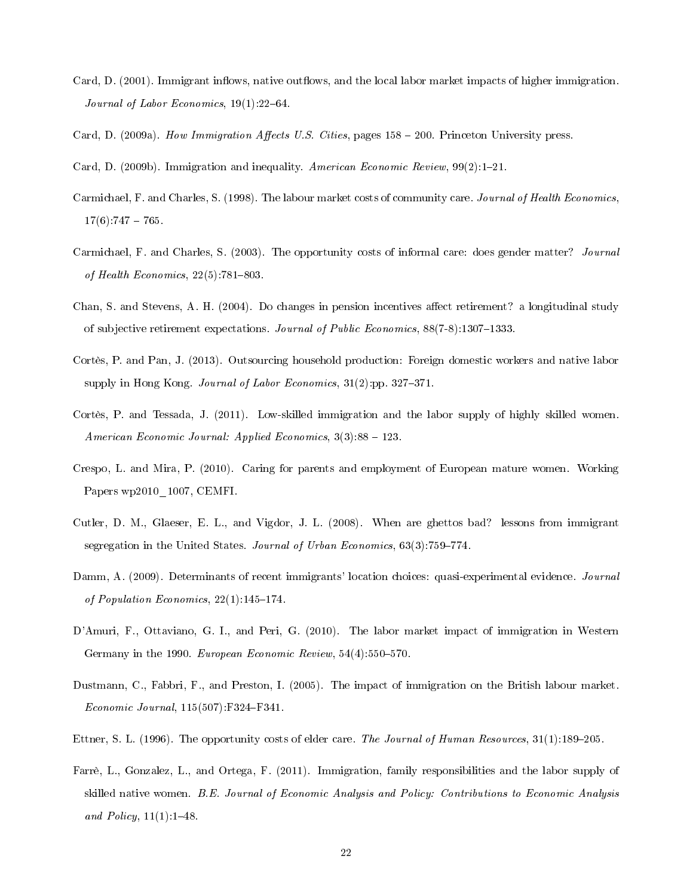Card, D. (2001). Immigrant inflows, native outflows, and the local labor market impacts of higher immigration. *Journal of Labor Economics*, 19(1):22–64.

Card, D. (2009a). *How Immigration Affects U.S. Cities*, pages 158 – 200. Princeton University press.

Card, D. (2009b). Immigration and inequality. *American Economic Review*, 99(2):1–21.

Carmichael, F. and Charles, S. (1998). The labour market costs of community care. *Journal of Health Economics*, 17(6):747 – 765.

Carmichael, F. and Charles, S. (2003). The opportunity costs of informal care: does gender matter? *Journal of Health Economics*, 22(5):781–803.

Chan, S. and Stevens, A. H. (2004). Do changes in pension incentives affect retirement? a longitudinal study of subjective retirement expectations. *Journal of Public Economics*, 88(7-8):1307–1333.

Cortès, P. and Pan, J. (2013). Outsourcing household production: Foreign domestic workers and native labor supply in Hong Kong. *Journal of Labor Economics*, 31(2):pp. 327–371.

Cortès, P. and Tessada, J. (2011). Low-skilled immigration and the labor supply of highly skilled women. *American Economic Journal: Applied Economics*, 3(3):88 – 123.

Crespo, L. and Mira, P. (2010). Caring for parents and employment of European mature women. Working Papers wp2010_1007, CEMFI.

Cutler, D. M., Glaeser, E. L., and Vigdor, J. L. (2008). When are ghettos bad? lessons from immigrant segregation in the United States. *Journal of Urban Economics*, 63(3):759–774.

Damm, A. (2009). Determinants of recent immigrants' location choices: quasi-experimental evidence. *Journal of Population Economics*, 22(1):145–174.

D'Amuri, F., Ottaviano, G. I., and Peri, G. (2010). The labor market impact of immigration in Western Germany in the 1990. *European Economic Review*, 54(4):550–570.

Dustmann, C., Fabbri, F., and Preston, I. (2005). The impact of immigration on the British labour market. *Economic Journal*, 115(507):F324–F341.

Ettner, S. L. (1996). The opportunity costs of elder care. *The Journal of Human Resources*, 31(1):189–205.

Farrè, L., Gonzalez, L., and Ortega, F. (2011). Immigration, family responsibilities and the labor supply of skilled native women. *B.E. Journal of Economic Analysis and Policy: Contributions to Economic Analysis and Policy*, 11(1):1–48.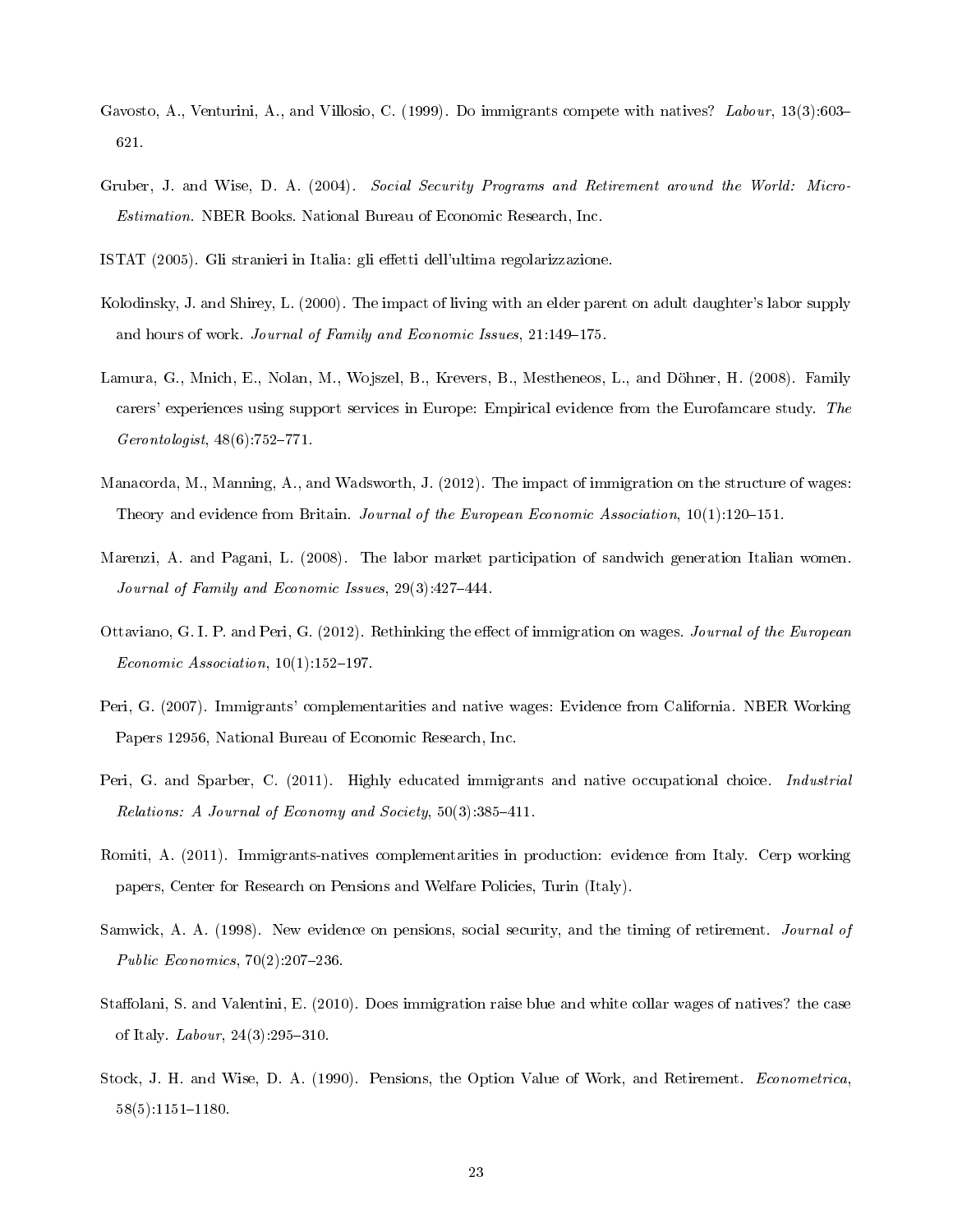Gavosto, A., Venturini, A., and Villosio, C. (1999). Do immigrants compete with natives? *Labour*, 13(3):603–621.

Gruber, J. and Wise, D. A. (2004). *Social Security Programs and Retirement around the World: Micro-Estimation*. NBER Books. National Bureau of Economic Research, Inc.

ISTAT (2005). Gli stranieri in Italia: gli effetti dell'ultima regolarizzazione.

Kolodinsky, J. and Shirey, L. (2000). The impact of living with an elder parent on adult daughter's labor supply and hours of work. *Journal of Family and Economic Issues*, 21:149–175.

Lamura, G., Mnich, E., Nolan, M., Wojszel, B., Krevers, B., Mestheneos, L., and Döhner, H. (2008). Family carers' experiences using support services in Europe: Empirical evidence from the Eurofamcare study. *The Gerontologist*, 48(6):752–771.

Manacorda, M., Manning, A., and Wadsworth, J. (2012). The impact of immigration on the structure of wages: Theory and evidence from Britain. *Journal of the European Economic Association*, 10(1):120–151.

Marenzi, A. and Pagani, L. (2008). The labor market participation of sandwich generation Italian women. *Journal of Family and Economic Issues*, 29(3):427–444.

Ottaviano, G. I. P. and Peri, G. (2012). Rethinking the effect of immigration on wages. *Journal of the European Economic Association*, 10(1):152–197.

Peri, G. (2007). Immigrants' complementarities and native wages: Evidence from California. NBER Working Papers 12956, National Bureau of Economic Research, Inc.

Peri, G. and Sparber, C. (2011). Highly educated immigrants and native occupational choice. *Industrial Relations: A Journal of Economy and Society*, 50(3):385–411.

Romiti, A. (2011). Immigrants-natives complementarities in production: evidence from Italy. Cerp working papers, Center for Research on Pensions and Welfare Policies, Turin (Italy).

Samwick, A. A. (1998). New evidence on pensions, social security, and the timing of retirement. *Journal of Public Economics*, 70(2):207–236.

Staffolani, S. and Valentini, E. (2010). Does immigration raise blue and white collar wages of natives? the case of Italy. *Labour*, 24(3):295–310.

Stock, J. H. and Wise, D. A. (1990). Pensions, the Option Value of Work, and Retirement. *Econometrica*, 58(5):1151–1180.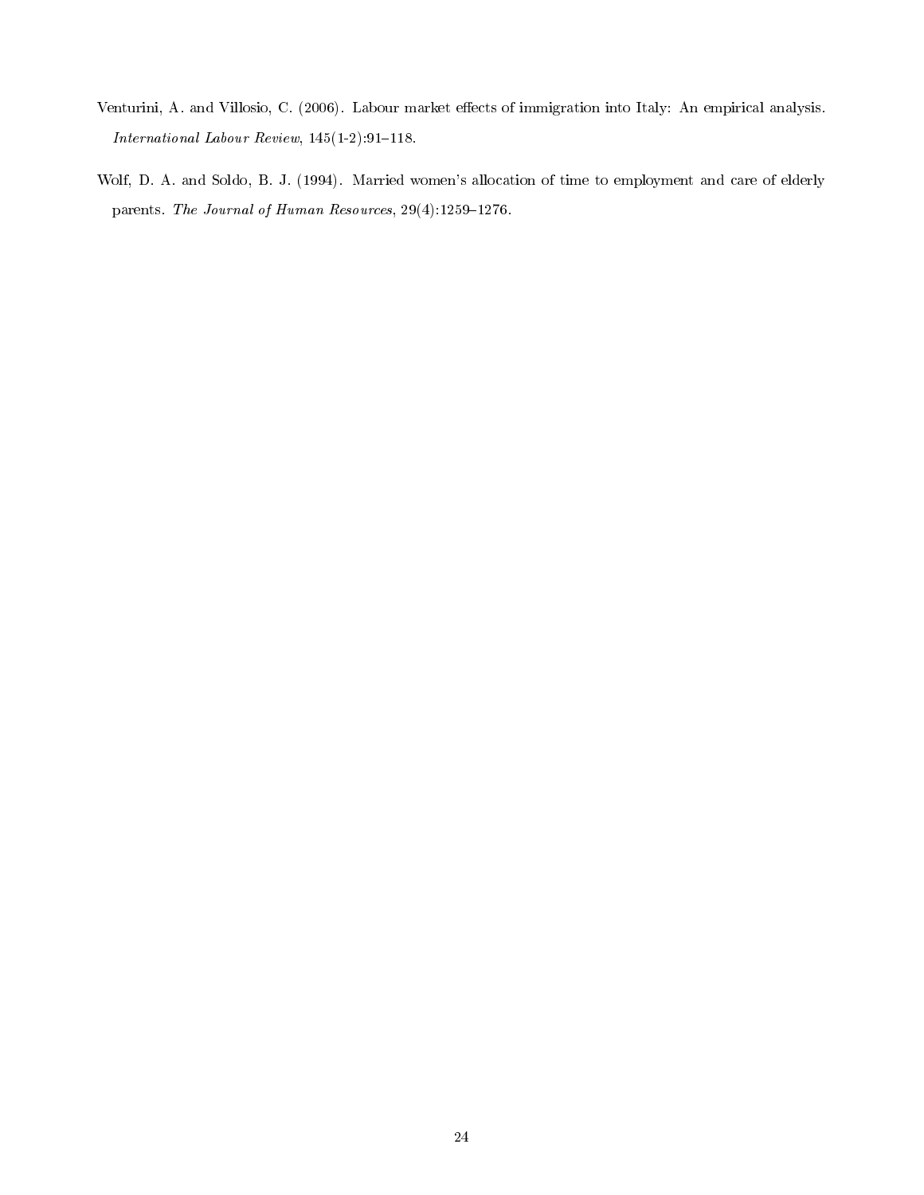Venturini, A. and Villosio, C. (2006). Labour market effects of immigration into Italy: An empirical analysis. *International Labour Review*, 145(1-2):91–118.

Wolf, D. A. and Soldo, B. J. (1994). Married women's allocation of time to employment and care of elderly parents. *The Journal of Human Resources*, 29(4):1259–1276.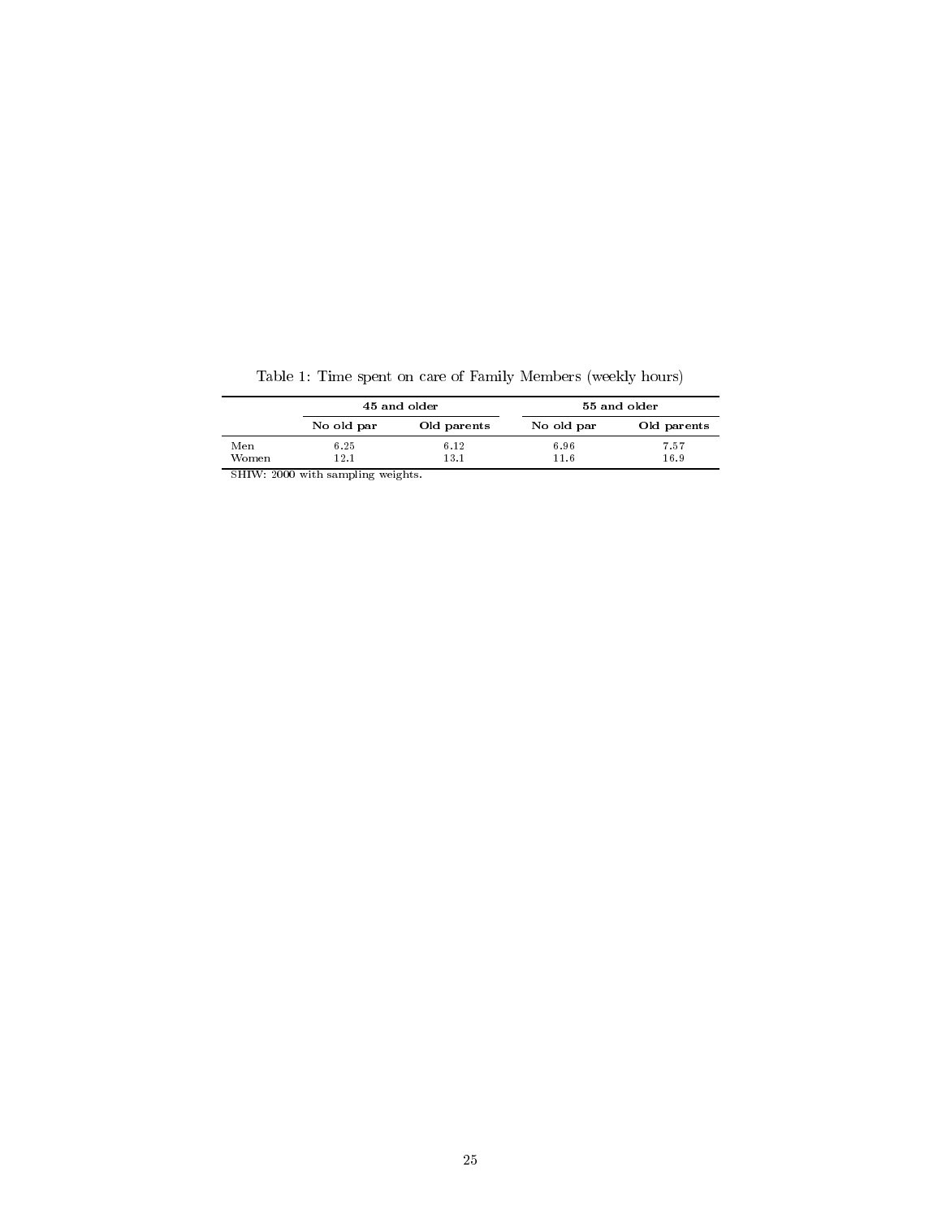Table 1: Time spent on care of Family Members (weekly hours)

| | 45 and older | | 55 and older | |
|---|---|---|---|---|
| | No old par | Old parents | No old par | Old parents |
| Men | 6.25 | 6.12 | 6.96 | 7.57 |
| Women | 12.1 | 13.1 | 11.6 | 16.9 |

SHIW: 2000 with sampling weights.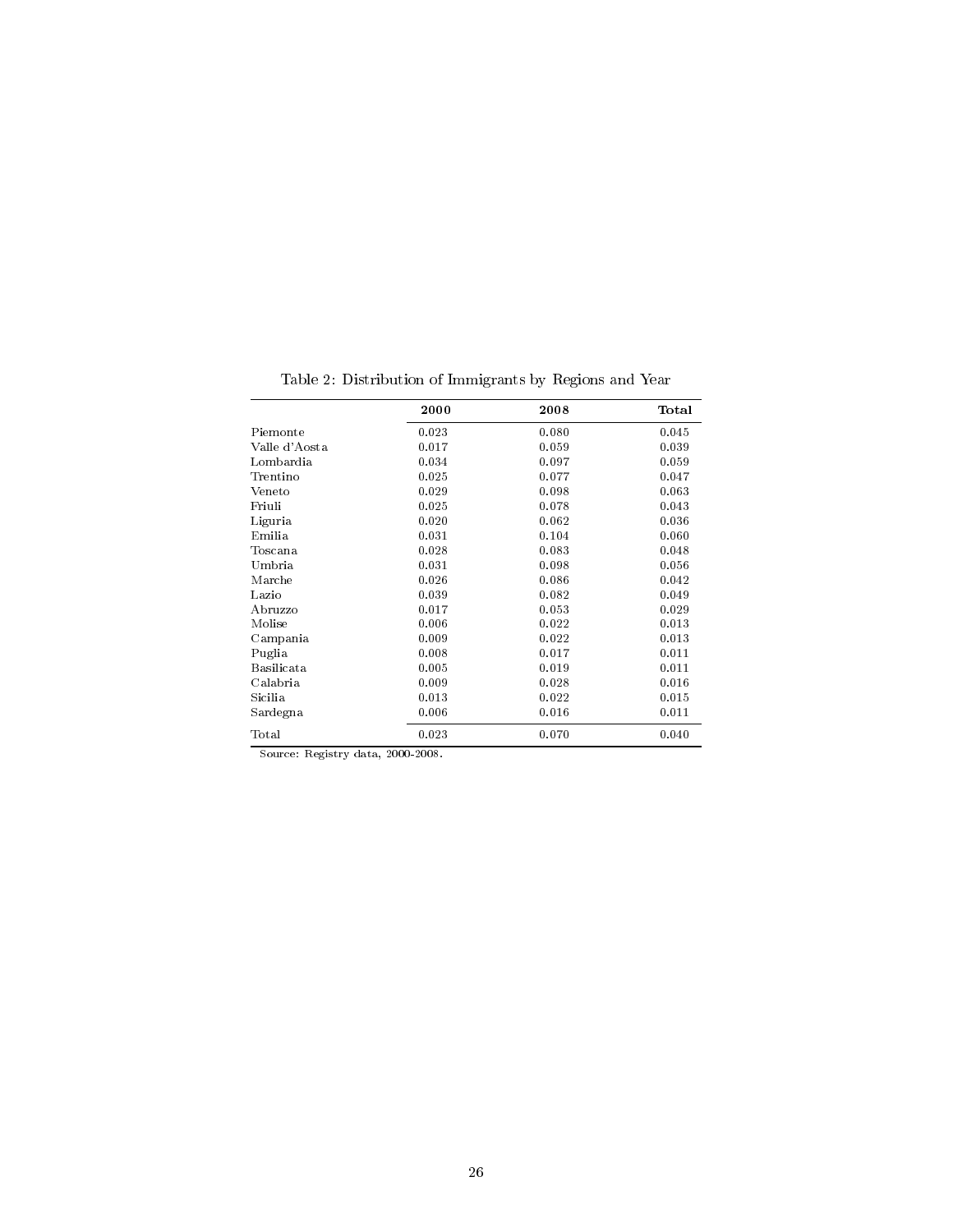Table 2: Distribution of Immigrants by Regions and Year

| | **2000** | **2008** | **Total** |
|---|---|---|---|
| Piemonte | 0.023 | 0.080 | 0.045 |
| Valle d'Aosta | 0.017 | 0.059 | 0.039 |
| Lombardia | 0.034 | 0.097 | 0.059 |
| Trentino | 0.025 | 0.077 | 0.047 |
| Veneto | 0.029 | 0.098 | 0.063 |
| Friuli | 0.025 | 0.078 | 0.043 |
| Liguria | 0.020 | 0.062 | 0.036 |
| Emilia | 0.031 | 0.104 | 0.060 |
| Toscana | 0.028 | 0.083 | 0.048 |
| Umbria | 0.031 | 0.098 | 0.056 |
| Marche | 0.026 | 0.086 | 0.042 |
| Lazio | 0.039 | 0.082 | 0.049 |
| Abruzzo | 0.017 | 0.053 | 0.029 |
| Molise | 0.006 | 0.022 | 0.013 |
| Campania | 0.009 | 0.022 | 0.013 |
| Puglia | 0.008 | 0.017 | 0.011 |
| Basilicata | 0.005 | 0.019 | 0.011 |
| Calabria | 0.009 | 0.028 | 0.016 |
| Sicilia | 0.013 | 0.022 | 0.015 |
| Sardegna | 0.006 | 0.016 | 0.011 |
| Total | 0.023 | 0.070 | 0.040 |

Source: Registry data, 2000-2008.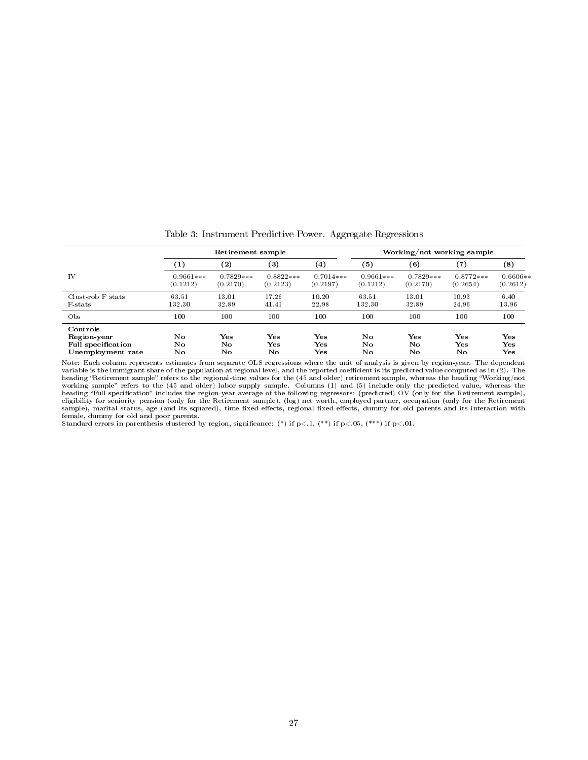Table 3: Instrument Predictive Power. Aggregate Regressions

| | Retirement sample | | | | Working/not working sample | | | |
|---|---|---|---|---|---|---|---|---|
| | (1) | (2) | (3) | (4) | (5) | (6) | (7) | (8) |
| IV | 0.9661*** | 0.7829*** | 0.8822*** | 0.7014*** | 0.9661*** | 0.7829*** | 0.8772*** | 0.6606** |
| | (0.1212) | (0.2170) | (0.2123) | (0.2197) | (0.1212) | (0.2170) | (0.2654) | (0.2612) |
| Clust-rob F stats | 63.51 | 13.01 | 17.26 | 10.20 | 63.51 | 13.01 | 10.93 | 6.40 |
| F-stats | 132.30 | 32.89 | 41.41 | 22.98 | 132.30 | 32.89 | 24.96 | 13.96 |
| Obs | 100 | 100 | 100 | 100 | 100 | 100 | 100 | 100 |
| **Controls** | | | | | | | | |
| **Region-year** | No | Yes | Yes | Yes | No | Yes | Yes | Yes |
| **Full specification** | No | No | Yes | Yes | No | No | Yes | Yes |
| **Unemployment rate** | No | No | No | Yes | No | No | No | Yes |

Note: Each column represents estimates from separate OLS regressions where the unit of analysis is given by region-year. The dependent variable is the immigrant share of the population at regional level, and the reported coefficient is its predicted value computed as in (2). The heading "Retirement sample" refers to the regional-time values for the (45 and older) retirement sample, whereas the heading "Working/not working sample" refers to the (45 and older) labor supply sample. Columns (1) and (5) include only the predicted value, whereas the heading "Full specification" includes the region-year average of the following regressors: (predicted) OV (only for the Retirement sample), eligibility for seniority pension (only for the Retirement sample), (log) net worth, employed partner, occupation (only for the Retirement sample), marital status, age (and its squared), time fixed effects, regional fixed effects, dummy for old parents and its interaction with female, dummy for old and poor parents.

Standard errors in parenthesis clustered by region, significance: (*) if p<.1, (**) if p<.05, (***) if p<.01.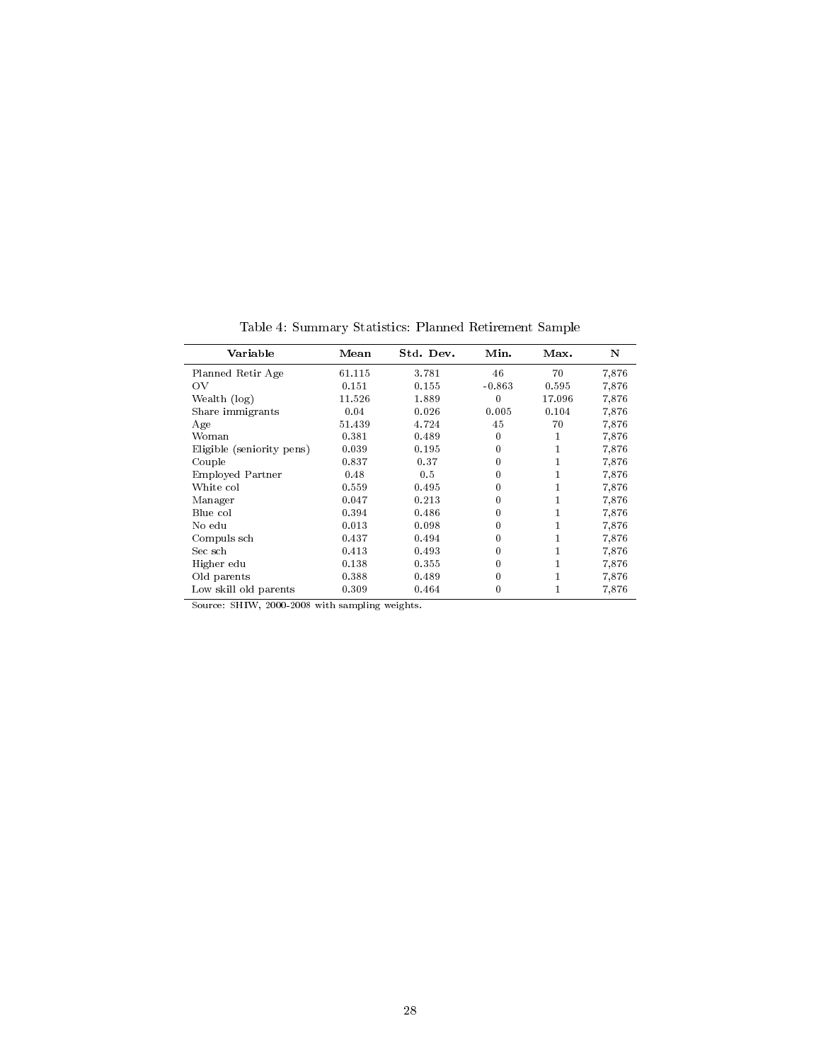Table 4: Summary Statistics: Planned Retirement Sample

| Variable | Mean | Std. Dev. | Min. | Max. | N |
|---|---|---|---|---|---|
| Planned Retir Age | 61.115 | 3.781 | 46 | 70 | 7,876 |
| OV | 0.151 | 0.155 | -0.863 | 0.595 | 7,876 |
| Wealth (log) | 11.526 | 1.889 | 0 | 17.096 | 7,876 |
| Share immigrants | 0.04 | 0.026 | 0.005 | 0.104 | 7,876 |
| Age | 51.439 | 4.724 | 45 | 70 | 7,876 |
| Woman | 0.381 | 0.489 | 0 | 1 | 7,876 |
| Eligible (seniority pens) | 0.039 | 0.195 | 0 | 1 | 7,876 |
| Couple | 0.837 | 0.37 | 0 | 1 | 7,876 |
| Employed Partner | 0.48 | 0.5 | 0 | 1 | 7,876 |
| White col | 0.559 | 0.495 | 0 | 1 | 7,876 |
| Manager | 0.047 | 0.213 | 0 | 1 | 7,876 |
| Blue col | 0.394 | 0.486 | 0 | 1 | 7,876 |
| No edu | 0.013 | 0.098 | 0 | 1 | 7,876 |
| Compuls sch | 0.437 | 0.494 | 0 | 1 | 7,876 |
| Sec sch | 0.413 | 0.493 | 0 | 1 | 7,876 |
| Higher edu | 0.138 | 0.355 | 0 | 1 | 7,876 |
| Old parents | 0.388 | 0.489 | 0 | 1 | 7,876 |
| Low skill old parents | 0.309 | 0.464 | 0 | 1 | 7,876 |

Source: SHIW, 2000-2008 with sampling weights.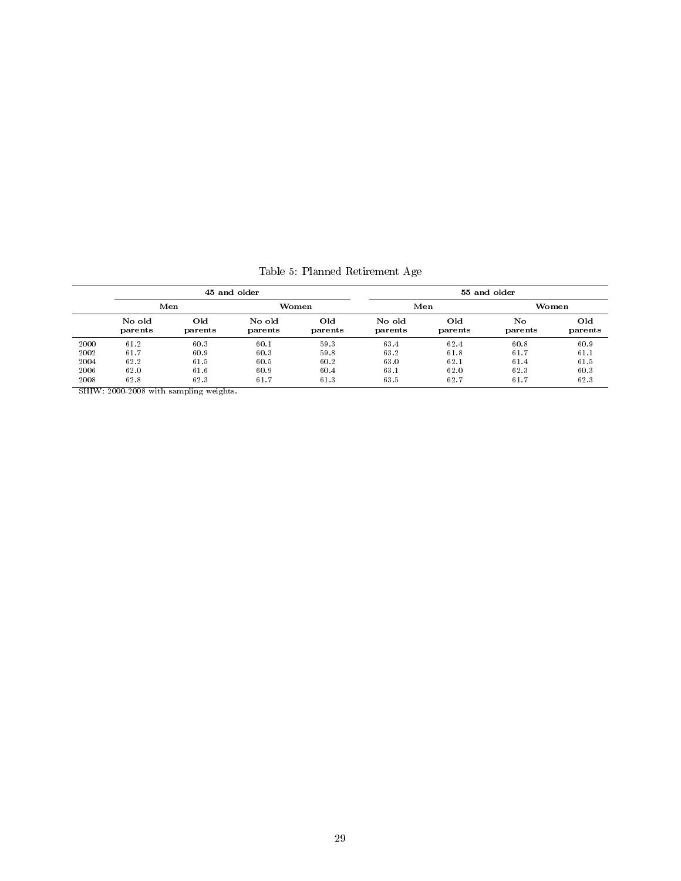Table 5: Planned Retirement Age

| | 45 and older | | | | 55 and older | | | |
|---|---|---|---|---|---|---|---|---|
| | Men | | Women | | Men | | Women | |
| | No old parents | Old parents | No old parents | Old parents | No old parents | Old parents | No parents | Old parents |
| 2000 | 61.2 | 60.3 | 60.1 | 59.3 | 63.4 | 62.4 | 60.8 | 60.9 |
| 2002 | 61.7 | 60.9 | 60.3 | 59.8 | 63.2 | 61.8 | 61.7 | 61.1 |
| 2004 | 62.2 | 61.5 | 60.5 | 60.2 | 63.0 | 62.1 | 61.4 | 61.5 |
| 2006 | 62.0 | 61.6 | 60.9 | 60.4 | 63.1 | 62.0 | 62.3 | 60.3 |
| 2008 | 62.8 | 62.3 | 61.7 | 61.3 | 63.5 | 62.7 | 61.7 | 62.3 |

SHIW: 2000-2008 with sampling weights.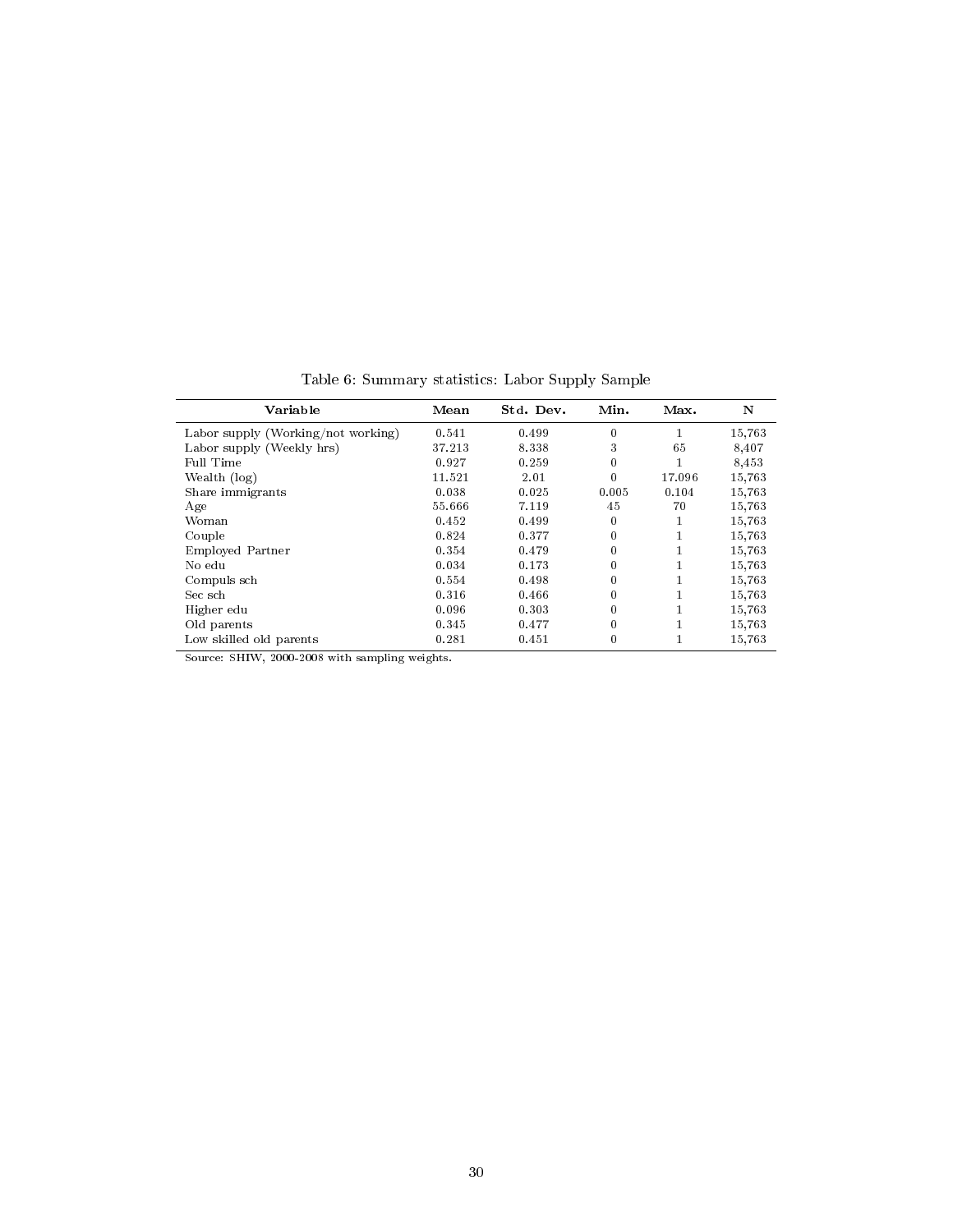Table 6: Summary statistics: Labor Supply Sample

| Variable | Mean | Std. Dev. | Min. | Max. | N |
|---|---|---|---|---|---|
| Labor supply (Working/not working) | 0.541 | 0.499 | 0 | 1 | 15,763 |
| Labor supply (Weekly hrs) | 37.213 | 8.338 | 3 | 65 | 8,407 |
| Full Time | 0.927 | 0.259 | 0 | 1 | 8,453 |
| Wealth (log) | 11.521 | 2.01 | 0 | 17.096 | 15,763 |
| Share immigrants | 0.038 | 0.025 | 0.005 | 0.104 | 15,763 |
| Age | 55.666 | 7.119 | 45 | 70 | 15,763 |
| Woman | 0.452 | 0.499 | 0 | 1 | 15,763 |
| Couple | 0.824 | 0.377 | 0 | 1 | 15,763 |
| Employed Partner | 0.354 | 0.479 | 0 | 1 | 15,763 |
| No edu | 0.034 | 0.173 | 0 | 1 | 15,763 |
| Compuls sch | 0.554 | 0.498 | 0 | 1 | 15,763 |
| Sec sch | 0.316 | 0.466 | 0 | 1 | 15,763 |
| Higher edu | 0.096 | 0.303 | 0 | 1 | 15,763 |
| Old parents | 0.345 | 0.477 | 0 | 1 | 15,763 |
| Low skilled old parents | 0.281 | 0.451 | 0 | 1 | 15,763 |

Source: SHIW, 2000-2008 with sampling weights.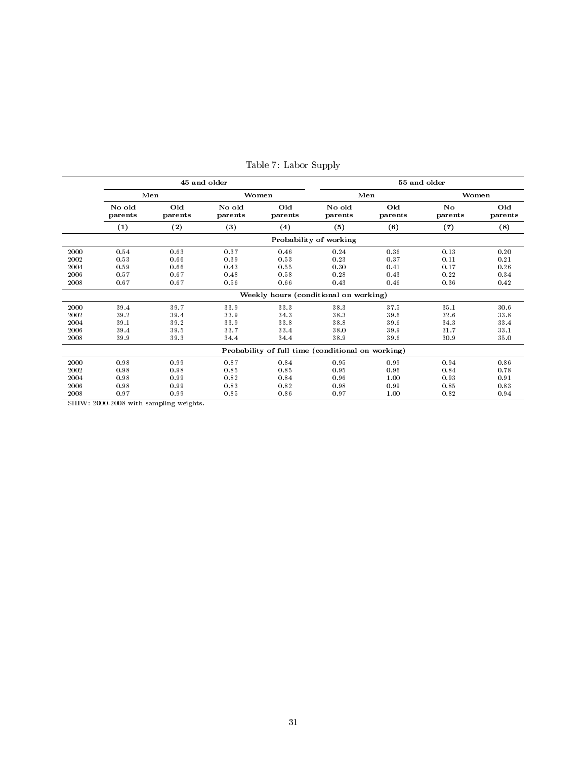Table 7: Labor Supply

| | 45 and older | | | | 55 and older | | | |
|---|---|---|---|---|---|---|---|---|
| | Men | | Women | | Men | | Women | |
| | No old parents | Old parents | No old parents | Old parents | No old parents | Old parents | No parents | Old parents |
| | (1) | (2) | (3) | (4) | (5) | (6) | (7) | (8) |
| | **Probability of working** | | | | | | | |
| 2000 | 0.54 | 0.63 | 0.37 | 0.46 | 0.24 | 0.36 | 0.13 | 0.20 |
| 2002 | 0.53 | 0.66 | 0.39 | 0.53 | 0.23 | 0.37 | 0.11 | 0.21 |
| 2004 | 0.59 | 0.66 | 0.43 | 0.55 | 0.30 | 0.41 | 0.17 | 0.26 |
| 2006 | 0.57 | 0.67 | 0.48 | 0.58 | 0.28 | 0.43 | 0.22 | 0.34 |
| 2008 | 0.67 | 0.67 | 0.56 | 0.66 | 0.43 | 0.46 | 0.36 | 0.42 |
| | **Weekly hours (conditional on working)** | | | | | | | |
| 2000 | 39.4 | 39.7 | 33.9 | 33.3 | 38.3 | 37.5 | 35.1 | 30.6 |
| 2002 | 39.2 | 39.4 | 33.9 | 34.3 | 38.3 | 39.6 | 32.6 | 33.8 |
| 2004 | 39.1 | 39.2 | 33.9 | 33.8 | 38.8 | 39.6 | 34.3 | 33.4 |
| 2006 | 39.4 | 39.5 | 33.7 | 33.4 | 38.0 | 39.9 | 31.7 | 33.1 |
| 2008 | 39.9 | 39.3 | 34.4 | 34.4 | 38.9 | 39.6 | 30.9 | 35.0 |
| | **Probability of full time (conditional on working)** | | | | | | | |
| 2000 | 0.98 | 0.99 | 0.87 | 0.84 | 0.95 | 0.99 | 0.94 | 0.86 |
| 2002 | 0.98 | 0.98 | 0.85 | 0.85 | 0.95 | 0.96 | 0.84 | 0.78 |
| 2004 | 0.98 | 0.99 | 0.82 | 0.84 | 0.96 | 1.00 | 0.93 | 0.91 |
| 2006 | 0.98 | 0.99 | 0.83 | 0.82 | 0.98 | 0.99 | 0.85 | 0.83 |
| 2008 | 0.97 | 0.99 | 0.85 | 0.86 | 0.97 | 1.00 | 0.82 | 0.94 |

SHIW: 2000-2008 with sampling weights.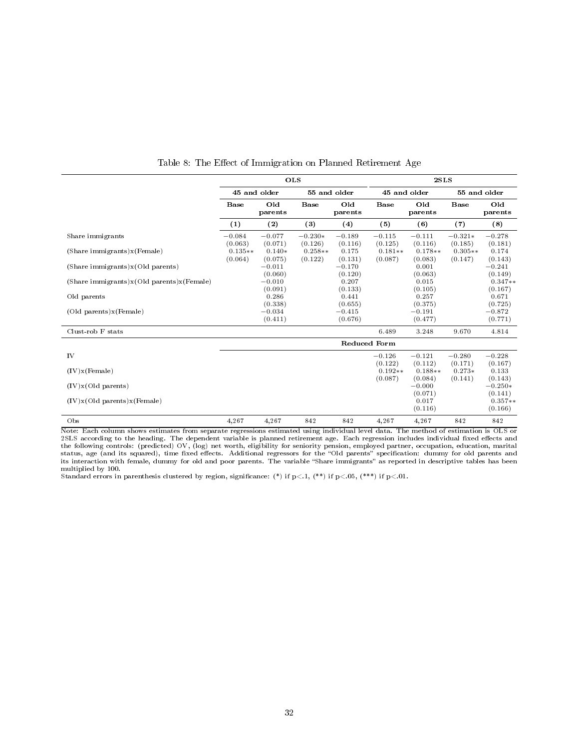Table 8: The Effect of Immigration on Planned Retirement Age

| | OLS | | | | 2SLS | | | |
|---|---|---|---|---|---|---|---|---|
| | 45 and older | | 55 and older | | 45 and older | | 55 and older | |
| | Base | Old parents | Base | Old parents | Base | Old parents | Base | Old parents |
| | (1) | (2) | (3) | (4) | (5) | (6) | (7) | (8) |
| Share immigrants | −0.084 | −0.077 | −0.230* | −0.189 | −0.115 | −0.111 | −0.321* | −0.278 |
| | (0.063) | (0.071) | (0.126) | (0.116) | (0.125) | (0.116) | (0.185) | (0.181) |
| (Share immigrants)x(Female) | 0.135** | 0.140* | 0.258** | 0.175 | 0.181** | 0.178** | 0.305** | 0.174 |
| | (0.064) | (0.075) | (0.122) | (0.131) | (0.087) | (0.083) | (0.147) | (0.143) |
| (Share immigrants)x(Old parents) | | −0.011 | | −0.170 | | 0.001 | | −0.241 |
| | | (0.060) | | (0.120) | | (0.063) | | (0.149) |
| (Share immigrants)x(Old parents)x(Female) | | −0.010 | | 0.207 | | 0.015 | | 0.347** |
| | | (0.091) | | (0.133) | | (0.105) | | (0.167) |
| Old parents | | 0.286 | | 0.441 | | 0.257 | | 0.671 |
| | | (0.338) | | (0.655) | | (0.375) | | (0.725) |
| (Old parents)x(Female) | | −0.034 | | −0.415 | | −0.191 | | −0.872 |
| | | (0.411) | | (0.676) | | (0.477) | | (0.771) |
| Clust-rob F stats | | | | | 6.489 | 3.248 | 9.670 | 4.814 |
| | Reduced Form | | | | | | | |
| IV | | | | | −0.126 | −0.121 | −0.280 | −0.228 |
| | | | | | (0.122) | (0.112) | (0.171) | (0.167) |
| (IV)x(Female) | | | | | 0.192** | 0.188** | 0.273* | 0.133 |
| | | | | | (0.087) | (0.084) | (0.141) | (0.143) |
| (IV)x(Old parents) | | | | | | −0.000 | | −0.250* |
| | | | | | | (0.071) | | (0.141) |
| (IV)x(Old parents)x(Female) | | | | | | 0.017 | | 0.357** |
| | | | | | | (0.116) | | (0.166) |
| Obs | 4,267 | 4,267 | 842 | 842 | 4,267 | 4,267 | 842 | 842 |

Note: Each column shows estimates from separate regressions estimated using individual level data. The method of estimation is OLS or 2SLS according to the heading. The dependent variable is planned retirement age. Each regression includes individual fixed effects and the following controls: (predicted) OV, (log) net worth, eligibility for seniority pension, employed partner, occupation, education, marital status, age (and its squared), time fixed effects. Additional regressors for the "Old parents" specification: dummy for old parents and its interaction with female, dummy for old and poor parents. The variable "Share immigrants" as reported in descriptive tables has been multiplied by 100.
Standard errors in parenthesis clustered by region, significance: (*) if p<.1, (**) if p<.05, (***) if p<.01.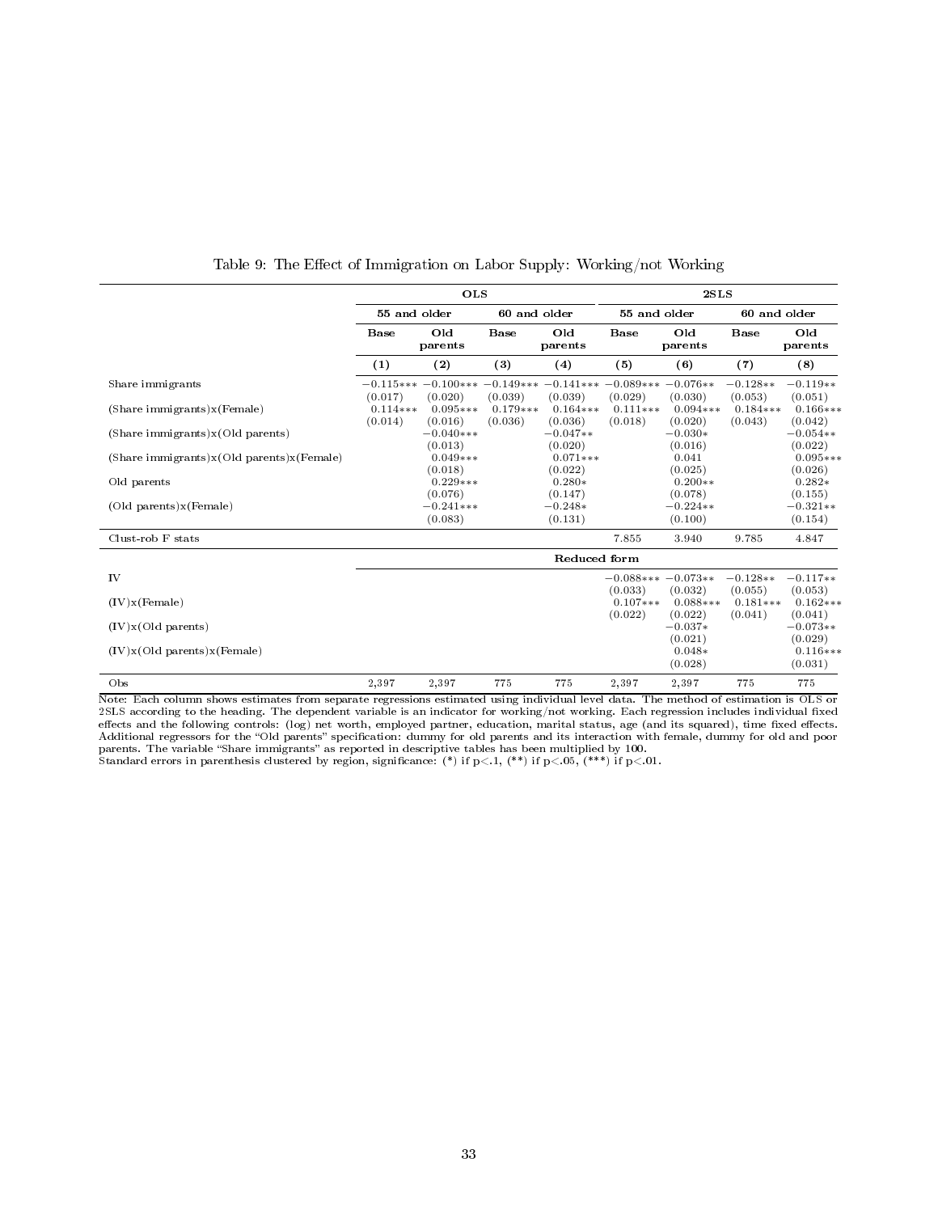Table 9: The Effect of Immigration on Labor Supply: Working/not Working

| | OLS | | | | 2SLS | | | |
|---|---|---|---|---|---|---|---|---|
| | 55 and older | | 60 and older | | 55 and older | | 60 and older | |
| | Base | Old parents | Base | Old parents | Base | Old parents | Base | Old parents |
| | (1) | (2) | (3) | (4) | (5) | (6) | (7) | (8) |
| Share immigrants | −0.115*** | −0.100*** | −0.149*** | −0.141*** | −0.089*** | −0.076** | −0.128** | −0.119** |
| | (0.017) | (0.020) | (0.039) | (0.039) | (0.029) | (0.030) | (0.053) | (0.051) |
| (Share immigrants)x(Female) | 0.114*** | 0.095*** | 0.179*** | 0.164*** | 0.111*** | 0.094*** | 0.184*** | 0.166*** |
| | (0.014) | (0.016) | (0.036) | (0.036) | (0.018) | (0.020) | (0.043) | (0.042) |
| (Share immigrants)x(Old parents) | | −0.040*** | | −0.047** | | −0.030* | | −0.054** |
| | | (0.013) | | (0.020) | | (0.016) | | (0.022) |
| (Share immigrants)x(Old parents)x(Female) | | 0.049*** | | 0.071*** | | 0.041 | | 0.095*** |
| | | (0.018) | | (0.022) | | (0.025) | | (0.026) |
| Old parents | | 0.229*** | | 0.280* | | 0.200** | | 0.282* |
| | | (0.076) | | (0.147) | | (0.078) | | (0.155) |
| (Old parents)x(Female) | | −0.241*** | | −0.248* | | −0.224** | | −0.321** |
| | | (0.083) | | (0.131) | | (0.100) | | (0.154) |
| Clust-rob F stats | | | | | 7.855 | 3.940 | 9.785 | 4.847 |
| | Reduced form | | | | | | | |
| IV | | | | | −0.088*** | −0.073** | −0.128** | −0.117** |
| | | | | | (0.033) | (0.032) | (0.055) | (0.053) |
| (IV)x(Female) | | | | | 0.107*** | 0.088*** | 0.181*** | 0.162*** |
| | | | | | (0.022) | (0.022) | (0.041) | (0.041) |
| (IV)x(Old parents) | | | | | | −0.037* | | −0.073** |
| | | | | | | (0.021) | | (0.029) |
| (IV)x(Old parents)x(Female) | | | | | | 0.048* | | 0.116*** |
| | | | | | | (0.028) | | (0.031) |
| Obs | 2,397 | 2,397 | 775 | 775 | 2,397 | 2,397 | 775 | 775 |

Note: Each column shows estimates from separate regressions estimated using individual level data. The method of estimation is OLS or 2SLS according to the heading. The dependent variable is an indicator for working/not working. Each regression includes individual fixed effects and the following controls: (log) net worth, employed partner, education, marital status, age (and its squared), time fixed effects. Additional regressors for the "Old parents" specification: dummy for old parents and its interaction with female, dummy for old and poor parents. The variable "Share immigrants" as reported in descriptive tables has been multiplied by 100.
Standard errors in parenthesis clustered by region, significance: (*) if p<.1, (**) if p<.05, (***) if p<.01.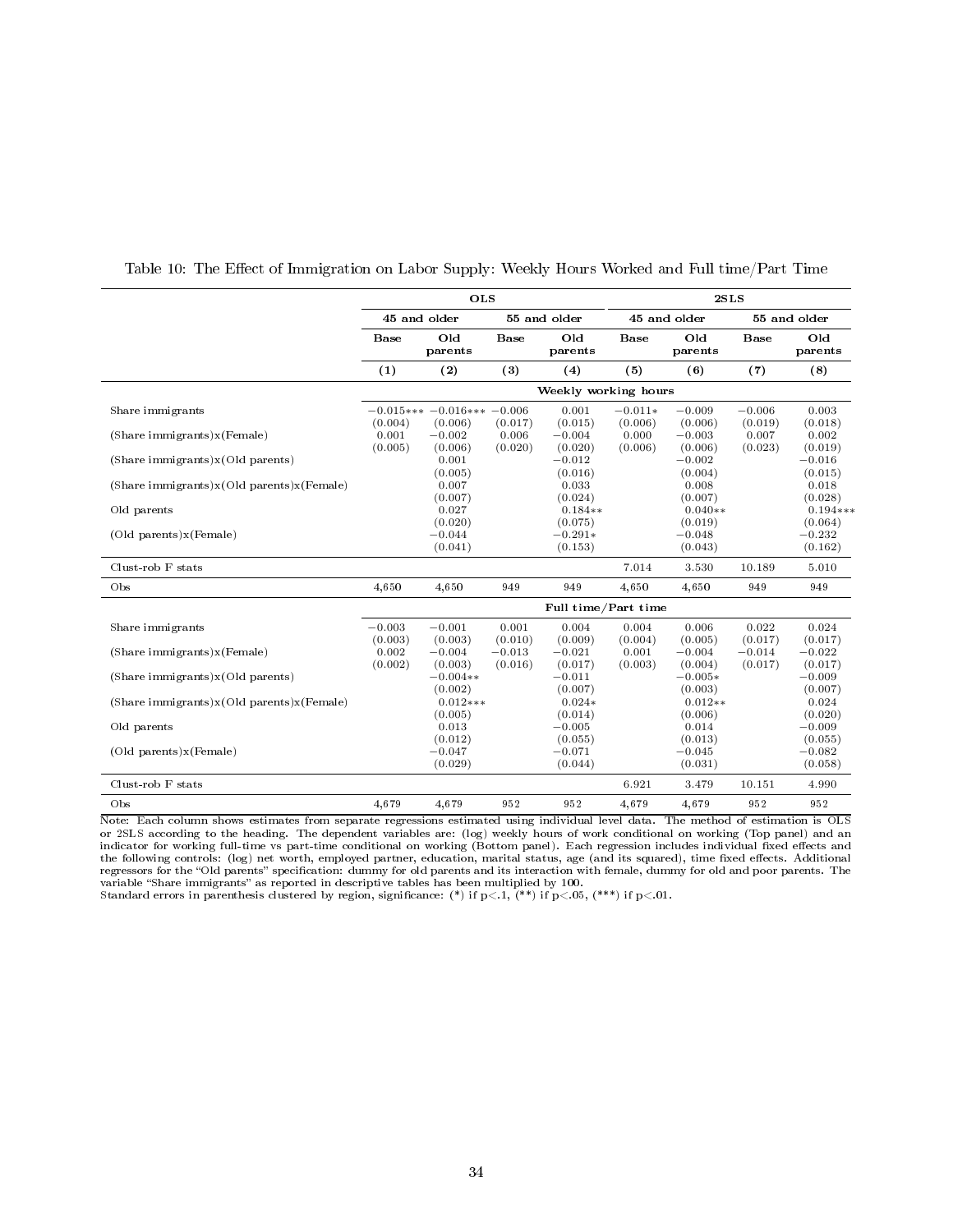Table 10: The Effect of Immigration on Labor Supply: Weekly Hours Worked and Full time/Part Time

| | OLS | | | | 2SLS | | | |
|---|---|---|---|---|---|---|---|---|
| | 45 and older | | 55 and older | | 45 and older | | 55 and older | |
| | Base | Old parents | Base | Old parents | Base | Old parents | Base | Old parents |
| | (1) | (2) | (3) | (4) | (5) | (6) | (7) | (8) |
| | **Weekly working hours** | | | | | | | |
| Share immigrants | −0.015*** | −0.016*** | −0.006 | 0.001 | −0.011* | −0.009 | −0.006 | 0.003 |
| | (0.004) | (0.006) | (0.017) | (0.015) | (0.006) | (0.006) | (0.019) | (0.018) |
| (Share immigrants)x(Female) | 0.001 | −0.002 | 0.006 | −0.004 | 0.000 | −0.003 | 0.007 | 0.002 |
| | (0.005) | (0.006) | (0.020) | (0.020) | (0.006) | (0.006) | (0.023) | (0.019) |
| (Share immigrants)x(Old parents) | | 0.001 | | −0.012 | | −0.002 | | −0.016 |
| | | (0.005) | | (0.016) | | (0.004) | | (0.015) |
| (Share immigrants)x(Old parents)x(Female) | | 0.007 | | 0.033 | | 0.008 | | 0.018 |
| | | (0.007) | | (0.024) | | (0.007) | | (0.028) |
| Old parents | | 0.027 | | 0.184** | | 0.040** | | 0.194*** |
| | | (0.020) | | (0.075) | | (0.019) | | (0.064) |
| (Old parents)x(Female) | | −0.044 | | −0.291* | | −0.048 | | −0.232 |
| | | (0.041) | | (0.153) | | (0.043) | | (0.162) |
| Clust-rob F stats | | | | | 7.014 | 3.530 | 10.189 | 5.010 |
| Obs | 4,650 | 4,650 | 949 | 949 | 4,650 | 4,650 | 949 | 949 |
| | **Full time/Part time** | | | | | | | |
| Share immigrants | −0.003 | −0.001 | 0.001 | 0.004 | 0.004 | 0.006 | 0.022 | 0.024 |
| | (0.003) | (0.003) | (0.010) | (0.009) | (0.004) | (0.005) | (0.017) | (0.017) |
| (Share immigrants)x(Female) | 0.002 | −0.004 | −0.013 | −0.021 | 0.001 | −0.004 | −0.014 | −0.022 |
| | (0.002) | (0.003) | (0.016) | (0.017) | (0.003) | (0.004) | (0.017) | (0.017) |
| (Share immigrants)x(Old parents) | | −0.004** | | −0.011 | | −0.005* | | −0.009 |
| | | (0.002) | | (0.007) | | (0.003) | | (0.007) |
| (Share immigrants)x(Old parents)x(Female) | | 0.012*** | | 0.024* | | 0.012** | | 0.024 |
| | | (0.005) | | (0.014) | | (0.006) | | (0.020) |
| Old parents | | 0.013 | | −0.005 | | 0.014 | | −0.009 |
| | | (0.012) | | (0.055) | | (0.013) | | (0.055) |
| (Old parents)x(Female) | | −0.047 | | −0.071 | | −0.045 | | −0.082 |
| | | (0.029) | | (0.044) | | (0.031) | | (0.058) |
| Clust-rob F stats | | | | | 6.921 | 3.479 | 10.151 | 4.990 |
| Obs | 4,679 | 4,679 | 952 | 952 | 4,679 | 4,679 | 952 | 952 |

Note: Each column shows estimates from separate regressions estimated using individual level data. The method of estimation is OLS or 2SLS according to the heading. The dependent variables are: (log) weekly hours of work conditional on working (Top panel) and an indicator for working full-time vs part-time conditional on working (Bottom panel). Each regression includes individual fixed effects and the following controls: (log) net worth, employed partner, education, marital status, age (and its squared), time fixed effects. Additional regressors for the "Old parents" specification: dummy for old parents and its interaction with female, dummy for old and poor parents. The variable "Share immigrants" as reported in descriptive tables has been multiplied by 100.
Standard errors in parenthesis clustered by region, significance: (*) if p<.1, (**) if p<.05, (***) if p<.01.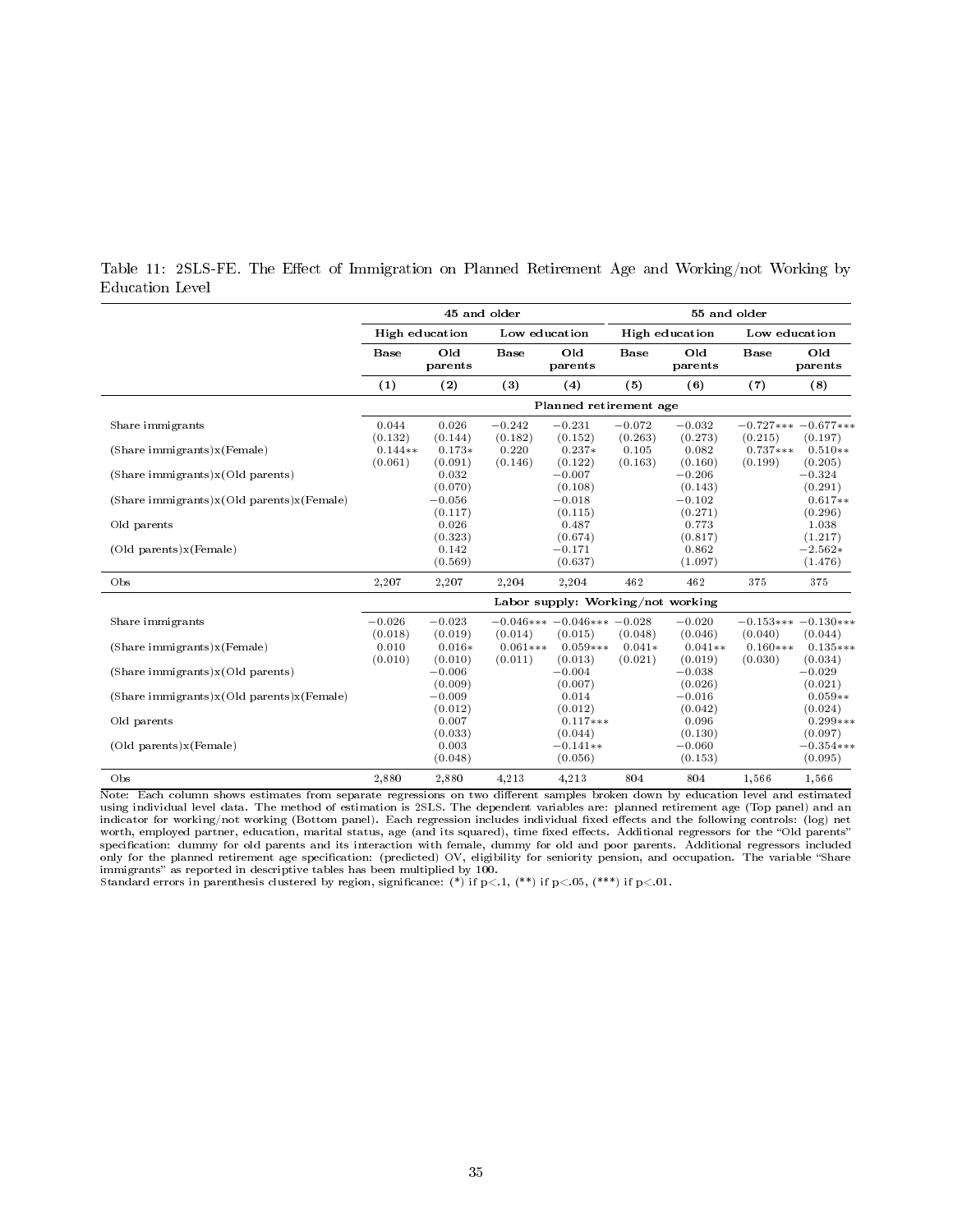Table 11: 2SLS-FE. The Effect of Immigration on Planned Retirement Age and Working/not Working by Education Level

| | 45 and older | | | | 55 and older | | | |
|---|---|---|---|---|---|---|---|---|
| | High education | | Low education | | High education | | Low education | |
| | Base | Old parents | Base | Old parents | Base | Old parents | Base | Old parents |
| | (1) | (2) | (3) | (4) | (5) | (6) | (7) | (8) |
| | **Planned retirement age** | | | | | | | |
| Share immigrants | 0.044 | 0.026 | −0.242 | −0.231 | −0.072 | −0.032 | −0.727*** | −0.677*** |
| | (0.132) | (0.144) | (0.182) | (0.152) | (0.263) | (0.273) | (0.215) | (0.197) |
| (Share immigrants)x(Female) | 0.144** | 0.173* | 0.220 | 0.237* | 0.105 | 0.082 | 0.737*** | 0.510** |
| | (0.061) | (0.091) | (0.146) | (0.122) | (0.163) | (0.160) | (0.199) | (0.205) |
| (Share immigrants)x(Old parents) | | 0.032 | | −0.007 | | −0.206 | | −0.324 |
| | | (0.070) | | (0.108) | | (0.143) | | (0.291) |
| (Share immigrants)x(Old parents)x(Female) | | −0.056 | | −0.018 | | −0.102 | | 0.617** |
| | | (0.117) | | (0.115) | | (0.271) | | (0.296) |
| Old parents | | 0.026 | | 0.487 | | 0.773 | | 1.038 |
| | | (0.323) | | (0.674) | | (0.817) | | (1.217) |
| (Old parents)x(Female) | | 0.142 | | −0.171 | | 0.862 | | −2.562* |
| | | (0.569) | | (0.637) | | (1.097) | | (1.476) |
| Obs | 2,207 | 2,207 | 2,204 | 2,204 | 462 | 462 | 375 | 375 |
| | **Labor supply: Working/not working** | | | | | | | |
| Share immigrants | −0.026 | −0.023 | −0.046*** | −0.046*** | −0.028 | −0.020 | −0.153*** | −0.130*** |
| | (0.018) | (0.019) | (0.014) | (0.015) | (0.048) | (0.046) | (0.040) | (0.044) |
| (Share immigrants)x(Female) | 0.010 | 0.016* | 0.061*** | 0.059*** | 0.041* | 0.041** | 0.160*** | 0.135*** |
| | (0.010) | (0.010) | (0.011) | (0.013) | (0.021) | (0.019) | (0.030) | (0.034) |
| (Share immigrants)x(Old parents) | | −0.006 | | −0.004 | | −0.038 | | −0.029 |
| | | (0.009) | | (0.007) | | (0.026) | | (0.021) |
| (Share immigrants)x(Old parents)x(Female) | | −0.009 | | 0.014 | | −0.016 | | 0.059** |
| | | (0.012) | | (0.012) | | (0.042) | | (0.024) |
| Old parents | | 0.007 | | 0.117*** | | 0.096 | | 0.299*** |
| | | (0.033) | | (0.044) | | (0.130) | | (0.097) |
| (Old parents)x(Female) | | 0.003 | | −0.141** | | −0.060 | | −0.354*** |
| | | (0.048) | | (0.056) | | (0.153) | | (0.095) |
| Obs | 2,880 | 2,880 | 4,213 | 4,213 | 804 | 804 | 1,566 | 1,566 |

Note: Each column shows estimates from separate regressions on two different samples broken down by education level and estimated using individual level data. The method of estimation is 2SLS. The dependent variables are: planned retirement age (Top panel) and an indicator for working/not working (Bottom panel). Each regression includes individual fixed effects and the following controls: (log) net worth, employed partner, education, marital status, age (and its squared), time fixed effects. Additional regressors for the "Old parents" specification: dummy for old parents and its interaction with female, dummy for old and poor parents. Additional regressors included only for the planned retirement age specification: (predicted) OV, eligibility for seniority pension, and occupation. The variable "Share immigrants" as reported in descriptive tables has been multiplied by 100.
Standard errors in parenthesis clustered by region, significance: (*) if p<.1, (**) if p<.05, (***) if p<.01.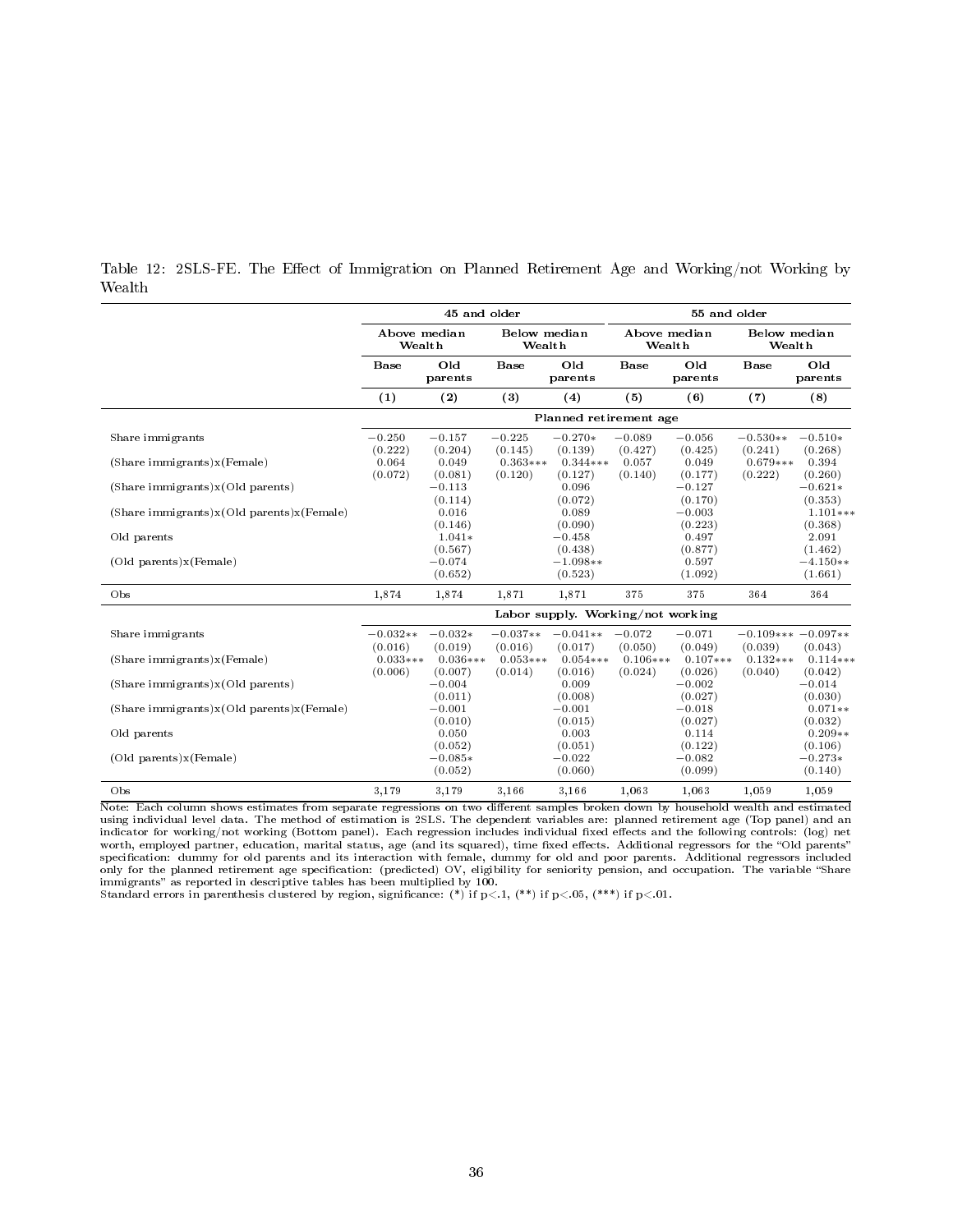Table 12: 2SLS-FE. The Effect of Immigration on Planned Retirement Age and Working/not Working by Wealth

| | 45 and older | | | | 55 and older | | | |
|---|---|---|---|---|---|---|---|---|
| | Above median Wealth | | Below median Wealth | | Above median Wealth | | Below median Wealth | |
| | Base | Old parents | Base | Old parents | Base | Old parents | Base | Old parents |
| | (1) | (2) | (3) | (4) | (5) | (6) | (7) | (8) |
| | **Planned retirement age** | | | | | | | |
| Share immigrants | −0.250 | −0.157 | −0.225 | −0.270* | −0.089 | −0.056 | −0.530** | −0.510* |
| | (0.222) | (0.204) | (0.145) | (0.139) | (0.427) | (0.425) | (0.241) | (0.268) |
| (Share immigrants)x(Female) | 0.064 | 0.049 | 0.363*** | 0.344*** | 0.057 | 0.049 | 0.679*** | 0.394 |
| | (0.072) | (0.081) | (0.120) | (0.127) | (0.140) | (0.177) | (0.222) | (0.260) |
| (Share immigrants)x(Old parents) | | −0.113 | | 0.096 | | −0.127 | | −0.621* |
| | | (0.114) | | (0.072) | | (0.170) | | (0.353) |
| (Share immigrants)x(Old parents)x(Female) | | 0.016 | | 0.089 | | −0.003 | | 1.101*** |
| | | (0.146) | | (0.090) | | (0.223) | | (0.368) |
| Old parents | | 1.041* | | −0.458 | | 0.497 | | 2.091 |
| | | (0.567) | | (0.438) | | (0.877) | | (1.462) |
| (Old parents)x(Female) | | −0.074 | | −1.098** | | 0.597 | | −4.150** |
| | | (0.652) | | (0.523) | | (1.092) | | (1.661) |
| Obs | 1,874 | 1,874 | 1,871 | 1,871 | 375 | 375 | 364 | 364 |
| | **Labor supply. Working/not working** | | | | | | | |
| Share immigrants | −0.032** | −0.032* | −0.037** | −0.041** | −0.072 | −0.071 | −0.109*** | −0.097** |
| | (0.016) | (0.019) | (0.016) | (0.017) | (0.050) | (0.049) | (0.039) | (0.043) |
| (Share immigrants)x(Female) | 0.033*** | 0.036*** | 0.053*** | 0.054*** | 0.106*** | 0.107*** | 0.132*** | 0.114*** |
| | (0.006) | (0.007) | (0.014) | (0.016) | (0.024) | (0.026) | (0.040) | (0.042) |
| (Share immigrants)x(Old parents) | | −0.004 | | 0.009 | | −0.002 | | −0.014 |
| | | (0.011) | | (0.008) | | (0.027) | | (0.030) |
| (Share immigrants)x(Old parents)x(Female) | | −0.001 | | −0.001 | | −0.018 | | 0.071** |
| | | (0.010) | | (0.015) | | (0.027) | | (0.032) |
| Old parents | | 0.050 | | 0.003 | | 0.114 | | 0.209** |
| | | (0.052) | | (0.051) | | (0.122) | | (0.106) |
| (Old parents)x(Female) | | −0.085* | | −0.022 | | −0.082 | | −0.273* |
| | | (0.052) | | (0.060) | | (0.099) | | (0.140) |
| Obs | 3,179 | 3,179 | 3,166 | 3,166 | 1,063 | 1,063 | 1,059 | 1,059 |

Note: Each column shows estimates from separate regressions on two different samples broken down by household wealth and estimated using individual level data. The method of estimation is 2SLS. The dependent variables are: planned retirement age (Top panel) and an indicator for working/not working (Bottom panel). Each regression includes individual fixed effects and the following controls: (log) net worth, employed partner, education, marital status, age (and its squared), time fixed effects. Additional regressors for the "Old parents" specification: dummy for old parents and its interaction with female, dummy for old and poor parents. Additional regressors included only for the planned retirement age specification: (predicted) OV, eligibility for seniority pension, and occupation. The variable "Share immigrants" as reported in descriptive tables has been multiplied by 100.
Standard errors in parenthesis clustered by region, significance: (*) if p<.1, (**) if p<.05, (***) if p<.01.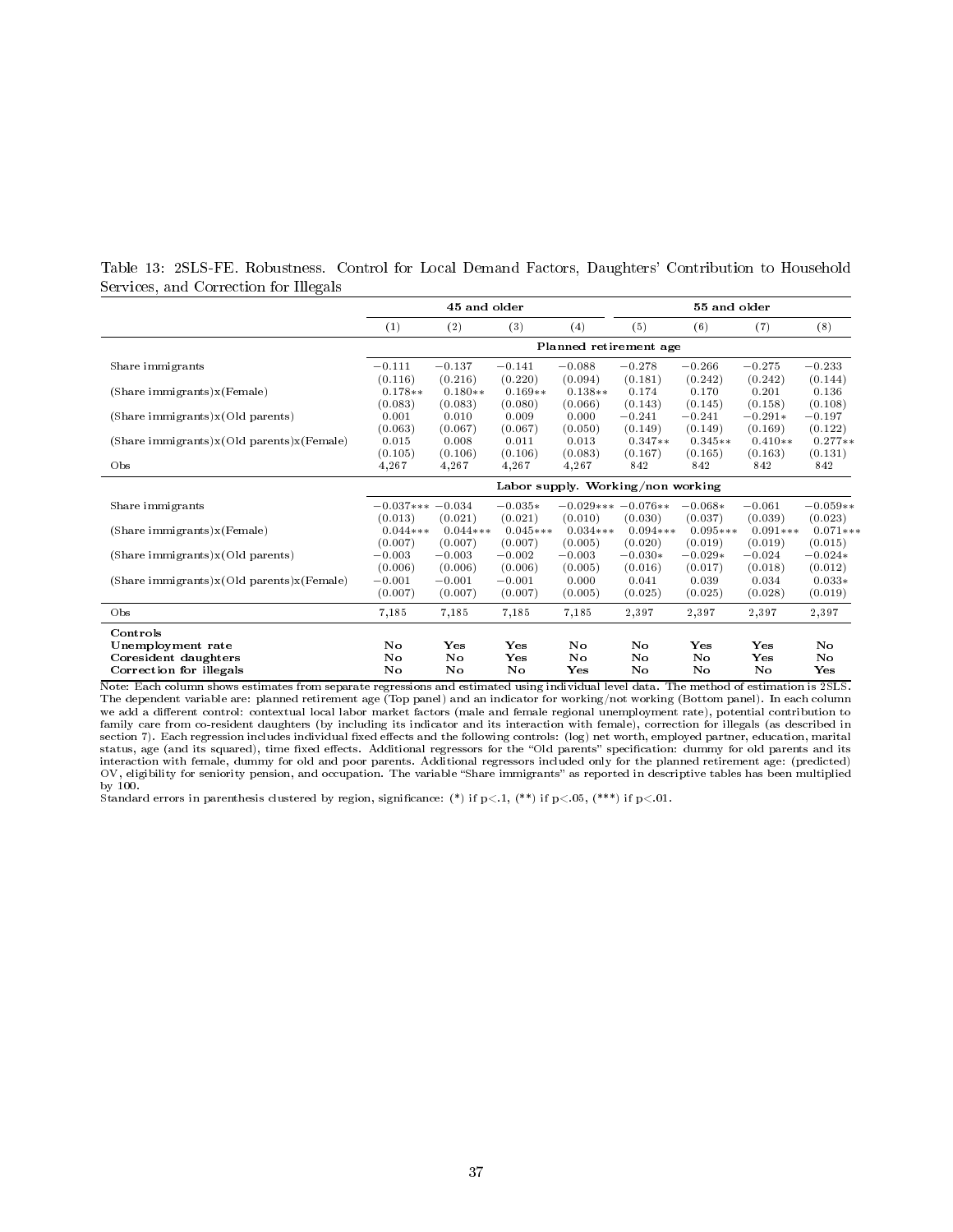Table 13: 2SLS-FE. Robustness. Control for Local Demand Factors, Daughters' Contribution to Household Services, and Correction for Illegals

| | 45 and older | | | | 55 and older | | | |
|---|---|---|---|---|---|---|---|---|
| | (1) | (2) | (3) | (4) | (5) | (6) | (7) | (8) |
| | **Planned retirement age** | | | | | | | |
| Share immigrants | −0.111 | −0.137 | −0.141 | −0.088 | −0.278 | −0.266 | −0.275 | −0.233 |
| | (0.116) | (0.216) | (0.220) | (0.094) | (0.181) | (0.242) | (0.242) | (0.144) |
| (Share immigrants)x(Female) | 0.178** | 0.180** | 0.169** | 0.138** | 0.174 | 0.170 | 0.201 | 0.136 |
| | (0.083) | (0.083) | (0.080) | (0.066) | (0.143) | (0.145) | (0.158) | (0.108) |
| (Share immigrants)x(Old parents) | 0.001 | 0.010 | 0.009 | 0.000 | −0.241 | −0.241 | −0.291* | −0.197 |
| | (0.063) | (0.067) | (0.067) | (0.050) | (0.149) | (0.149) | (0.169) | (0.122) |
| (Share immigrants)x(Old parents)x(Female) | 0.015 | 0.008 | 0.011 | 0.013 | 0.347** | 0.345** | 0.410** | 0.277** |
| | (0.105) | (0.106) | (0.106) | (0.083) | (0.167) | (0.165) | (0.163) | (0.131) |
| Obs | 4,267 | 4,267 | 4,267 | 4,267 | 842 | 842 | 842 | 842 |
| | **Labor supply. Working/non working** | | | | | | | |
| Share immigrants | −0.037*** | −0.034 | −0.035* | −0.029*** | −0.076** | −0.068* | −0.061 | −0.059** |
| | (0.013) | (0.021) | (0.021) | (0.010) | (0.030) | (0.037) | (0.039) | (0.023) |
| (Share immigrants)x(Female) | 0.044*** | 0.044*** | 0.045*** | 0.034*** | 0.094*** | 0.095*** | 0.091*** | 0.071*** |
| | (0.007) | (0.007) | (0.007) | (0.005) | (0.020) | (0.019) | (0.019) | (0.015) |
| (Share immigrants)x(Old parents) | −0.003 | −0.003 | −0.002 | −0.003 | −0.030* | −0.029* | −0.024 | −0.024* |
| | (0.006) | (0.006) | (0.006) | (0.005) | (0.016) | (0.017) | (0.018) | (0.012) |
| (Share immigrants)x(Old parents)x(Female) | −0.001 | −0.001 | −0.001 | 0.000 | 0.041 | 0.039 | 0.034 | 0.033* |
| | (0.007) | (0.007) | (0.007) | (0.005) | (0.025) | (0.025) | (0.028) | (0.019) |
| Obs | 7,185 | 7,185 | 7,185 | 7,185 | 2,397 | 2,397 | 2,397 | 2,397 |
| **Controls** | | | | | | | | |
| **Unemployment rate** | No | Yes | Yes | No | No | Yes | Yes | No |
| **Coresident daughters** | No | No | Yes | No | No | No | Yes | No |
| **Correction for illegals** | No | No | No | Yes | No | No | No | Yes |

Note: Each column shows estimates from separate regressions and estimated using individual level data. The method of estimation is 2SLS. The dependent variable are: planned retirement age (Top panel) and an indicator for working/not working (Bottom panel). In each column we add a different control: contextual local labor market factors (male and female regional unemployment rate), potential contribution to family care from co-resident daughters (by including its indicator and its interaction with female), correction for illegals (as described in section 7). Each regression includes individual fixed effects and the following controls: (log) net worth, employed partner, education, marital status, age (and its squared), time fixed effects. Additional regressors for the "Old parents" specification: dummy for old parents and its interaction with female, dummy for old and poor parents. Additional regressors included only for the planned retirement age: (predicted) OV, eligibility for seniority pension, and occupation. The variable "Share immigrants" as reported in descriptive tables has been multiplied by 100.

Standard errors in parenthesis clustered by region, significance: (*) if p<.1, (**) if p<.05, (***) if p<.01.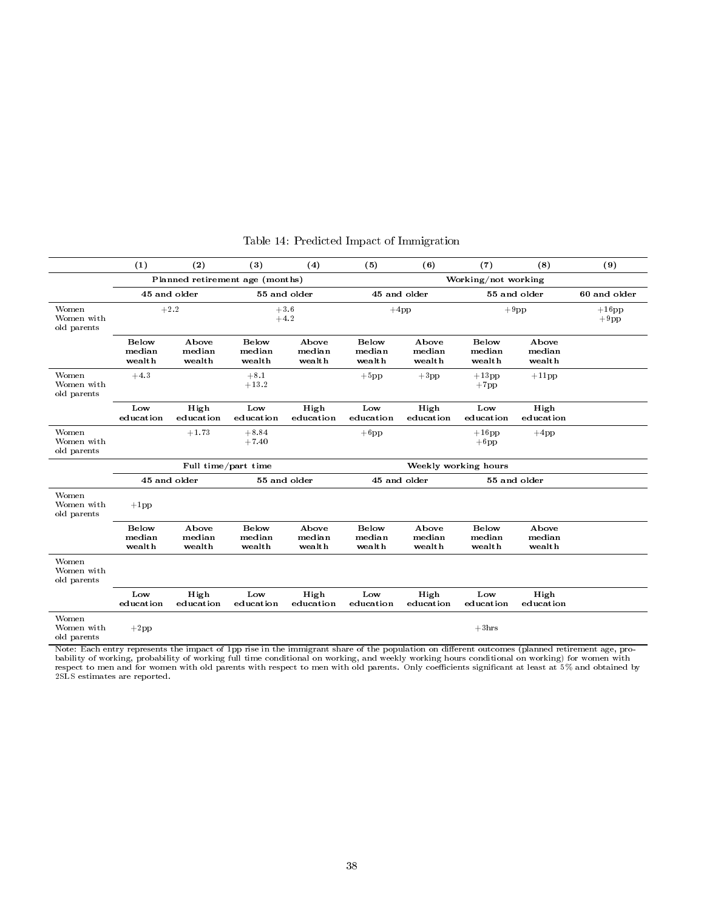Table 14: Predicted Impact of Immigration

| | (1) | (2) | (3) | (4) | (5) | (6) | (7) | (8) | (9) |
|---|---|---|---|---|---|---|---|---|---|
| | **Planned retirement age (months)** | | | | **Working/not working** | | | | |
| | **45 and older** | | **55 and older** | | **45 and older** | | **55 and older** | | **60 and older** |
| Women | +2.2 | | +3.6 | | +4pp | | +9pp | | +16pp |
| Women with old parents | | | +4.2 | | | | | | +9pp |
| | **Below median wealth** | **Above median wealth** | **Below median wealth** | **Above median wealth** | **Below median wealth** | **Above median wealth** | **Below median wealth** | **Above median wealth** | |
| Women | +4.3 | | +8.1 | | +5pp | +3pp | +13pp | +11pp | |
| Women with old parents | | | +13.2 | | | | +7pp | | |
| | **Low education** | **High education** | **Low education** | **High education** | **Low education** | **High education** | **Low education** | **High education** | |
| Women | | +1.73 | +8.84 | | +6pp | | +16pp | +4pp | |
| Women with old parents | | | +7.40 | | | | +6pp | | |
| | **Full time/part time** | | | | **Weekly working hours** | | | | |
| | **45 and older** | | **55 and older** | | **45 and older** | | **55 and older** | | |
| Women | | | | | | | | | |
| Women with old parents | +1pp | | | | | | | | |
| | **Below median wealth** | **Above median wealth** | **Below median wealth** | **Above median wealth** | **Below median wealth** | **Above median wealth** | **Below median wealth** | **Above median wealth** | |
| Women | | | | | | | | | |
| Women with old parents | | | | | | | | | |
| | **Low education** | **High education** | **Low education** | **High education** | **Low education** | **High education** | **Low education** | **High education** | |
| Women | | | | | | | | | |
| Women with old parents | +2pp | | | | | | +3hrs | | |

Note: Each entry represents the impact of 1pp rise in the immigrant share of the population on different outcomes (planned retirement age, probability of working, probability of working full time conditional on working, and weekly working hours conditional on working) for women with respect to men and for women with old parents with respect to men with old parents. Only coefficients significant at least at 5% and obtained by 2SLS estimates are reported.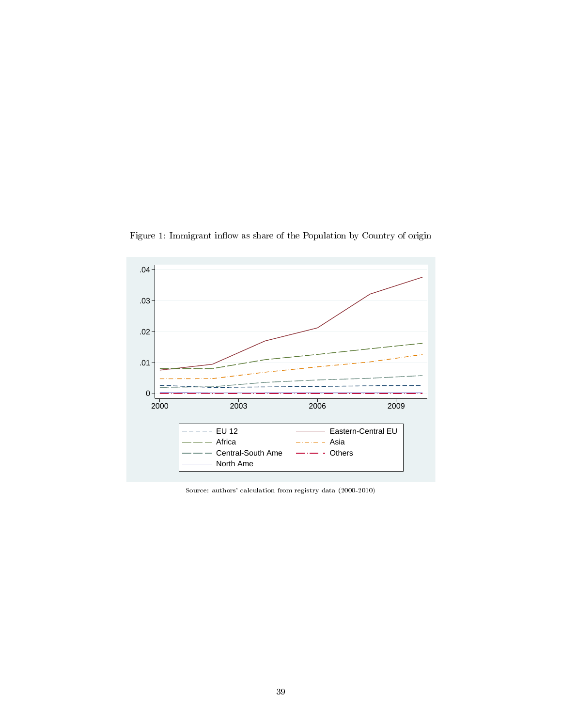Figure 1: Immigrant inflow as share of the Population by Country of origin

Source: authors' calculation from registry data (2000-2010)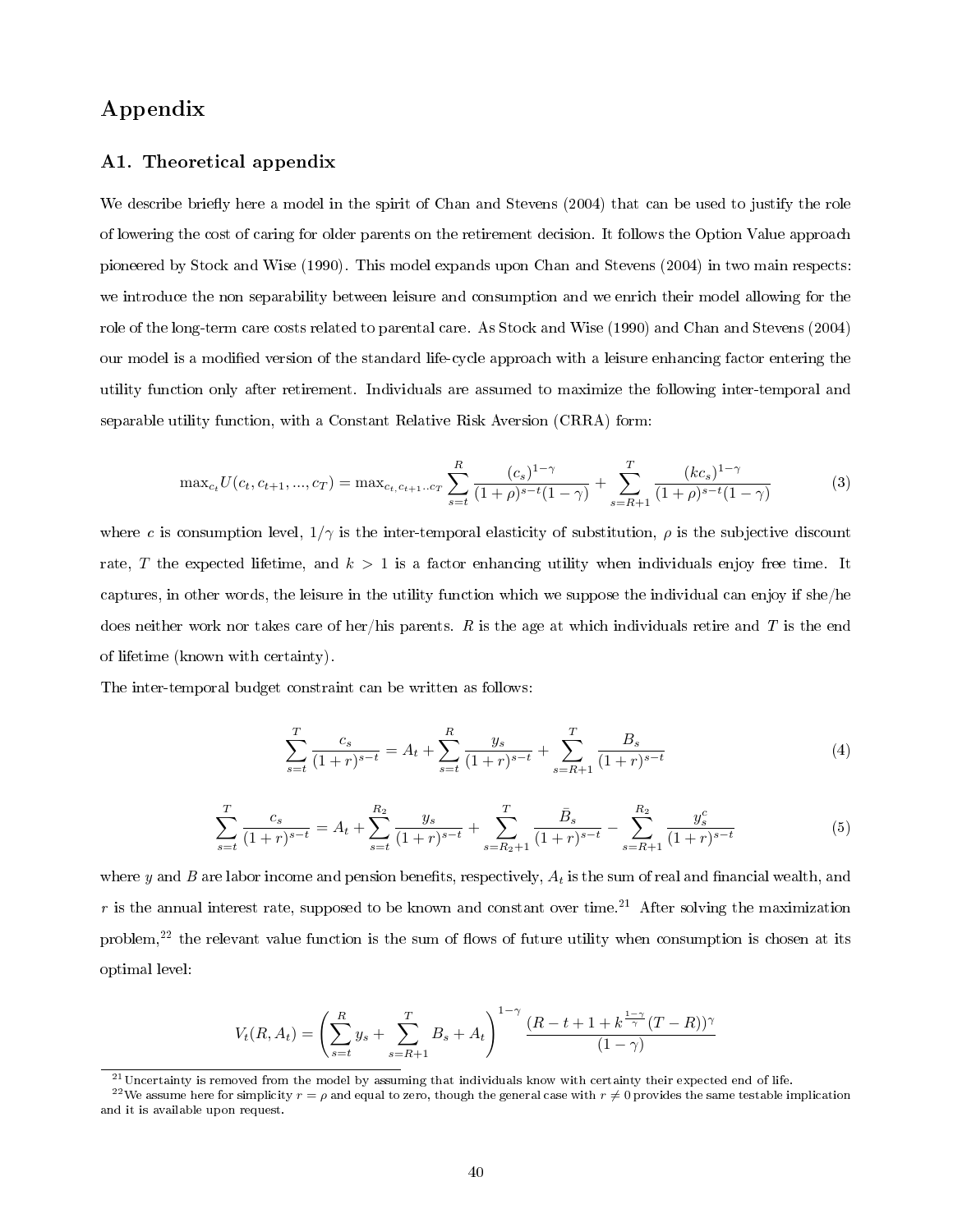# Appendix

## A1. Theoretical appendix

We describe briefly here a model in the spirit of Chan and Stevens (2004) that can be used to justify the role of lowering the cost of caring for older parents on the retirement decision. It follows the Option Value approach pioneered by Stock and Wise (1990). This model expands upon Chan and Stevens (2004) in two main respects: we introduce the non separability between leisure and consumption and we enrich their model allowing for the role of the long-term care costs related to parental care. As Stock and Wise (1990) and Chan and Stevens (2004) our model is a modified version of the standard life-cycle approach with a leisure enhancing factor entering the utility function only after retirement. Individuals are assumed to maximize the following inter-temporal and separable utility function, with a Constant Relative Risk Aversion (CRRA) form:

$$\max_{c_t} U(c_t, c_{t+1}, ..., c_T) = \max_{c_t, c_{t+1}..c_T} \sum_{s=t}^{R} \frac{(c_s)^{1-\gamma}}{(1+\rho)^{s-t}(1-\gamma)} + \sum_{s=R+1}^{T} \frac{(kc_s)^{1-\gamma}}{(1+\rho)^{s-t}(1-\gamma)} \tag{3}$$

where $c$ is consumption level, $1/\gamma$ is the inter-temporal elasticity of substitution, $\rho$ is the subjective discount rate, $T$ the expected lifetime, and $k > 1$ is a factor enhancing utility when individuals enjoy free time. It captures, in other words, the leisure in the utility function which we suppose the individual can enjoy if she/he does neither work nor takes care of her/his parents. $R$ is the age at which individuals retire and $T$ is the end of lifetime (known with certainty).

The inter-temporal budget constraint can be written as follows:

$$\sum_{s=t}^{T} \frac{c_s}{(1+r)^{s-t}} = A_t + \sum_{s=t}^{R} \frac{y_s}{(1+r)^{s-t}} + \sum_{s=R+1}^{T} \frac{B_s}{(1+r)^{s-t}} \tag{4}$$

$$\sum_{s=t}^{T} \frac{c_s}{(1+r)^{s-t}} = A_t + \sum_{s=t}^{R_2} \frac{y_s}{(1+r)^{s-t}} + \sum_{s=R_2+1}^{T} \frac{\bar{B}_s}{(1+r)^{s-t}} - \sum_{s=R+1}^{R_2} \frac{y_s^c}{(1+r)^{s-t}} \tag{5}$$

where $y$ and $B$ are labor income and pension benefits, respectively, $A_t$ is the sum of real and financial wealth, and $r$ is the annual interest rate, supposed to be known and constant over time.[21] After solving the maximization problem,[22] the relevant value function is the sum of flows of future utility when consumption is chosen at its optimal level:

$$V_t(R, A_t) = \left( \sum_{s=t}^{R} y_s + \sum_{s=R+1}^{T} B_s + A_t \right)^{1-\gamma} \frac{(R - t + 1 + k^{\frac{1-\gamma}{\gamma}}(T-R))^{\gamma}}{(1-\gamma)}$$

[21] Uncertainty is removed from the model by assuming that individuals know with certainty their expected end of life.

[22] We assume here for simplicity $r = \rho$ and equal to zero, though the general case with $r \neq 0$ provides the same testable implication and it is available upon request.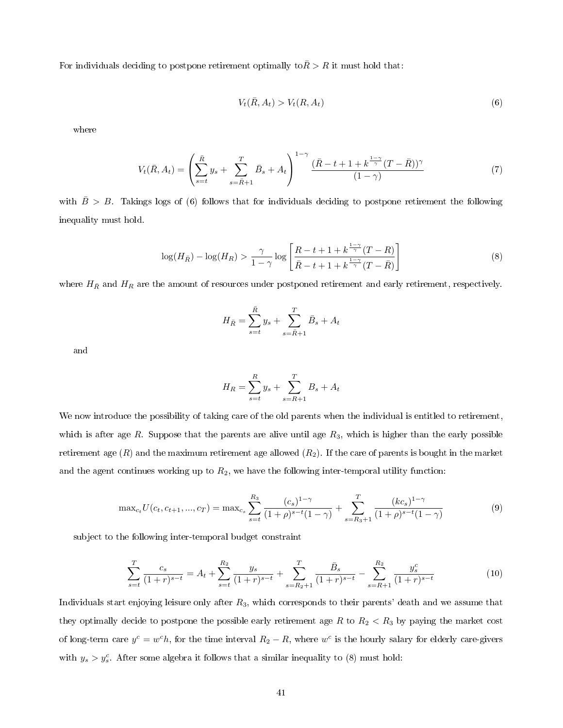For individuals deciding to postpone retirement optimally to$\bar{R} > R$ it must hold that:

$$V_t(\bar{R}, A_t) > V_t(R, A_t) \tag{6}$$

where

$$V_t(\bar{R}, A_t) = \left( \sum_{s=t}^{\bar{R}} y_s + \sum_{s=\bar{R}+1}^{T} \bar{B}_s + A_t \right)^{1-\gamma} \frac{(\bar{R} - t + 1 + k^{\frac{1-\gamma}{\gamma}}(T - \bar{R}))^{\gamma}}{(1-\gamma)} \tag{7}$$

with $\bar{B} > B$. Takings logs of (6) follows that for individuals deciding to postpone retirement the following inequality must hold.

$$\log(H_{\bar{R}}) - \log(H_R) > \frac{\gamma}{1-\gamma} \log \left[ \frac{R - t + 1 + k^{\frac{1-\gamma}{\gamma}}(T - R)}{\bar{R} - t + 1 + k^{\frac{1-\gamma}{\gamma}}(T - \bar{R})} \right] \tag{8}$$

where $H_{\bar{R}}$ and $H_R$ are the amount of resources under postponed retirement and early retirement, respectively.

$$H_{\bar{R}} = \sum_{s=t}^{\bar{R}} y_s + \sum_{s=\bar{R}+1}^{T} \bar{B}_s + A_t$$

and

$$H_R = \sum_{s=t}^{R} y_s + \sum_{s=R+1}^{T} B_s + A_t$$

We now introduce the possibility of taking care of the old parents when the individual is entitled to retirement, which is after age $R$. Suppose that the parents are alive until age $R_3$, which is higher than the early possible retirement age ($R$) and the maximum retirement age allowed ($R_2$). If the care of parents is bought in the market and the agent continues working up to $R_2$, we have the following inter-temporal utility function:

$$\max_{c_t} U(c_t, c_{t+1}, ..., c_T) = \max_{c_s} \sum_{s=t}^{R_3} \frac{(c_s)^{1-\gamma}}{(1+\rho)^{s-t}(1-\gamma)} + \sum_{s=R_3+1}^{T} \frac{(kc_s)^{1-\gamma}}{(1+\rho)^{s-t}(1-\gamma)} \tag{9}$$

subject to the following inter-temporal budget constraint

$$\sum_{s=t}^{T} \frac{c_s}{(1+r)^{s-t}} = A_t + \sum_{s=t}^{R_2} \frac{y_s}{(1+r)^{s-t}} + \sum_{s=R_2+1}^{T} \frac{\bar{B}_s}{(1+r)^{s-t}} - \sum_{s=R+1}^{R_2} \frac{y_s^c}{(1+r)^{s-t}} \tag{10}$$

Individuals start enjoying leisure only after $R_3$, which corresponds to their parents' death and we assume that they optimally decide to postpone the possible early retirement age $R$ to $R_2 < R_3$ by paying the market cost of long-term care $y^c = w^c h$, for the time interval $R_2 - R$, where $w^c$ is the hourly salary for elderly care-givers with $y_s > y_s^c$. After some algebra it follows that a similar inequality to (8) must hold: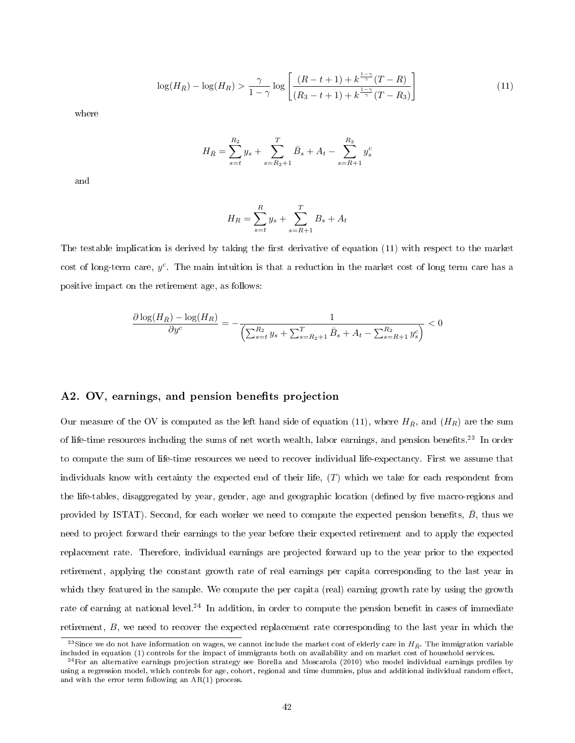$$\log(H_{\bar{R}}) - \log(H_R) > \frac{\gamma}{1-\gamma} \log \left[ \frac{(R-t+1) + k^{\frac{1-\gamma}{\gamma}}(T-R)}{(R_3-t+1) + k^{\frac{1-\gamma}{\gamma}}(T-R_3)} \right] \tag{11}$$

where

$$H_{\bar{R}} = \sum_{s=t}^{R_2} y_s + \sum_{s=R_2+1}^{T} \bar{B}_s + A_t - \sum_{s=R+1}^{R_2} y_s^c$$

and

$$H_R = \sum_{s=t}^{R} y_s + \sum_{s=R+1}^{T} B_s + A_t$$

The testable implication is derived by taking the first derivative of equation (11) with respect to the market cost of long-term care, $y^c$. The main intuition is that a reduction in the market cost of long term care has a positive impact on the retirement age, as follows:

$$\frac{\partial \log(H_{\bar{R}}) - \log(H_R)}{\partial y^c} = -\frac{1}{\left(\sum_{s=t}^{R_2} y_s + \sum_{s=R_2+1}^{T} \bar{B}_s + A_t - \sum_{s=R+1}^{R_2} y_s^c\right)} < 0$$

## A2. OV, earnings, and pension benefits projection

Our measure of the OV is computed as the left hand side of equation (11), where $H_{\bar{R}}$, and $(H_R)$ are the sum of life-time resources including the sums of net worth wealth, labor earnings, and pension benefits.[23] In order to compute the sum of life-time resources we need to recover individual life-expectancy. First we assume that individuals know with certainty the expected end of their life, $(T)$ which we take for each respondent from the life-tables, disaggregated by year, gender, age and geographic location (defined by five macro-regions and provided by ISTAT). Second, for each worker we need to compute the expected pension benefits, $\bar{B}$, thus we need to project forward their earnings to the year before their expected retirement and to apply the expected replacement rate. Therefore, individual earnings are projected forward up to the year prior to the expected retirement, applying the constant growth rate of real earnings per capita corresponding to the last year in which they featured in the sample. We compute the per capita (real) earning growth rate by using the growth rate of earning at national level.[24] In addition, in order to compute the pension benefit in cases of immediate retirement, $B$, we need to recover the expected replacement rate corresponding to the last year in which the

[23] Since we do not have information on wages, we cannot include the market cost of elderly care in $H_{\bar{R}}$. The immigration variable included in equation (1) controls for the impact of immigrants both on availability and on market cost of household services.

[24] For an alternative earnings projection strategy see Borella and Moscarola (2010) who model individual earnings profiles by using a regression model, which controls for age, cohort, regional and time dummies, plus and additional individual random effect, and with the error term following an AR(1) process.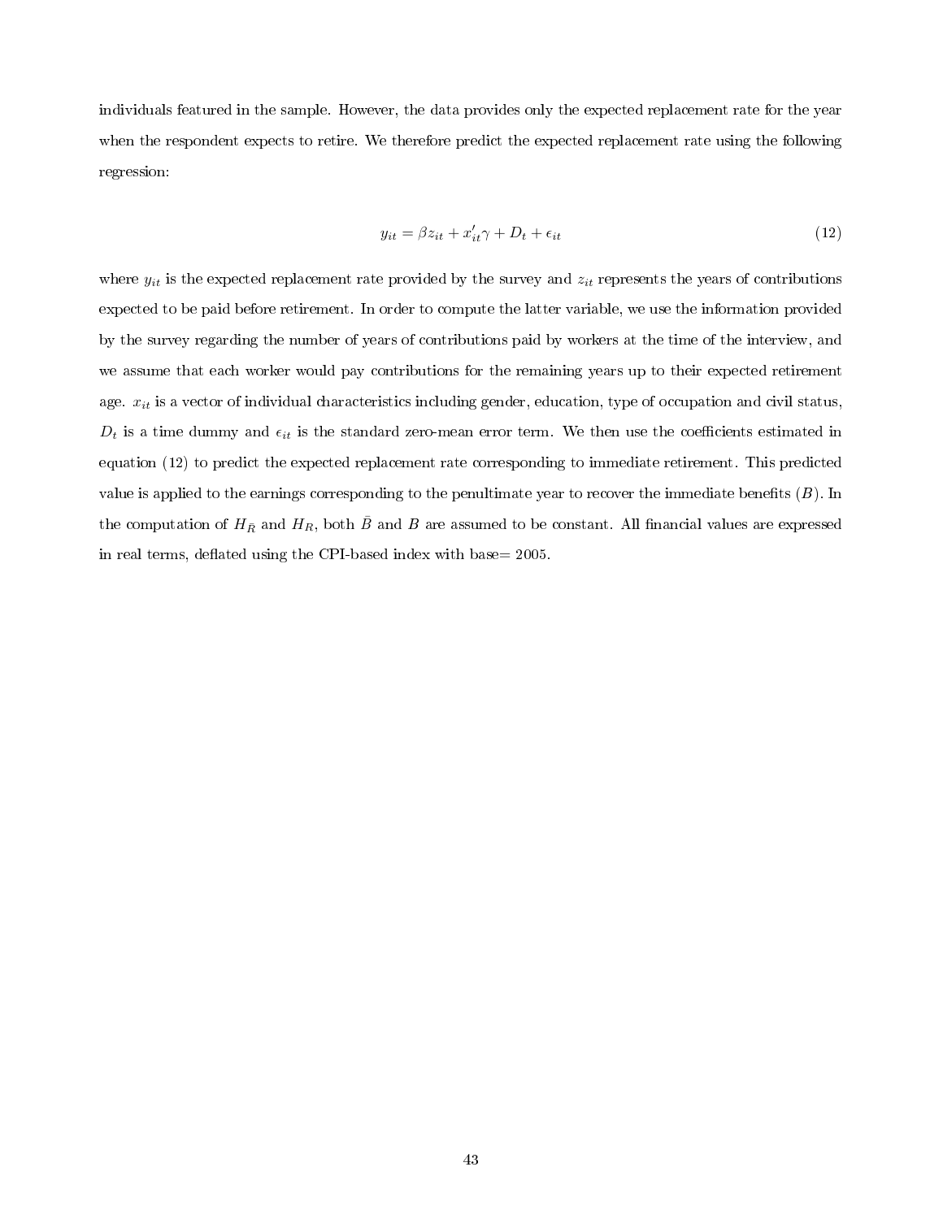individuals featured in the sample. However, the data provides only the expected replacement rate for the year when the respondent expects to retire. We therefore predict the expected replacement rate using the following regression:

$$y_{it} = \beta z_{it} + x_{it}'\gamma + D_t + \epsilon_{it} \tag{12}$$

where $y_{it}$ is the expected replacement rate provided by the survey and $z_{it}$ represents the years of contributions expected to be paid before retirement. In order to compute the latter variable, we use the information provided by the survey regarding the number of years of contributions paid by workers at the time of the interview, and we assume that each worker would pay contributions for the remaining years up to their expected retirement age. $x_{it}$ is a vector of individual characteristics including gender, education, type of occupation and civil status, $D_t$ is a time dummy and $\epsilon_{it}$ is the standard zero-mean error term. We then use the coefficients estimated in equation (12) to predict the expected replacement rate corresponding to immediate retirement. This predicted value is applied to the earnings corresponding to the penultimate year to recover the immediate benefits ($B$). In the computation of $H_{\bar{R}}$ and $H_R$, both $\bar{B}$ and $B$ are assumed to be constant. All financial values are expressed in real terms, deflated using the CPI-based index with base= 2005.